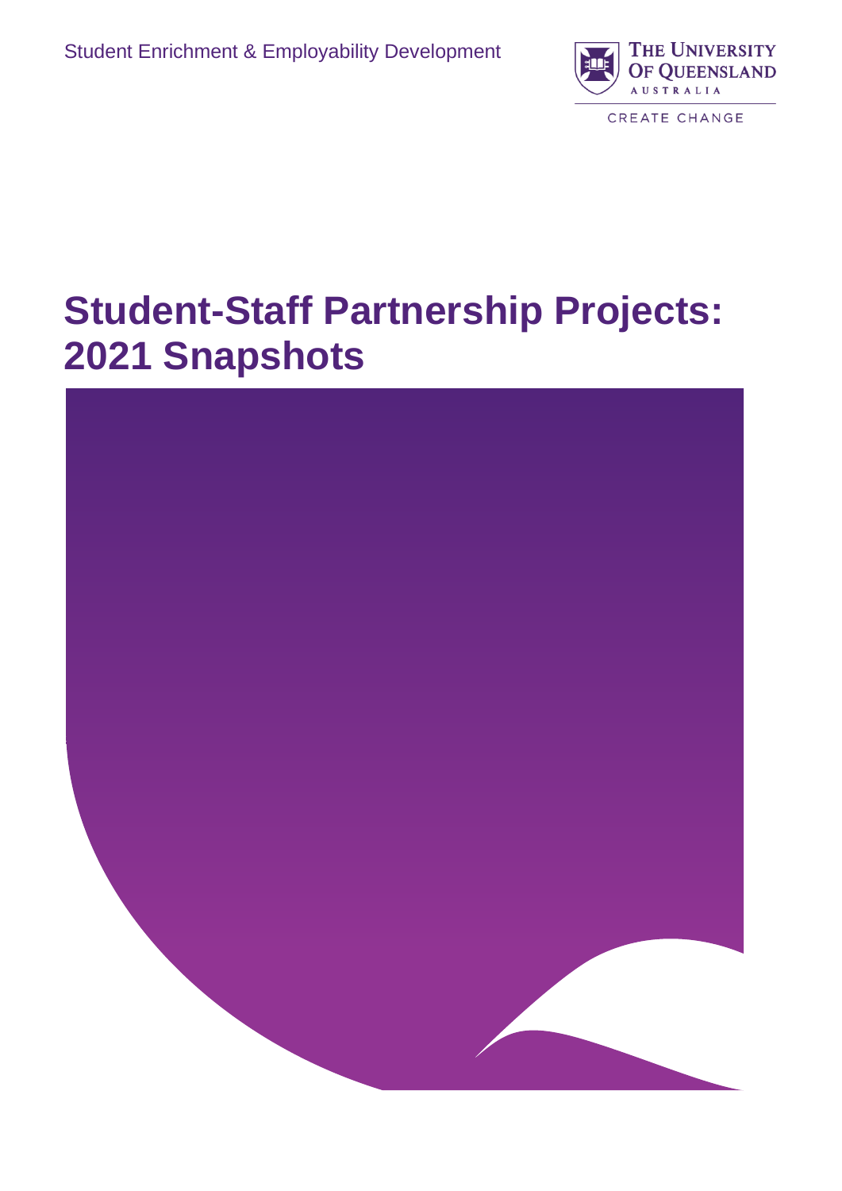Student Enrichment & Employability Development

THE UNIVERSITY OF QUEENSLAND AUSTRALIA

CREATE CHANGE

# Student-Staff Partnership Projects: 2021 Snapshots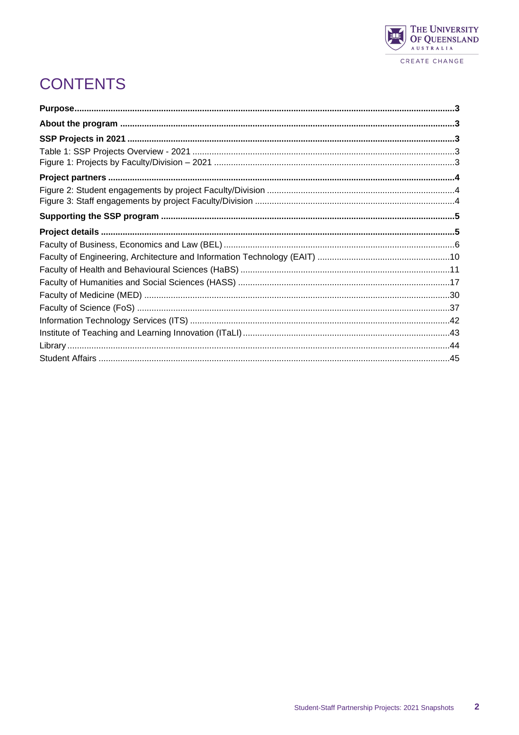# CONTENTS

**Purpose** ... **3**

**About the program** ... **3**

**SSP Projects in 2021** ... **3**

Table 1: SSP Projects Overview - 2021 ... 3

Figure 1: Projects by Faculty/Division – 2021 ... 3

**Project partners** ... **4**

Figure 2: Student engagements by project Faculty/Division ... 4

Figure 3: Staff engagements by project Faculty/Division ... 4

**Supporting the SSP program** ... **5**

**Project details** ... **5**

Faculty of Business, Economics and Law (BEL) ... 6

Faculty of Engineering, Architecture and Information Technology (EAIT) ... 10

Faculty of Health and Behavioural Sciences (HaBS) ... 11

Faculty of Humanities and Social Sciences (HASS) ... 17

Faculty of Medicine (MED) ... 30

Faculty of Science (FoS) ... 37

Information Technology Services (ITS) ... 42

Institute of Teaching and Learning Innovation (ITaLI) ... 43

Library ... 44

Student Affairs ... 45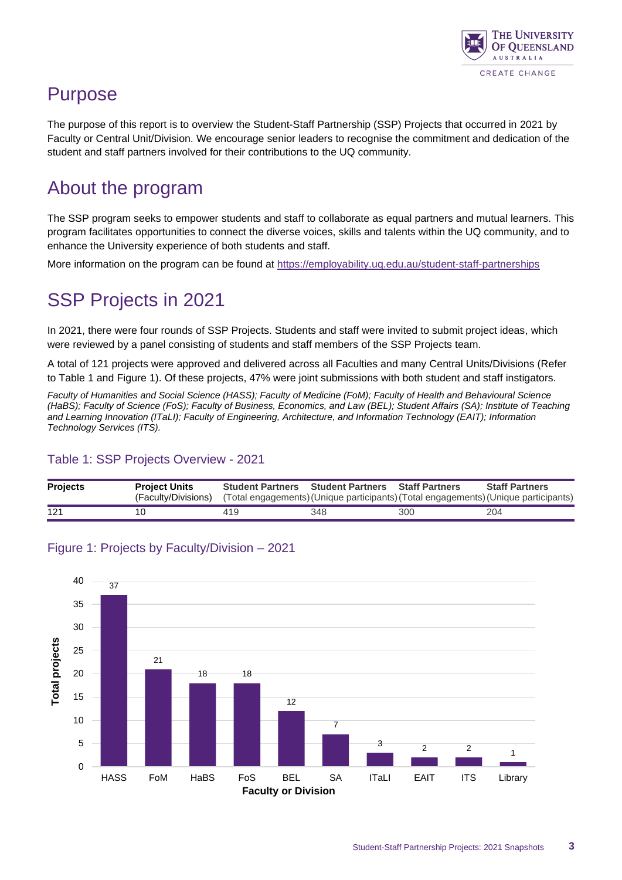## Purpose

The purpose of this report is to overview the Student-Staff Partnership (SSP) Projects that occurred in 2021 by Faculty or Central Unit/Division. We encourage senior leaders to recognise the commitment and dedication of the student and staff partners involved for their contributions to the UQ community.

## About the program

The SSP program seeks to empower students and staff to collaborate as equal partners and mutual learners. This program facilitates opportunities to connect the diverse voices, skills and talents within the UQ community, and to enhance the University experience of both students and staff.

More information on the program can be found at https://employability.uq.edu.au/student-staff-partnerships

## SSP Projects in 2021

In 2021, there were four rounds of SSP Projects. Students and staff were invited to submit project ideas, which were reviewed by a panel consisting of students and staff members of the SSP Projects team.

A total of 121 projects were approved and delivered across all Faculties and many Central Units/Divisions (Refer to Table 1 and Figure 1). Of these projects, 47% were joint submissions with both student and staff instigators.

*Faculty of Humanities and Social Science (HASS); Faculty of Medicine (FoM); Faculty of Health and Behavioural Science (HaBS); Faculty of Science (FoS); Faculty of Business, Economics, and Law (BEL); Student Affairs (SA); Institute of Teaching and Learning Innovation (ITaLI); Faculty of Engineering, Architecture, and Information Technology (EAIT); Information Technology Services (ITS).*

### Table 1: SSP Projects Overview - 2021

| **Projects** | **Project Units** (Faculty/Divisions) | **Student Partners** (Total engagements) | **Student Partners** (Unique participants) | **Staff Partners** (Total engagements) | **Staff Partners** (Unique participants) |
|---|---|---|---|---|---|
| 121 | 10 | 419 | 348 | 300 | 204 |

### Figure 1: Projects by Faculty/Division – 2021

| Faculty or Division | Total projects |
|---|---|
| HASS | 37 |
| FoM | 21 |
| HaBS | 18 |
| FoS | 18 |
| BEL | 12 |
| SA | 7 |
| ITaLI | 3 |
| EAIT | 2 |
| ITS | 2 |
| Library | 1 |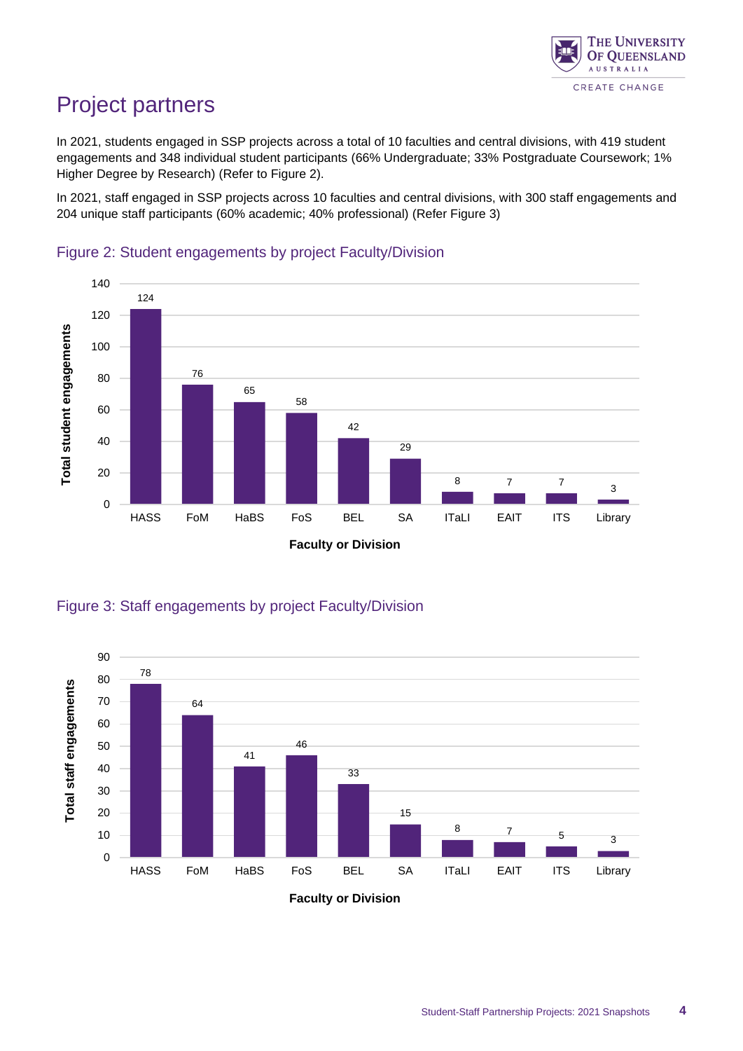## Project partners

In 2021, students engaged in SSP projects across a total of 10 faculties and central divisions, with 419 student engagements and 348 individual student participants (66% Undergraduate; 33% Postgraduate Coursework; 1% Higher Degree by Research) (Refer to Figure 2).

In 2021, staff engaged in SSP projects across 10 faculties and central divisions, with 300 staff engagements and 204 unique staff participants (60% academic; 40% professional) (Refer Figure 3)

### Figure 2: Student engagements by project Faculty/Division

| Faculty or Division | Total student engagements |
|---|---|
| HASS | 124 |
| FoM | 76 |
| HaBS | 65 |
| FoS | 58 |
| BEL | 42 |
| SA | 29 |
| ITaLI | 8 |
| EAIT | 7 |
| ITS | 7 |
| Library | 3 |

### Figure 3: Staff engagements by project Faculty/Division

| Faculty or Division | Total staff engagements |
|---|---|
| HASS | 78 |
| FoM | 64 |
| HaBS | 41 |
| FoS | 46 |
| BEL | 33 |
| SA | 15 |
| ITaLI | 8 |
| EAIT | 7 |
| ITS | 5 |
| Library | 3 |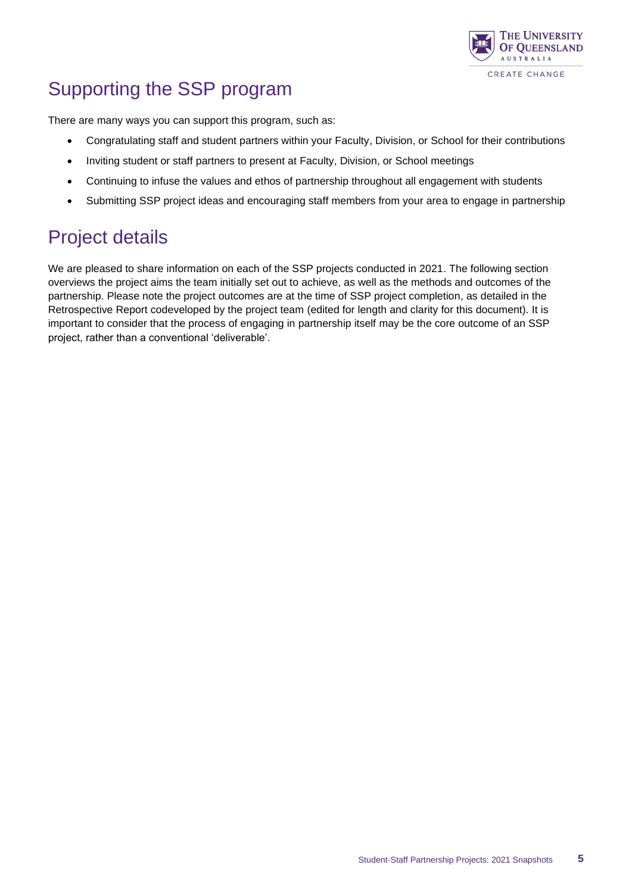## Supporting the SSP program

There are many ways you can support this program, such as:

- Congratulating staff and student partners within your Faculty, Division, or School for their contributions
- Inviting student or staff partners to present at Faculty, Division, or School meetings
- Continuing to infuse the values and ethos of partnership throughout all engagement with students
- Submitting SSP project ideas and encouraging staff members from your area to engage in partnership

## Project details

We are pleased to share information on each of the SSP projects conducted in 2021. The following section overviews the project aims the team initially set out to achieve, as well as the methods and outcomes of the partnership. Please note the project outcomes are at the time of SSP project completion, as detailed in the Retrospective Report codeveloped by the project team (edited for length and clarity for this document). It is important to consider that the process of engaging in partnership itself may be the core outcome of an SSP project, rather than a conventional 'deliverable'.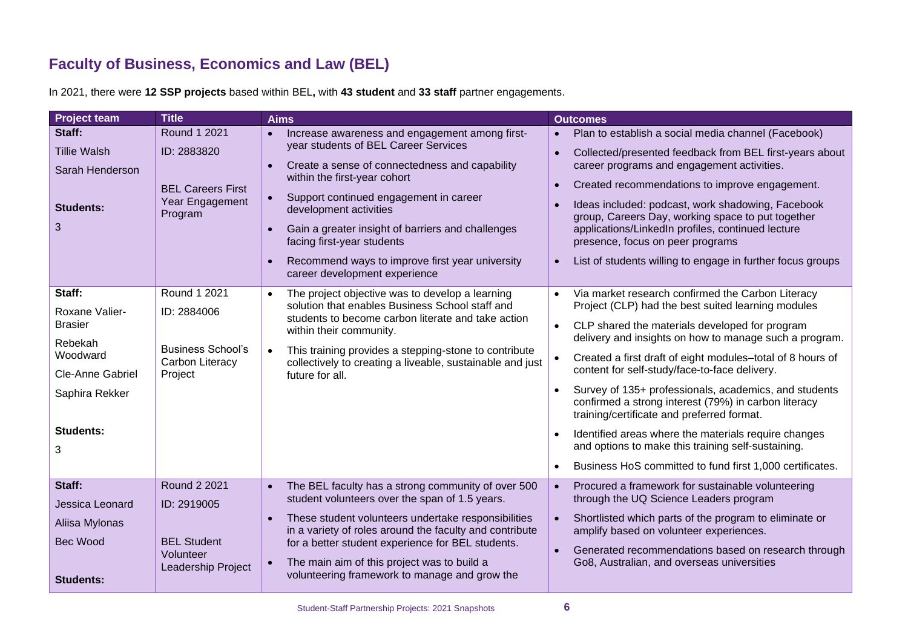## Faculty of Business, Economics and Law (BEL)

In 2021, there were **12 SSP projects** based within BEL**,** with **43 student** and **33 staff** partner engagements.

| Project team | Title | Aims | Outcomes |
|---|---|---|---|
| **Staff:**<br>Tillie Walsh<br>Sarah Henderson<br><br>**Students:**<br>3 | Round 1 2021<br>ID: 2883820<br><br>BEL Careers First Year Engagement Program | • Increase awareness and engagement among first-year students of BEL Career Services<br>• Create a sense of connectedness and capability within the first-year cohort<br>• Support continued engagement in career development activities<br>• Gain a greater insight of barriers and challenges facing first-year students<br>• Recommend ways to improve first year university career development experience | • Plan to establish a social media channel (Facebook)<br>• Collected/presented feedback from BEL first-years about career programs and engagement activities.<br>• Created recommendations to improve engagement.<br>• Ideas included: podcast, work shadowing, Facebook group, Careers Day, working space to put together applications/LinkedIn profiles, continued lecture presence, focus on peer programs<br>• List of students willing to engage in further focus groups |
| **Staff:**<br>Roxane Valier-Brasier<br>Rebekah Woodward<br>Cle-Anne Gabriel<br>Saphira Rekker<br><br>**Students:**<br>3 | Round 1 2021<br>ID: 2884006<br><br>Business School's Carbon Literacy Project | • The project objective was to develop a learning solution that enables Business School staff and students to become carbon literate and take action within their community.<br>• This training provides a stepping-stone to contribute collectively to creating a liveable, sustainable and just future for all. | • Via market research confirmed the Carbon Literacy Project (CLP) had the best suited learning modules<br>• CLP shared the materials developed for program delivery and insights on how to manage such a program.<br>• Created a first draft of eight modules–total of 8 hours of content for self-study/face-to-face delivery.<br>• Survey of 135+ professionals, academics, and students confirmed a strong interest (79%) in carbon literacy training/certificate and preferred format.<br>• Identified areas where the materials require changes and options to make this training self-sustaining.<br>• Business HoS committed to fund first 1,000 certificates. |
| **Staff:**<br>Jessica Leonard<br>Aliisa Mylonas<br>Bec Wood<br><br>**Students:** | Round 2 2021<br>ID: 2919005<br><br>BEL Student Volunteer Leadership Project | • The BEL faculty has a strong community of over 500 student volunteers over the span of 1.5 years.<br>• These student volunteers undertake responsibilities in a variety of roles around the faculty and contribute for a better student experience for BEL students.<br>• The main aim of this project was to build a volunteering framework to manage and grow the | • Procured a framework for sustainable volunteering through the UQ Science Leaders program<br>• Shortlisted which parts of the program to eliminate or amplify based on volunteer experiences.<br>• Generated recommendations based on research through Go8, Australian, and overseas universities |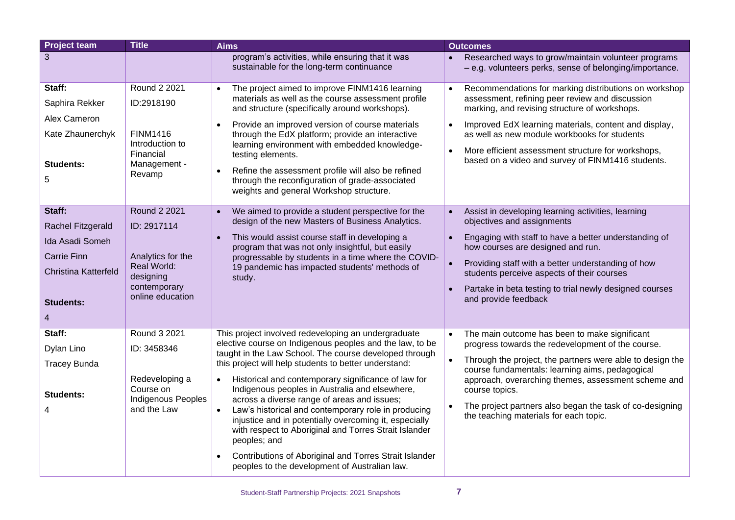| Project team | Title | Aims | Outcomes |
|---|---|---|---|
| 3 | | program's activities, while ensuring that it was sustainable for the long-term continuance | • Researched ways to grow/maintain volunteer programs – e.g. volunteers perks, sense of belonging/importance. |
| **Staff:**<br>Saphira Rekker<br>Alex Cameron<br>Kate Zhaunerchyk<br><br>**Students:**<br>5 | Round 2 2021<br>ID:2918190<br><br>FINM1416 Introduction to Financial Management - Revamp | • The project aimed to improve FINM1416 learning materials as well as the course assessment profile and structure (specifically around workshops).<br>• Provide an improved version of course materials through the EdX platform; provide an interactive learning environment with embedded knowledge-testing elements.<br>• Refine the assessment profile will also be refined through the reconfiguration of grade-associated weights and general Workshop structure. | • Recommendations for marking distributions on workshop assessment, refining peer review and discussion marking, and revising structure of workshops.<br>• Improved EdX learning materials, content and display, as well as new module workbooks for students<br>• More efficient assessment structure for workshops, based on a video and survey of FINM1416 students. |
| **Staff:**<br>Rachel Fitzgerald<br>Ida Asadi Someh<br>Carrie Finn<br>Christina Katterfeld<br><br>**Students:**<br>4 | Round 2 2021<br>ID: 2917114<br><br>Analytics for the Real World: designing contemporary online education | • We aimed to provide a student perspective for the design of the new Masters of Business Analytics.<br>• This would assist course staff in developing a program that was not only insightful, but easily progressable by students in a time where the COVID-19 pandemic has impacted students' methods of study. | • Assist in developing learning activities, learning objectives and assignments<br>• Engaging with staff to have a better understanding of how courses are designed and run.<br>• Providing staff with a better understanding of how students perceive aspects of their courses<br>• Partake in beta testing to trial newly designed courses and provide feedback |
| **Staff:**<br>Dylan Lino<br>Tracey Bunda<br><br>**Students:**<br>4 | Round 3 2021<br>ID: 3458346<br><br>Redeveloping a Course on Indigenous Peoples and the Law | This project involved redeveloping an undergraduate elective course on Indigenous peoples and the law, to be taught in the Law School. The course developed through this project will help students to better understand:<br>• Historical and contemporary significance of law for Indigenous peoples in Australia and elsewhere, across a diverse range of areas and issues;<br>• Law's historical and contemporary role in producing injustice and in potentially overcoming it, especially with respect to Aboriginal and Torres Strait Islander peoples; and<br>• Contributions of Aboriginal and Torres Strait Islander peoples to the development of Australian law. | • The main outcome has been to make significant progress towards the redevelopment of the course.<br>• Through the project, the partners were able to design the course fundamentals: learning aims, pedagogical approach, overarching themes, assessment scheme and course topics.<br>• The project partners also began the task of co-designing the teaching materials for each topic. |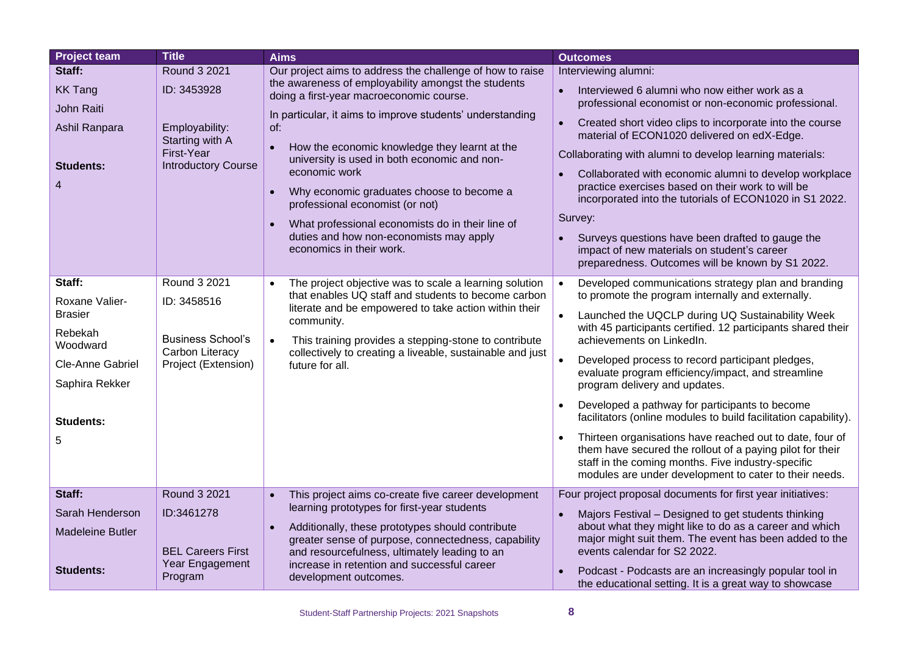| Project team | Title | Aims | Outcomes |
|---|---|---|---|
| **Staff:**<br>KK Tang<br>John Raiti<br>Ashil Ranpara<br><br>**Students:**<br>4 | Round 3 2021<br>ID: 3453928<br><br>Employability: Starting with A First-Year Introductory Course | Our project aims to address the challenge of how to raise the awareness of employability amongst the students doing a first-year macroeconomic course.<br><br>In particular, it aims to improve students' understanding of:<br>• How the economic knowledge they learnt at the university is used in both economic and non-economic work<br>• Why economic graduates choose to become a professional economist (or not)<br>• What professional economists do in their line of duties and how non-economists may apply economics in their work. | Interviewing alumni:<br>• Interviewed 6 alumni who now either work as a professional economist or non-economic professional.<br>• Created short video clips to incorporate into the course material of ECON1020 delivered on edX-Edge.<br><br>Collaborating with alumni to develop learning materials:<br>• Collaborated with economic alumni to develop workplace practice exercises based on their work to will be incorporated into the tutorials of ECON1020 in S1 2022.<br><br>Survey:<br>• Surveys questions have been drafted to gauge the impact of new materials on student's career preparedness. Outcomes will be known by S1 2022. |
| **Staff:**<br>Roxane Valier-Brasier<br>Rebekah Woodward<br>Cle-Anne Gabriel<br>Saphira Rekker<br><br>**Students:**<br>5 | Round 3 2021<br>ID: 3458516<br><br>Business School's Carbon Literacy Project (Extension) | • The project objective was to scale a learning solution that enables UQ staff and students to become carbon literate and be empowered to take action within their community.<br>• This training provides a stepping-stone to contribute collectively to creating a liveable, sustainable and just future for all. | • Developed communications strategy plan and branding to promote the program internally and externally.<br>• Launched the UQCLP during UQ Sustainability Week with 45 participants certified. 12 participants shared their achievements on LinkedIn.<br>• Developed process to record participant pledges, evaluate program efficiency/impact, and streamline program delivery and updates.<br>• Developed a pathway for participants to become facilitators (online modules to build facilitation capability).<br>• Thirteen organisations have reached out to date, four of them have secured the rollout of a paying pilot for their staff in the coming months. Five industry-specific modules are under development to cater to their needs. |
| **Staff:**<br>Sarah Henderson<br>Madeleine Butler<br><br>**Students:** | Round 3 2021<br>ID:3461278<br><br>BEL Careers First Year Engagement Program | • This project aims co-create five career development learning prototypes for first-year students<br>• Additionally, these prototypes should contribute greater sense of purpose, connectedness, capability and resourcefulness, ultimately leading to an increase in retention and successful career development outcomes. | Four project proposal documents for first year initiatives:<br>• Majors Festival – Designed to get students thinking about what they might like to do as a career and which major might suit them. The event has been added to the events calendar for S2 2022.<br>• Podcast - Podcasts are an increasingly popular tool in the educational setting. It is a great way to showcase |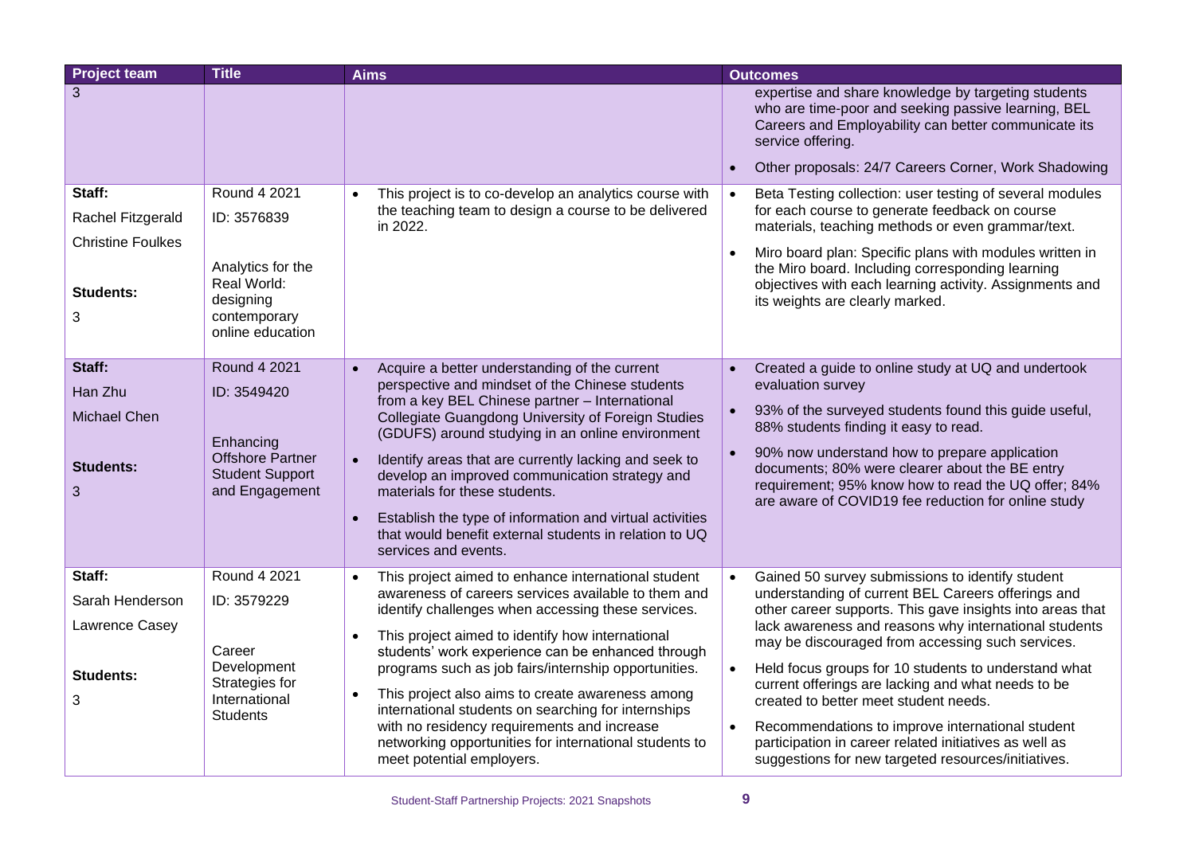| Project team | Title | Aims | Outcomes |
|---|---|---|---|
| 3 | | | expertise and share knowledge by targeting students who are time-poor and seeking passive learning, BEL Careers and Employability can better communicate its service offering.<br>• Other proposals: 24/7 Careers Corner, Work Shadowing |
| **Staff:**<br>Rachel Fitzgerald<br>Christine Foulkes<br><br>**Students:**<br>3 | Round 4 2021<br>ID: 3576839<br><br>Analytics for the Real World: designing contemporary online education | • This project is to co-develop an analytics course with the teaching team to design a course to be delivered in 2022. | • Beta Testing collection: user testing of several modules for each course to generate feedback on course materials, teaching methods or even grammar/text.<br>• Miro board plan: Specific plans with modules written in the Miro board. Including corresponding learning objectives with each learning activity. Assignments and its weights are clearly marked. |
| **Staff:**<br>Han Zhu<br>Michael Chen<br><br>**Students:**<br>3 | Round 4 2021<br>ID: 3549420<br><br>Enhancing Offshore Partner Student Support and Engagement | • Acquire a better understanding of the current perspective and mindset of the Chinese students from a key BEL Chinese partner – International Collegiate Guangdong University of Foreign Studies (GDUFS) around studying in an online environment<br>• Identify areas that are currently lacking and seek to develop an improved communication strategy and materials for these students.<br>• Establish the type of information and virtual activities that would benefit external students in relation to UQ services and events. | • Created a guide to online study at UQ and undertook evaluation survey<br>• 93% of the surveyed students found this guide useful, 88% students finding it easy to read.<br>• 90% now understand how to prepare application documents; 80% were clearer about the BE entry requirement; 95% know how to read the UQ offer; 84% are aware of COVID19 fee reduction for online study |
| **Staff:**<br>Sarah Henderson<br>Lawrence Casey<br><br>**Students:**<br>3 | Round 4 2021<br>ID: 3579229<br><br>Career Development Strategies for International Students | • This project aimed to enhance international student awareness of careers services available to them and identify challenges when accessing these services.<br>• This project aimed to identify how international students' work experience can be enhanced through programs such as job fairs/internship opportunities.<br>• This project also aims to create awareness among international students on searching for internships with no residency requirements and increase networking opportunities for international students to meet potential employers. | • Gained 50 survey submissions to identify student understanding of current BEL Careers offerings and other career supports. This gave insights into areas that lack awareness and reasons why international students may be discouraged from accessing such services.<br>• Held focus groups for 10 students to understand what current offerings are lacking and what needs to be created to better meet student needs.<br>• Recommendations to improve international student participation in career related initiatives as well as suggestions for new targeted resources/initiatives. |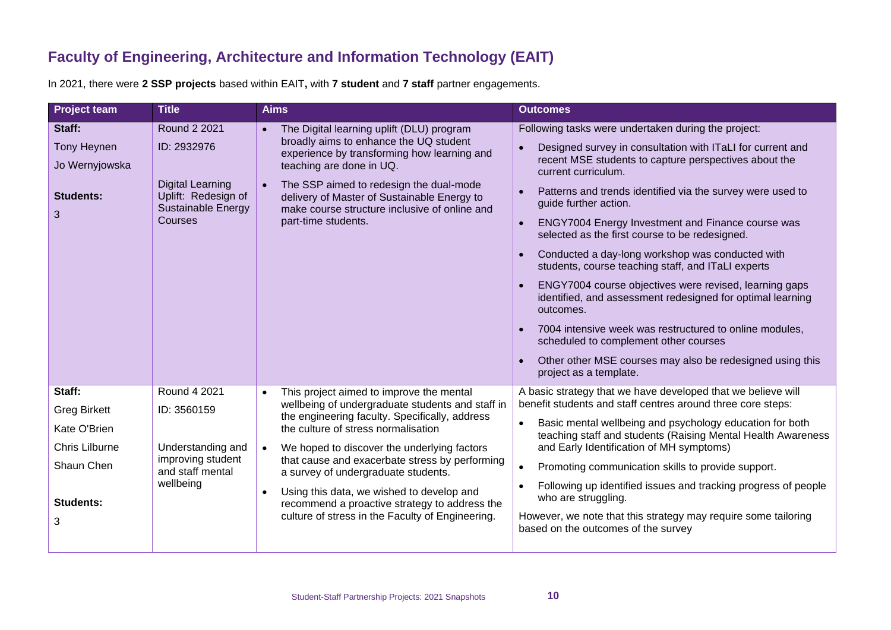## Faculty of Engineering, Architecture and Information Technology (EAIT)

In 2021, there were **2 SSP projects** based within EAIT**,** with **7 student** and **7 staff** partner engagements.

| Project team | Title | Aims | Outcomes |
|---|---|---|---|
| **Staff:**<br>Tony Heynen<br>Jo Wernyjowska<br><br>**Students:**<br>3 | Round 2 2021<br>ID: 2932976<br><br>Digital Learning Uplift: Redesign of Sustainable Energy Courses | • The Digital learning uplift (DLU) program broadly aims to enhance the UQ student experience by transforming how learning and teaching are done in UQ.<br>• The SSP aimed to redesign the dual-mode delivery of Master of Sustainable Energy to make course structure inclusive of online and part-time students. | Following tasks were undertaken during the project:<br>• Designed survey in consultation with ITaLI for current and recent MSE students to capture perspectives about the current curriculum.<br>• Patterns and trends identified via the survey were used to guide further action.<br>• ENGY7004 Energy Investment and Finance course was selected as the first course to be redesigned.<br>• Conducted a day-long workshop was conducted with students, course teaching staff, and ITaLI experts<br>• ENGY7004 course objectives were revised, learning gaps identified, and assessment redesigned for optimal learning outcomes.<br>• 7004 intensive week was restructured to online modules, scheduled to complement other courses<br>• Other other MSE courses may also be redesigned using this project as a template. |
| **Staff:**<br>Greg Birkett<br>Kate O'Brien<br>Chris Lilburne<br>Shaun Chen<br><br>**Students:**<br>3 | Round 4 2021<br>ID: 3560159<br><br>Understanding and improving student and staff mental wellbeing | • This project aimed to improve the mental wellbeing of undergraduate students and staff in the engineering faculty. Specifically, address the culture of stress normalisation<br>• We hoped to discover the underlying factors that cause and exacerbate stress by performing a survey of undergraduate students.<br>• Using this data, we wished to develop and recommend a proactive strategy to address the culture of stress in the Faculty of Engineering. | A basic strategy that we have developed that we believe will benefit students and staff centres around three core steps:<br>• Basic mental wellbeing and psychology education for both teaching staff and students (Raising Mental Health Awareness and Early Identification of MH symptoms)<br>• Promoting communication skills to provide support.<br>• Following up identified issues and tracking progress of people who are struggling.<br>However, we note that this strategy may require some tailoring based on the outcomes of the survey |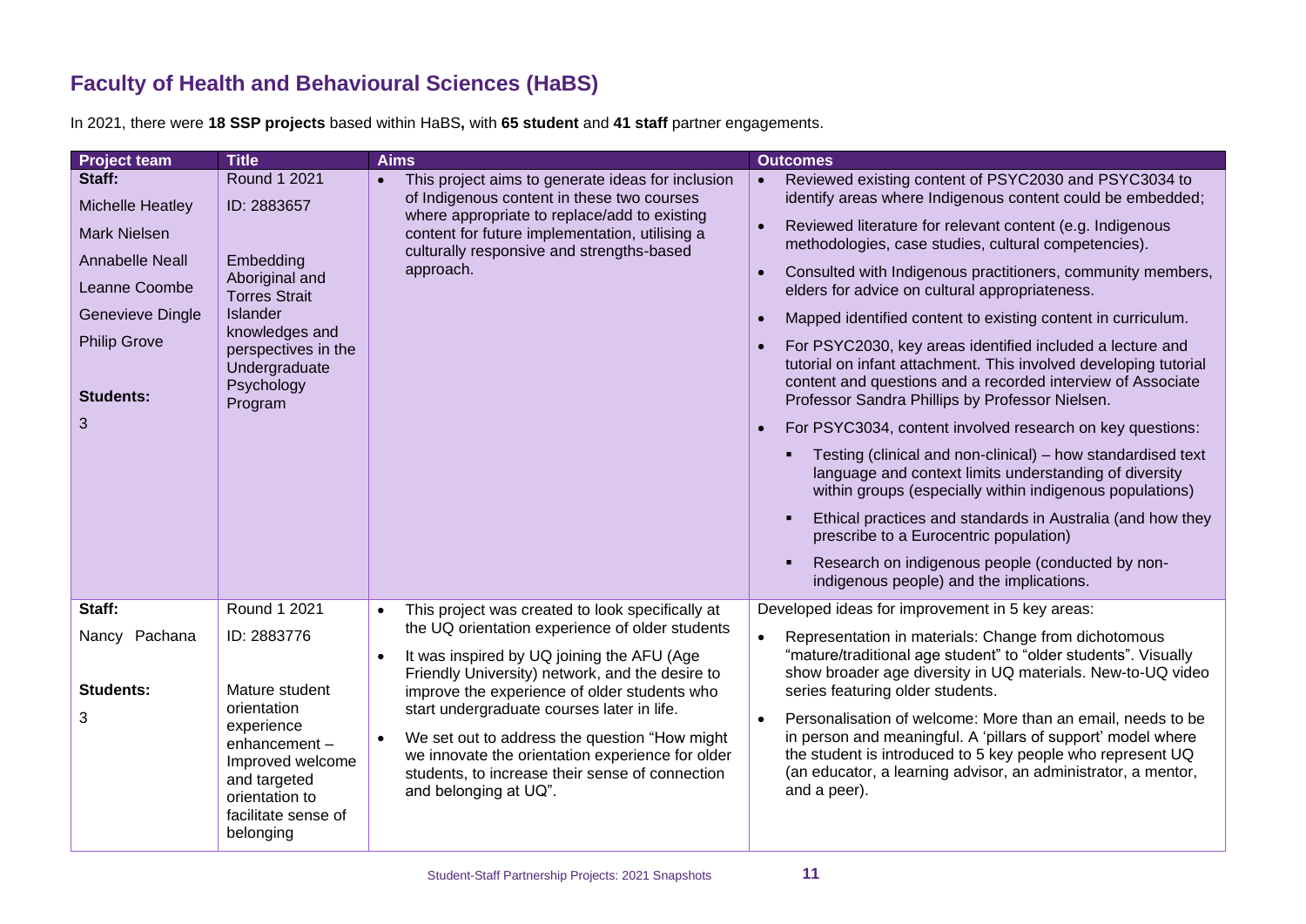## Faculty of Health and Behavioural Sciences (HaBS)

In 2021, there were **18 SSP projects** based within HaBS**,** with **65 student** and **41 staff** partner engagements.

| Project team | Title | Aims | Outcomes |
|---|---|---|---|
| **Staff:**<br>Michelle Heatley<br>Mark Nielsen<br>Annabelle Neall<br>Leanne Coombe<br>Genevieve Dingle<br>Philip Grove<br><br>**Students:**<br>3 | Round 1 2021<br>ID: 2883657<br><br>Embedding Aboriginal and Torres Strait Islander knowledges and perspectives in the Undergraduate Psychology Program | • This project aims to generate ideas for inclusion of Indigenous content in these two courses where appropriate to replace/add to existing content for future implementation, utilising a culturally responsive and strengths-based approach. | • Reviewed existing content of PSYC2030 and PSYC3034 to identify areas where Indigenous content could be embedded;<br>• Reviewed literature for relevant content (e.g. Indigenous methodologies, case studies, cultural competencies).<br>• Consulted with Indigenous practitioners, community members, elders for advice on cultural appropriateness.<br>• Mapped identified content to existing content in curriculum.<br>• For PSYC2030, key areas identified included a lecture and tutorial on infant attachment. This involved developing tutorial content and questions and a recorded interview of Associate Professor Sandra Phillips by Professor Nielsen.<br>• For PSYC3034, content involved research on key questions:<br>  ▪ Testing (clinical and non-clinical) – how standardised text language and context limits understanding of diversity within groups (especially within indigenous populations)<br>  ▪ Ethical practices and standards in Australia (and how they prescribe to a Eurocentric population)<br>  ▪ Research on indigenous people (conducted by non-indigenous people) and the implications. |
| **Staff:**<br>Nancy Pachana<br><br>**Students:**<br>3 | Round 1 2021<br>ID: 2883776<br><br>Mature student orientation experience enhancement – Improved welcome and targeted orientation to facilitate sense of belonging | • This project was created to look specifically at the UQ orientation experience of older students<br>• It was inspired by UQ joining the AFU (Age Friendly University) network, and the desire to improve the experience of older students who start undergraduate courses later in life.<br>• We set out to address the question "How might we innovate the orientation experience for older students, to increase their sense of connection and belonging at UQ". | Developed ideas for improvement in 5 key areas:<br>• Representation in materials: Change from dichotomous "mature/traditional age student" to "older students". Visually show broader age diversity in UQ materials. New-to-UQ video series featuring older students.<br>• Personalisation of welcome: More than an email, needs to be in person and meaningful. A 'pillars of support' model where the student is introduced to 5 key people who represent UQ (an educator, a learning advisor, an administrator, a mentor, and a peer). |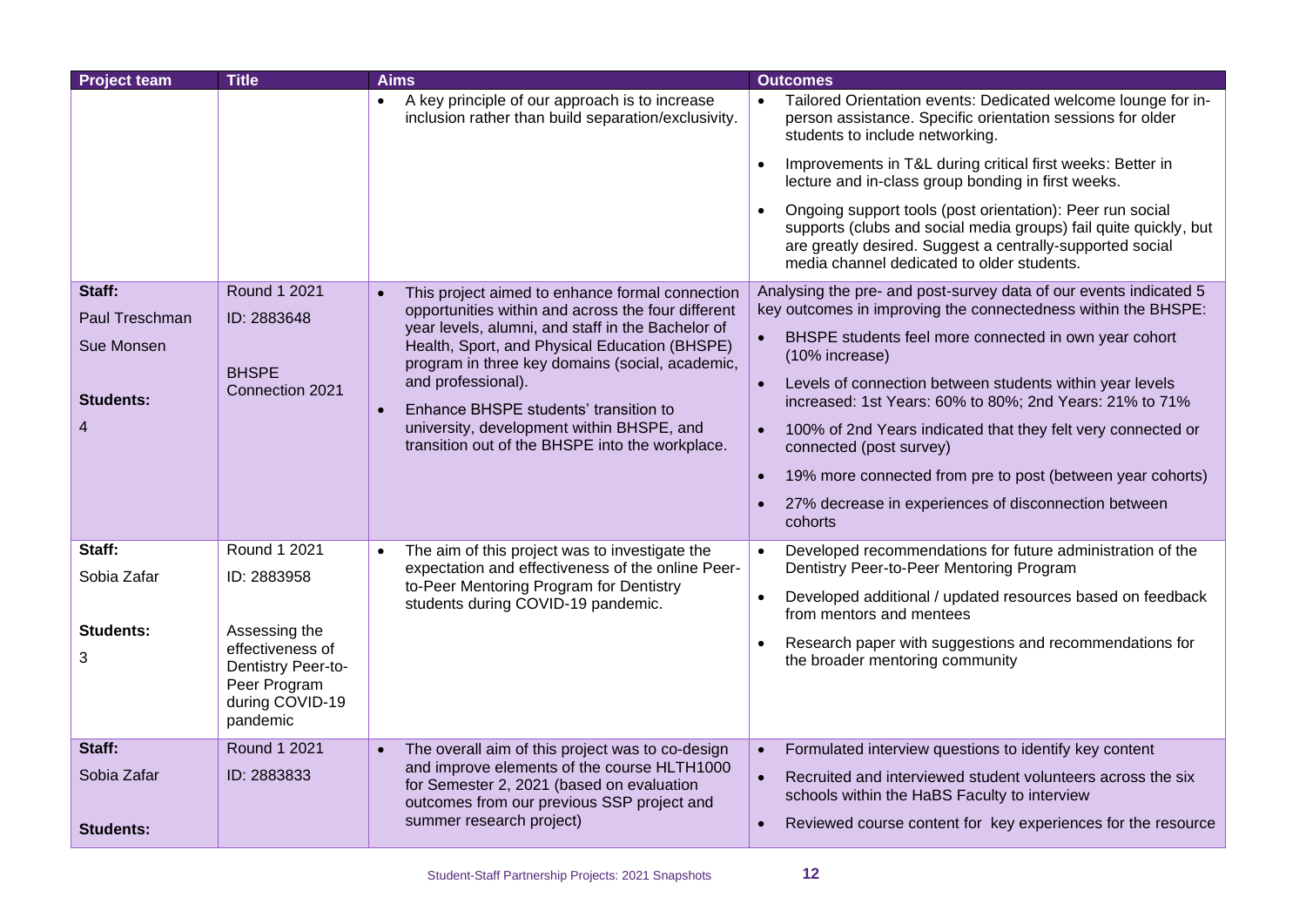| Project team | Title | Aims | Outcomes |
|---|---|---|---|
| | | • A key principle of our approach is to increase inclusion rather than build separation/exclusivity. | • Tailored Orientation events: Dedicated welcome lounge for in-person assistance. Specific orientation sessions for older students to include networking.<br>• Improvements in T&L during critical first weeks: Better in lecture and in-class group bonding in first weeks.<br>• Ongoing support tools (post orientation): Peer run social supports (clubs and social media groups) fail quite quickly, but are greatly desired. Suggest a centrally-supported social media channel dedicated to older students. |
| **Staff:**<br>Paul Treschman<br>Sue Monsen<br><br>**Students:**<br>4 | Round 1 2021<br>ID: 2883648<br><br>BHSPE Connection 2021 | • This project aimed to enhance formal connection opportunities within and across the four different year levels, alumni, and staff in the Bachelor of Health, Sport, and Physical Education (BHSPE) program in three key domains (social, academic, and professional).<br>• Enhance BHSPE students' transition to university, development within BHSPE, and transition out of the BHSPE into the workplace. | Analysing the pre- and post-survey data of our events indicated 5 key outcomes in improving the connectedness within the BHSPE:<br>• BHSPE students feel more connected in own year cohort (10% increase)<br>• Levels of connection between students within year levels increased: 1st Years: 60% to 80%; 2nd Years: 21% to 71%<br>• 100% of 2nd Years indicated that they felt very connected or connected (post survey)<br>• 19% more connected from pre to post (between year cohorts)<br>• 27% decrease in experiences of disconnection between cohorts |
| **Staff:**<br>Sobia Zafar<br><br>**Students:**<br>3 | Round 1 2021<br>ID: 2883958<br><br>Assessing the effectiveness of Dentistry Peer-to-Peer Program during COVID-19 pandemic | • The aim of this project was to investigate the expectation and effectiveness of the online Peer-to-Peer Mentoring Program for Dentistry students during COVID-19 pandemic. | • Developed recommendations for future administration of the Dentistry Peer-to-Peer Mentoring Program<br>• Developed additional / updated resources based on feedback from mentors and mentees<br>• Research paper with suggestions and recommendations for the broader mentoring community |
| **Staff:**<br>Sobia Zafar<br><br>**Students:** | Round 1 2021<br>ID: 2883833 | • The overall aim of this project was to co-design and improve elements of the course HLTH1000 for Semester 2, 2021 (based on evaluation outcomes from our previous SSP project and summer research project) | • Formulated interview questions to identify key content<br>• Recruited and interviewed student volunteers across the six schools within the HaBS Faculty to interview<br>• Reviewed course content for key experiences for the resource |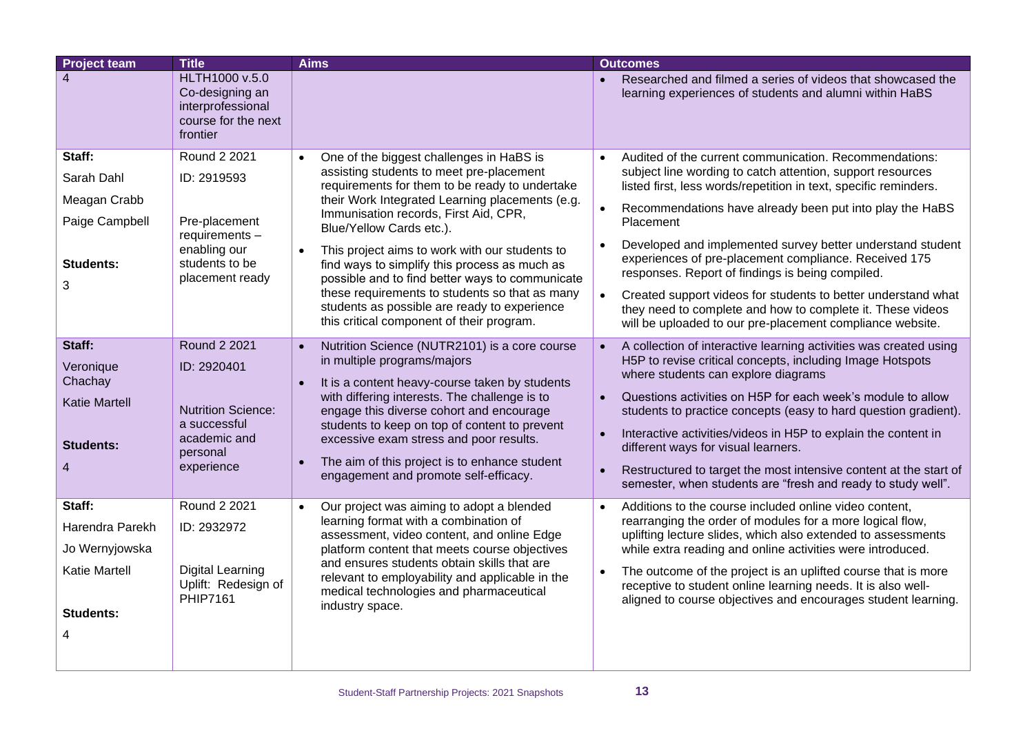| Project team | Title | Aims | Outcomes |
|---|---|---|---|
| 4 | HLTH1000 v.5.0 Co-designing an interprofessional course for the next frontier | | • Researched and filmed a series of videos that showcased the learning experiences of students and alumni within HaBS |
| **Staff:**<br>Sarah Dahl<br>Meagan Crabb<br>Paige Campbell<br><br>**Students:**<br>3 | Round 2 2021<br>ID: 2919593<br><br>Pre-placement requirements – enabling our students to be placement ready | • One of the biggest challenges in HaBS is assisting students to meet pre-placement requirements for them to be ready to undertake their Work Integrated Learning placements (e.g. Immunisation records, First Aid, CPR, Blue/Yellow Cards etc.).<br>• This project aims to work with our students to find ways to simplify this process as much as possible and to find better ways to communicate these requirements to students so that as many students as possible are ready to experience this critical component of their program. | • Audited of the current communication. Recommendations: subject line wording to catch attention, support resources listed first, less words/repetition in text, specific reminders.<br>• Recommendations have already been put into play the HaBS Placement<br>• Developed and implemented survey better understand student experiences of pre-placement compliance. Received 175 responses. Report of findings is being compiled.<br>• Created support videos for students to better understand what they need to complete and how to complete it. These videos will be uploaded to our pre-placement compliance website. |
| **Staff:**<br>Veronique Chachay<br>Katie Martell<br><br>**Students:**<br>4 | Round 2 2021<br>ID: 2920401<br><br>Nutrition Science: a successful academic and personal experience | • Nutrition Science (NUTR2101) is a core course in multiple programs/majors<br>• It is a content heavy-course taken by students with differing interests. The challenge is to engage this diverse cohort and encourage students to keep on top of content to prevent excessive exam stress and poor results.<br>• The aim of this project is to enhance student engagement and promote self-efficacy. | • A collection of interactive learning activities was created using H5P to revise critical concepts, including Image Hotspots where students can explore diagrams<br>• Questions activities on H5P for each week's module to allow students to practice concepts (easy to hard question gradient).<br>• Interactive activities/videos in H5P to explain the content in different ways for visual learners.<br>• Restructured to target the most intensive content at the start of semester, when students are "fresh and ready to study well". |
| **Staff:**<br>Harendra Parekh<br>Jo Wernyjowska<br>Katie Martell<br><br>**Students:**<br>4 | Round 2 2021<br>ID: 2932972<br><br>Digital Learning Uplift: Redesign of PHIP7161 | • Our project was aiming to adopt a blended learning format with a combination of assessment, video content, and online Edge platform content that meets course objectives and ensures students obtain skills that are relevant to employability and applicable in the medical technologies and pharmaceutical industry space. | • Additions to the course included online video content, rearranging the order of modules for a more logical flow, uplifting lecture slides, which also extended to assessments while extra reading and online activities were introduced.<br>• The outcome of the project is an uplifted course that is more receptive to student online learning needs. It is also well-aligned to course objectives and encourages student learning. |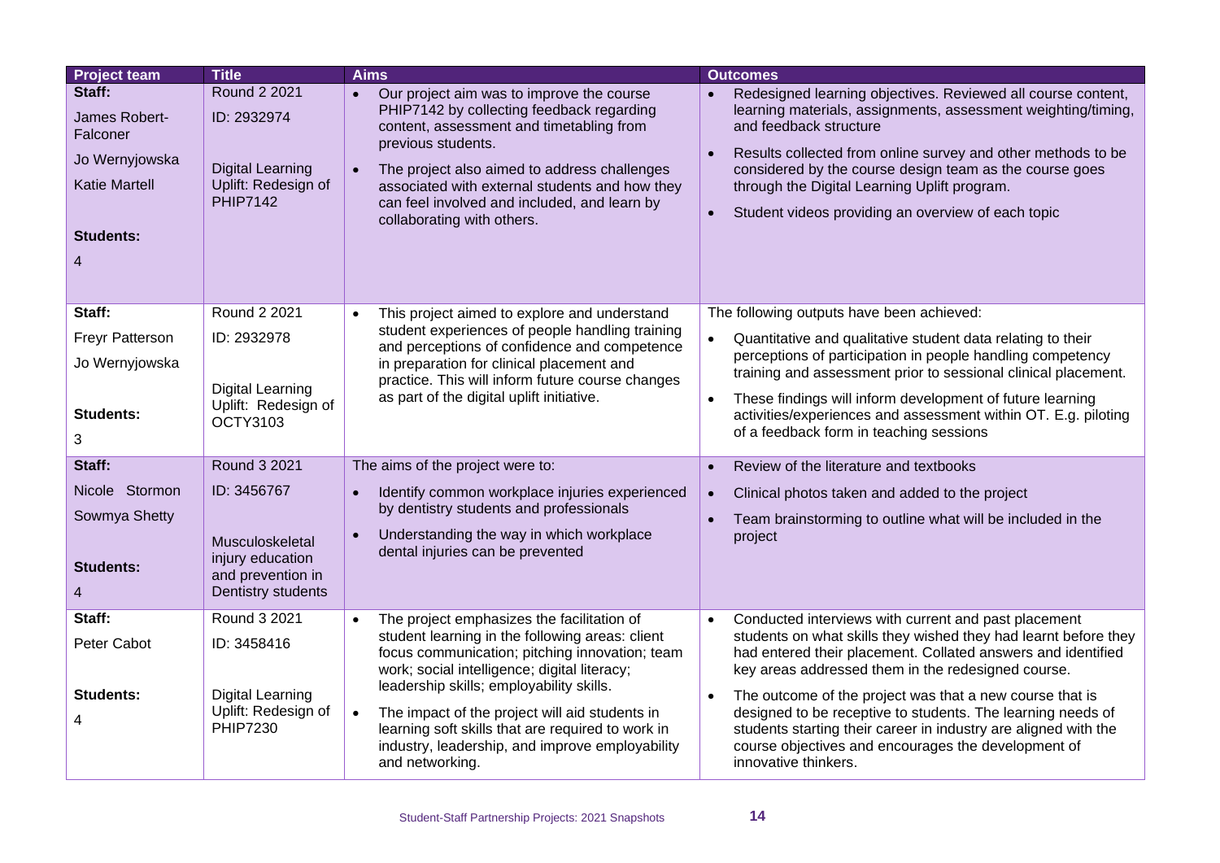| Project team | Title | Aims | Outcomes |
|---|---|---|---|
| **Staff:**<br>James Robert-Falconer<br>Jo Wernyjowska<br>Katie Martell<br><br>**Students:**<br>4 | Round 2 2021<br>ID: 2932974<br><br>Digital Learning Uplift: Redesign of PHIP7142 | • Our project aim was to improve the course PHIP7142 by collecting feedback regarding content, assessment and timetabling from previous students.<br>• The project also aimed to address challenges associated with external students and how they can feel involved and included, and learn by collaborating with others. | • Redesigned learning objectives. Reviewed all course content, learning materials, assignments, assessment weighting/timing, and feedback structure<br>• Results collected from online survey and other methods to be considered by the course design team as the course goes through the Digital Learning Uplift program.<br>• Student videos providing an overview of each topic |
| **Staff:**<br>Freyr Patterson<br>Jo Wernyjowska<br><br>**Students:**<br>3 | Round 2 2021<br>ID: 2932978<br><br>Digital Learning Uplift: Redesign of OCTY3103 | • This project aimed to explore and understand student experiences of people handling training and perceptions of confidence and competence in preparation for clinical placement and practice. This will inform future course changes as part of the digital uplift initiative. | The following outputs have been achieved:<br>• Quantitative and qualitative student data relating to their perceptions of participation in people handling competency training and assessment prior to sessional clinical placement.<br>• These findings will inform development of future learning activities/experiences and assessment within OT. E.g. piloting of a feedback form in teaching sessions |
| **Staff:**<br>Nicole Stormon<br>Sowmya Shetty<br><br>**Students:**<br>4 | Round 3 2021<br>ID: 3456767<br><br>Musculoskeletal injury education and prevention in Dentistry students | The aims of the project were to:<br>• Identify common workplace injuries experienced by dentistry students and professionals<br>• Understanding the way in which workplace dental injuries can be prevented | • Review of the literature and textbooks<br>• Clinical photos taken and added to the project<br>• Team brainstorming to outline what will be included in the project |
| **Staff:**<br>Peter Cabot<br><br>**Students:**<br>4 | Round 3 2021<br>ID: 3458416<br><br>Digital Learning Uplift: Redesign of PHIP7230 | • The project emphasizes the facilitation of student learning in the following areas: client focus communication; pitching innovation; team work; social intelligence; digital literacy; leadership skills; employability skills.<br>• The impact of the project will aid students in learning soft skills that are required to work in industry, leadership, and improve employability and networking. | • Conducted interviews with current and past placement students on what skills they wished they had learnt before they had entered their placement. Collated answers and identified key areas addressed them in the redesigned course.<br>• The outcome of the project was that a new course that is designed to be receptive to students. The learning needs of students starting their career in industry are aligned with the course objectives and encourages the development of innovative thinkers. |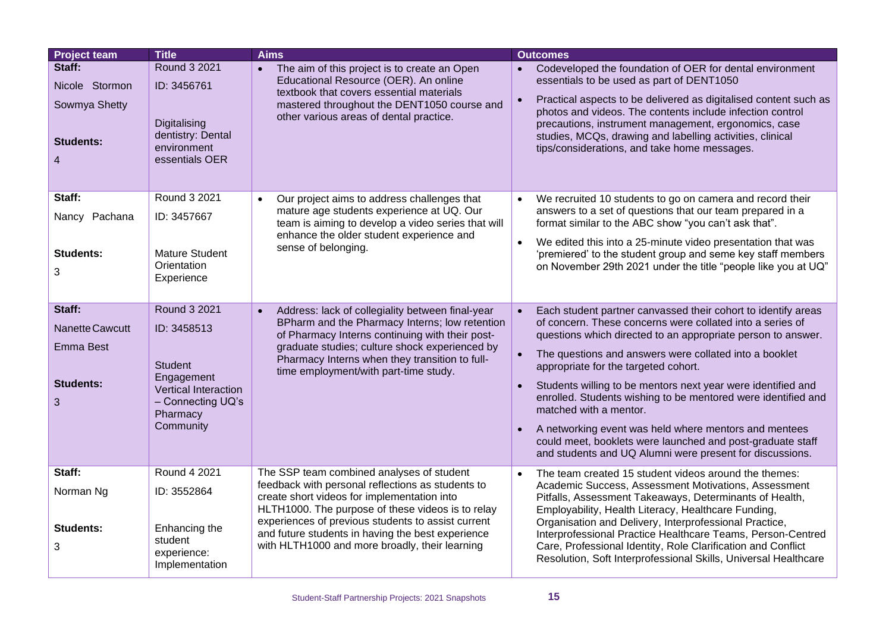| Project team | Title | Aims | Outcomes |
|---|---|---|---|
| **Staff:**<br>Nicole Stormon<br>Sowmya Shetty<br><br>**Students:**<br>4 | Round 3 2021<br>ID: 3456761<br><br>Digitalising dentistry: Dental environment essentials OER | • The aim of this project is to create an Open Educational Resource (OER). An online textbook that covers essential materials mastered throughout the DENT1050 course and other various areas of dental practice. | • Codeveloped the foundation of OER for dental environment essentials to be used as part of DENT1050<br>• Practical aspects to be delivered as digitalised content such as photos and videos. The contents include infection control precautions, instrument management, ergonomics, case studies, MCQs, drawing and labelling activities, clinical tips/considerations, and take home messages. |
| **Staff:**<br>Nancy Pachana<br><br>**Students:**<br>3 | Round 3 2021<br>ID: 3457667<br><br>Mature Student Orientation Experience | • Our project aims to address challenges that mature age students experience at UQ. Our team is aiming to develop a video series that will enhance the older student experience and sense of belonging. | • We recruited 10 students to go on camera and record their answers to a set of questions that our team prepared in a format similar to the ABC show "you can't ask that".<br>• We edited this into a 25-minute video presentation that was 'premiered' to the student group and seme key staff members on November 29th 2021 under the title "people like you at UQ" |
| **Staff:**<br>Nanette Cawcutt<br>Emma Best<br><br>**Students:**<br>3 | Round 3 2021<br>ID: 3458513<br><br>Student Engagement Vertical Interaction – Connecting UQ's Pharmacy Community | • Address: lack of collegiality between final-year BPharm and the Pharmacy Interns; low retention of Pharmacy Interns continuing with their post-graduate studies; culture shock experienced by Pharmacy Interns when they transition to full-time employment/with part-time study. | • Each student partner canvassed their cohort to identify areas of concern. These concerns were collated into a series of questions which directed to an appropriate person to answer.<br>• The questions and answers were collated into a booklet appropriate for the targeted cohort.<br>• Students willing to be mentors next year were identified and enrolled. Students wishing to be mentored were identified and matched with a mentor.<br>• A networking event was held where mentors and mentees could meet, booklets were launched and post-graduate staff and students and UQ Alumni were present for discussions. |
| **Staff:**<br>Norman Ng<br><br>**Students:**<br>3 | Round 4 2021<br>ID: 3552864<br><br>Enhancing the student experience: Implementation | The SSP team combined analyses of student feedback with personal reflections as students to create short videos for implementation into HLTH1000. The purpose of these videos is to relay experiences of previous students to assist current and future students in having the best experience with HLTH1000 and more broadly, their learning | • The team created 15 student videos around the themes: Academic Success, Assessment Motivations, Assessment Pitfalls, Assessment Takeaways, Determinants of Health, Employability, Health Literacy, Healthcare Funding, Organisation and Delivery, Interprofessional Practice, Interprofessional Practice Healthcare Teams, Person-Centred Care, Professional Identity, Role Clarification and Conflict Resolution, Soft Interprofessional Skills, Universal Healthcare |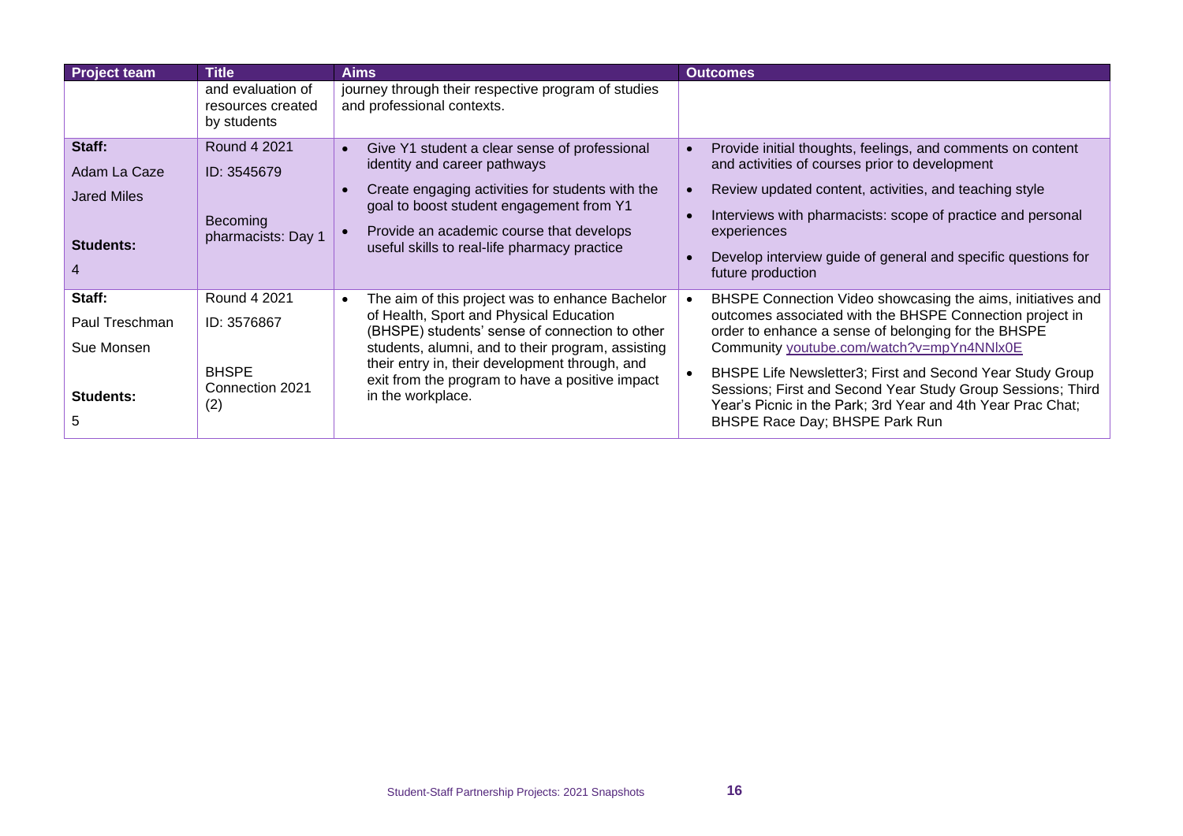| Project team | Title | Aims | Outcomes |
|---|---|---|---|
| | and evaluation of resources created by students | journey through their respective program of studies and professional contexts. | |
| **Staff:** Adam La Caze, Jared Miles<br><br>**Students:** 4 | Round 4 2021<br>ID: 3545679<br><br>Becoming pharmacists: Day 1 | • Give Y1 student a clear sense of professional identity and career pathways<br>• Create engaging activities for students with the goal to boost student engagement from Y1<br>• Provide an academic course that develops useful skills to real-life pharmacy practice | • Provide initial thoughts, feelings, and comments on content and activities of courses prior to development<br>• Review updated content, activities, and teaching style<br>• Interviews with pharmacists: scope of practice and personal experiences<br>• Develop interview guide of general and specific questions for future production |
| **Staff:** Paul Treschman, Sue Monsen<br><br>**Students:** 5 | Round 4 2021<br>ID: 3576867<br><br>BHSPE Connection 2021 (2) | • The aim of this project was to enhance Bachelor of Health, Sport and Physical Education (BHSPE) students' sense of connection to other students, alumni, and to their program, assisting their entry in, their development through, and exit from the program to have a positive impact in the workplace. | • BHSPE Connection Video showcasing the aims, initiatives and outcomes associated with the BHSPE Connection project in order to enhance a sense of belonging for the BHSPE Community youtube.com/watch?v=mpYn4NNlx0E<br>• BHSPE Life Newsletter3; First and Second Year Study Group Sessions; First and Second Year Study Group Sessions; Third Year's Picnic in the Park; 3rd Year and 4th Year Prac Chat; BHSPE Race Day; BHSPE Park Run |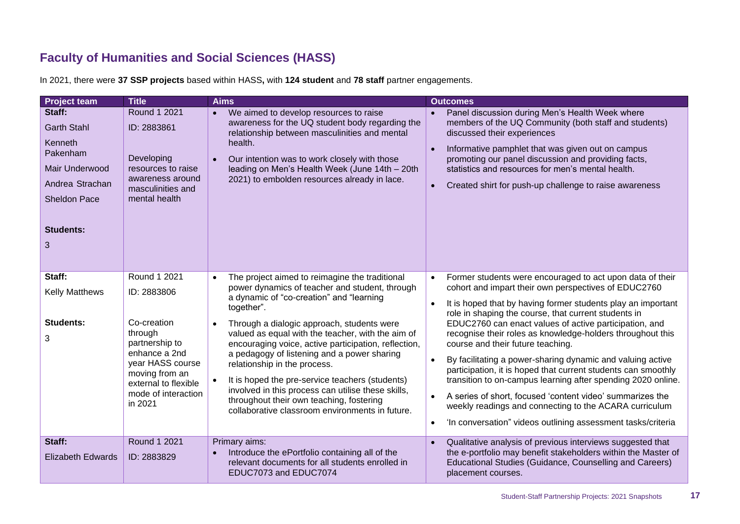## Faculty of Humanities and Social Sciences (HASS)

In 2021, there were **37 SSP projects** based within HASS**,** with **124 student** and **78 staff** partner engagements.

| Project team | Title | Aims | Outcomes |
|---|---|---|---|
| **Staff:**<br>Garth Stahl<br>Kenneth Pakenham<br>Mair Underwood<br>Andrea Strachan<br>Sheldon Pace<br><br>**Students:**<br>3 | Round 1 2021<br>ID: 2883861<br><br>Developing resources to raise awareness around masculinities and mental health | • We aimed to develop resources to raise awareness for the UQ student body regarding the relationship between masculinities and mental health.<br>• Our intention was to work closely with those leading on Men's Health Week (June 14th – 20th 2021) to embolden resources already in lace. | • Panel discussion during Men's Health Week where members of the UQ Community (both staff and students) discussed their experiences<br>• Informative pamphlet that was given out on campus promoting our panel discussion and providing facts, statistics and resources for men's mental health.<br>• Created shirt for push-up challenge to raise awareness |
| **Staff:**<br>Kelly Matthews<br><br>**Students:**<br>3 | Round 1 2021<br>ID: 2883806<br><br>Co-creation through partnership to enhance a 2nd year HASS course moving from an external to flexible mode of interaction in 2021 | • The project aimed to reimagine the traditional power dynamics of teacher and student, through a dynamic of "co-creation" and "learning together".<br>• Through a dialogic approach, students were valued as equal with the teacher, with the aim of encouraging voice, active participation, reflection, a pedagogy of listening and a power sharing relationship in the process.<br>• It is hoped the pre-service teachers (students) involved in this process can utilise these skills, throughout their own teaching, fostering collaborative classroom environments in future. | • Former students were encouraged to act upon data of their cohort and impart their own perspectives of EDUC2760<br>• It is hoped that by having former students play an important role in shaping the course, that current students in EDUC2760 can enact values of active participation, and recognise their roles as knowledge-holders throughout this course and their future teaching.<br>• By facilitating a power-sharing dynamic and valuing active participation, it is hoped that current students can smoothly transition to on-campus learning after spending 2020 online.<br>• A series of short, focused 'content video' summarizes the weekly readings and connecting to the ACARA curriculum<br>• 'In conversation" videos outlining assessment tasks/criteria |
| **Staff:**<br>Elizabeth Edwards | Round 1 2021<br>ID: 2883829 | Primary aims:<br>• Introduce the ePortfolio containing all of the relevant documents for all students enrolled in EDUC7073 and EDUC7074 | • Qualitative analysis of previous interviews suggested that the e-portfolio may benefit stakeholders within the Master of Educational Studies (Guidance, Counselling and Careers) placement courses. |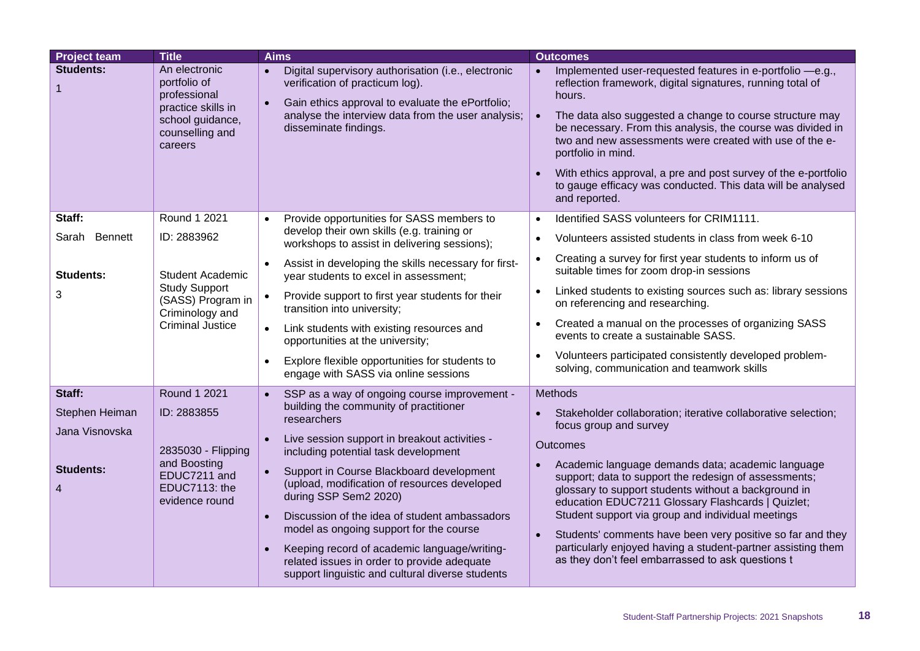| Project team | Title | Aims | Outcomes |
|---|---|---|---|
| **Students:**<br>1 | An electronic portfolio of professional practice skills in school guidance, counselling and careers | • Digital supervisory authorisation (i.e., electronic verification of practicum log).<br>• Gain ethics approval to evaluate the ePortfolio; analyse the interview data from the user analysis; disseminate findings. | • Implemented user-requested features in e-portfolio —e.g., reflection framework, digital signatures, running total of hours.<br>• The data also suggested a change to course structure may be necessary. From this analysis, the course was divided in two and new assessments were created with use of the e-portfolio in mind.<br>• With ethics approval, a pre and post survey of the e-portfolio to gauge efficacy was conducted. This data will be analysed and reported. |
| **Staff:**<br>Sarah Bennett<br><br>**Students:**<br>3 | Round 1 2021<br>ID: 2883962<br><br>Student Academic Study Support (SASS) Program in Criminology and Criminal Justice | • Provide opportunities for SASS members to develop their own skills (e.g. training or workshops to assist in delivering sessions);<br>• Assist in developing the skills necessary for first-year students to excel in assessment;<br>• Provide support to first year students for their transition into university;<br>• Link students with existing resources and opportunities at the university;<br>• Explore flexible opportunities for students to engage with SASS via online sessions | • Identified SASS volunteers for CRIM1111.<br>• Volunteers assisted students in class from week 6-10<br>• Creating a survey for first year students to inform us of suitable times for zoom drop-in sessions<br>• Linked students to existing sources such as: library sessions on referencing and researching.<br>• Created a manual on the processes of organizing SASS events to create a sustainable SASS.<br>• Volunteers participated consistently developed problem-solving, communication and teamwork skills |
| **Staff:**<br>Stephen Heiman<br>Jana Visnovska<br><br>**Students:**<br>4 | Round 1 2021<br>ID: 2883855<br><br>2835030 - Flipping and Boosting EDUC7211 and EDUC7113: the evidence round | • SSP as a way of ongoing course improvement - building the community of practitioner researchers<br>• Live session support in breakout activities - including potential task development<br>• Support in Course Blackboard development (upload, modification of resources developed during SSP Sem2 2020)<br>• Discussion of the idea of student ambassadors model as ongoing support for the course<br>• Keeping record of academic language/writing-related issues in order to provide adequate support linguistic and cultural diverse students | Methods<br>• Stakeholder collaboration; iterative collaborative selection; focus group and survey<br>Outcomes<br>• Academic language demands data; academic language support; data to support the redesign of assessments; glossary to support students without a background in education EDUC7211 Glossary Flashcards \| Quizlet; Student support via group and individual meetings<br>• Students' comments have been very positive so far and they particularly enjoyed having a student-partner assisting them as they don't feel embarrassed to ask questions t |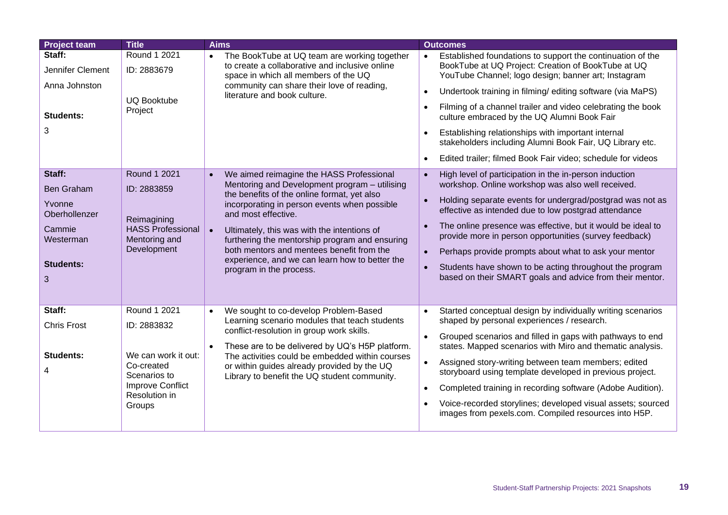| Project team | Title | Aims | Outcomes |
| --- | --- | --- | --- |
| **Staff:**<br>Jennifer Clement<br>Anna Johnston<br><br>**Students:**<br>3 | Round 1 2021<br>ID: 2883679<br><br>UQ Booktube Project | • The BookTube at UQ team are working together to create a collaborative and inclusive online space in which all members of the UQ community can share their love of reading, literature and book culture. | • Established foundations to support the continuation of the BookTube at UQ Project: Creation of BookTube at UQ YouTube Channel; logo design; banner art; Instagram<br>• Undertook training in filming/ editing software (via MaPS)<br>• Filming of a channel trailer and video celebrating the book culture embraced by the UQ Alumni Book Fair<br>• Establishing relationships with important internal stakeholders including Alumni Book Fair, UQ Library etc.<br>• Edited trailer; filmed Book Fair video; schedule for videos |
| **Staff:**<br>Ben Graham<br>Yvonne Oberhollenzer<br>Cammie Westerman<br><br>**Students:**<br>3 | Round 1 2021<br>ID: 2883859<br><br>Reimagining HASS Professional Mentoring and Development | • We aimed reimagine the HASS Professional Mentoring and Development program – utilising the benefits of the online format, yet also incorporating in person events when possible and most effective.<br>• Ultimately, this was with the intentions of furthering the mentorship program and ensuring both mentors and mentees benefit from the experience, and we can learn how to better the program in the process. | • High level of participation in the in-person induction workshop. Online workshop was also well received.<br>• Holding separate events for undergrad/postgrad was not as effective as intended due to low postgrad attendance<br>• The online presence was effective, but it would be ideal to provide more in person opportunities (survey feedback)<br>• Perhaps provide prompts about what to ask your mentor<br>• Students have shown to be acting throughout the program based on their SMART goals and advice from their mentor. |
| **Staff:**<br>Chris Frost<br><br>**Students:**<br>4 | Round 1 2021<br>ID: 2883832<br><br>We can work it out: Co-created Scenarios to Improve Conflict Resolution in Groups | • We sought to co-develop Problem-Based Learning scenario modules that teach students conflict-resolution in group work skills.<br>• These are to be delivered by UQ's H5P platform. The activities could be embedded within courses or within guides already provided by the UQ Library to benefit the UQ student community. | • Started conceptual design by individually writing scenarios shaped by personal experiences / research.<br>• Grouped scenarios and filled in gaps with pathways to end states. Mapped scenarios with Miro and thematic analysis.<br>• Assigned story-writing between team members; edited storyboard using template developed in previous project.<br>• Completed training in recording software (Adobe Audition).<br>• Voice-recorded storylines; developed visual assets; sourced images from pexels.com. Compiled resources into H5P. |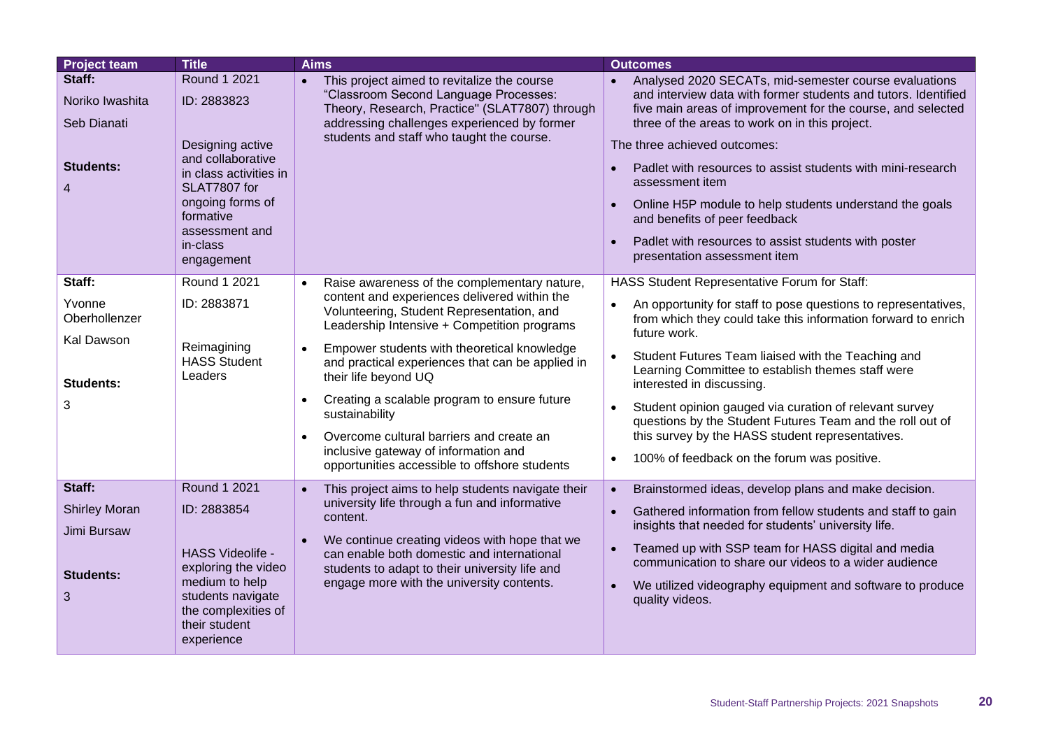| Project team | Title | Aims | Outcomes |
|---|---|---|---|
| **Staff:**<br>Noriko Iwashita<br>Seb Dianati<br><br>**Students:**<br>4 | Round 1 2021<br>ID: 2883823<br><br>Designing active and collaborative in class activities in SLAT7807 for ongoing forms of formative assessment and in-class engagement | • This project aimed to revitalize the course "Classroom Second Language Processes: Theory, Research, Practice" (SLAT7807) through addressing challenges experienced by former students and staff who taught the course. | • Analysed 2020 SECATs, mid-semester course evaluations and interview data with former students and tutors. Identified five main areas of improvement for the course, and selected three of the areas to work on in this project.<br>The three achieved outcomes:<br>• Padlet with resources to assist students with mini-research assessment item<br>• Online H5P module to help students understand the goals and benefits of peer feedback<br>• Padlet with resources to assist students with poster presentation assessment item |
| **Staff:**<br>Yvonne Oberhollenzer<br>Kal Dawson<br><br>**Students:**<br>3 | Round 1 2021<br>ID: 2883871<br><br>Reimagining HASS Student Leaders | • Raise awareness of the complementary nature, content and experiences delivered within the Volunteering, Student Representation, and Leadership Intensive + Competition programs<br>• Empower students with theoretical knowledge and practical experiences that can be applied in their life beyond UQ<br>• Creating a scalable program to ensure future sustainability<br>• Overcome cultural barriers and create an inclusive gateway of information and opportunities accessible to offshore students | HASS Student Representative Forum for Staff:<br>• An opportunity for staff to pose questions to representatives, from which they could take this information forward to enrich future work.<br>• Student Futures Team liaised with the Teaching and Learning Committee to establish themes staff were interested in discussing.<br>• Student opinion gauged via curation of relevant survey questions by the Student Futures Team and the roll out of this survey by the HASS student representatives.<br>• 100% of feedback on the forum was positive. |
| **Staff:**<br>Shirley Moran<br>Jimi Bursaw<br><br>**Students:**<br>3 | Round 1 2021<br>ID: 2883854<br><br>HASS Videolife - exploring the video medium to help students navigate the complexities of their student experience | • This project aims to help students navigate their university life through a fun and informative content.<br>• We continue creating videos with hope that we can enable both domestic and international students to adapt to their university life and engage more with the university contents. | • Brainstormed ideas, develop plans and make decision.<br>• Gathered information from fellow students and staff to gain insights that needed for students' university life.<br>• Teamed up with SSP team for HASS digital and media communication to share our videos to a wider audience<br>• We utilized videography equipment and software to produce quality videos. |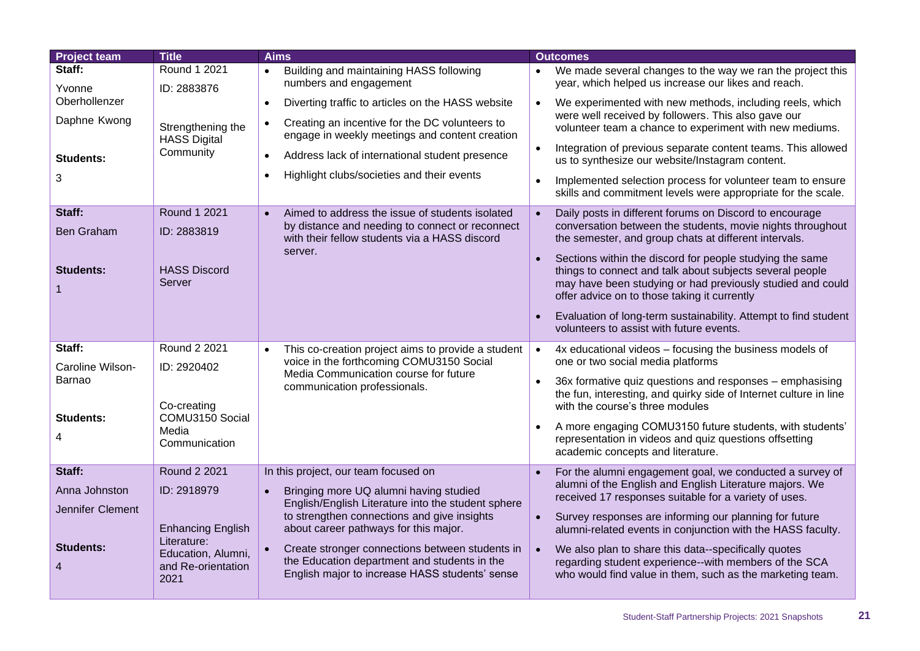| Project team | Title | Aims | Outcomes |
|---|---|---|---|
| **Staff:**<br>Yvonne Oberhollenzer<br>Daphne Kwong<br><br>**Students:**<br>3 | Round 1 2021<br>ID: 2883876<br><br>Strengthening the HASS Digital Community | • Building and maintaining HASS following numbers and engagement<br>• Diverting traffic to articles on the HASS website<br>• Creating an incentive for the DC volunteers to engage in weekly meetings and content creation<br>• Address lack of international student presence<br>• Highlight clubs/societies and their events | • We made several changes to the way we ran the project this year, which helped us increase our likes and reach.<br>• We experimented with new methods, including reels, which were well received by followers. This also gave our volunteer team a chance to experiment with new mediums.<br>• Integration of previous separate content teams. This allowed us to synthesize our website/Instagram content.<br>• Implemented selection process for volunteer team to ensure skills and commitment levels were appropriate for the scale. |
| **Staff:**<br>Ben Graham<br><br>**Students:**<br>1 | Round 1 2021<br>ID: 2883819<br><br>HASS Discord Server | • Aimed to address the issue of students isolated by distance and needing to connect or reconnect with their fellow students via a HASS discord server. | • Daily posts in different forums on Discord to encourage conversation between the students, movie nights throughout the semester, and group chats at different intervals.<br>• Sections within the discord for people studying the same things to connect and talk about subjects several people may have been studying or had previously studied and could offer advice on to those taking it currently<br>• Evaluation of long-term sustainability. Attempt to find student volunteers to assist with future events. |
| **Staff:**<br>Caroline Wilson-Barnao<br><br>**Students:**<br>4 | Round 2 2021<br>ID: 2920402<br><br>Co-creating COMU3150 Social Media Communication | • This co-creation project aims to provide a student voice in the forthcoming COMU3150 Social Media Communication course for future communication professionals. | • 4x educational videos – focusing the business models of one or two social media platforms<br>• 36x formative quiz questions and responses – emphasising the fun, interesting, and quirky side of Internet culture in line with the course's three modules<br>• A more engaging COMU3150 future students, with students' representation in videos and quiz questions offsetting academic concepts and literature. |
| **Staff:**<br>Anna Johnston<br>Jennifer Clement<br><br>**Students:**<br>4 | Round 2 2021<br>ID: 2918979<br><br>Enhancing English Literature: Education, Alumni, and Re-orientation 2021 | In this project, our team focused on<br>• Bringing more UQ alumni having studied English/English Literature into the student sphere to strengthen connections and give insights about career pathways for this major.<br>• Create stronger connections between students in the Education department and students in the English major to increase HASS students' sense | • For the alumni engagement goal, we conducted a survey of alumni of the English and English Literature majors. We received 17 responses suitable for a variety of uses.<br>• Survey responses are informing our planning for future alumni-related events in conjunction with the HASS faculty.<br>• We also plan to share this data--specifically quotes regarding student experience--with members of the SCA who would find value in them, such as the marketing team. |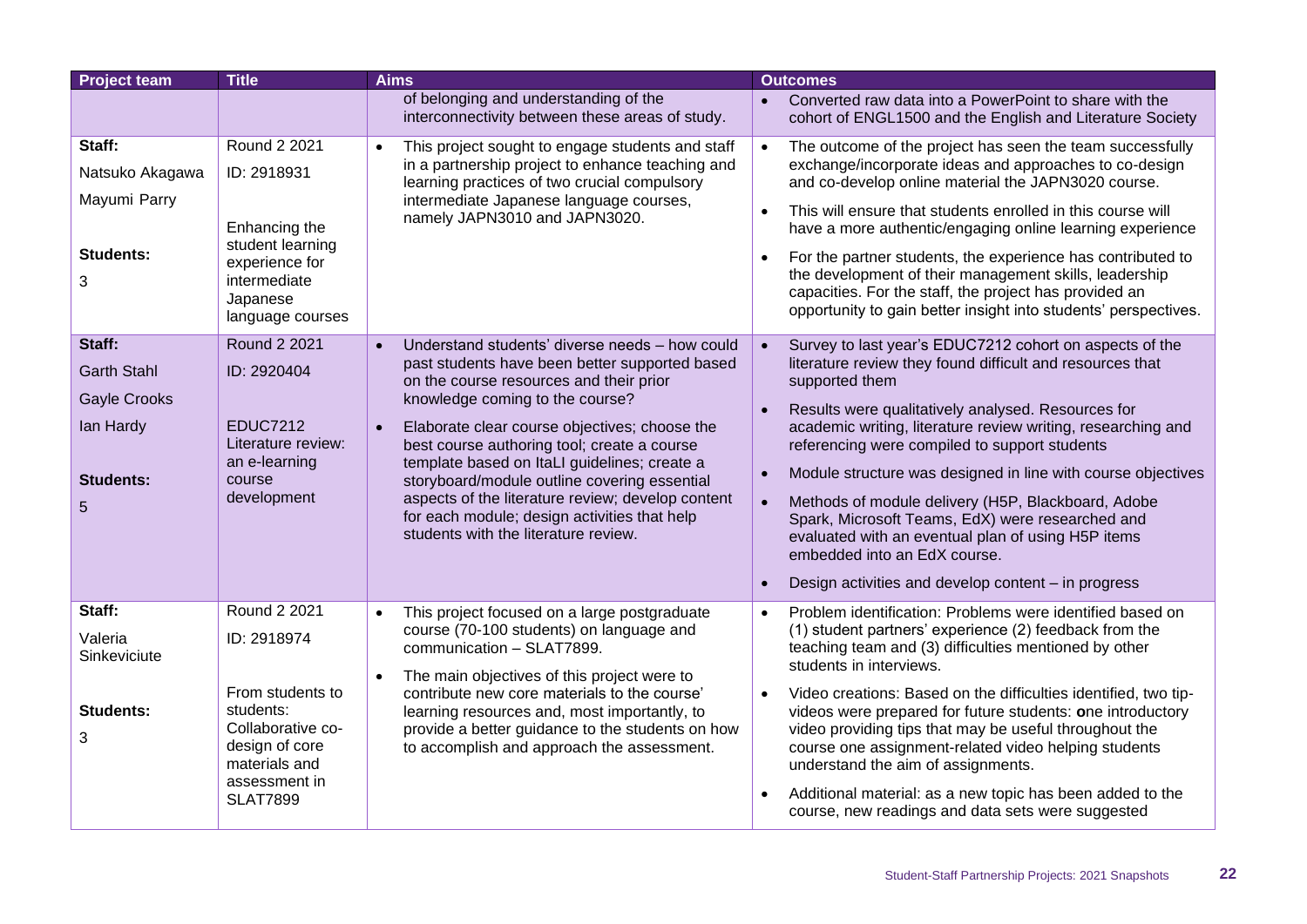| Project team | Title | Aims | Outcomes |
|---|---|---|---|
| | | of belonging and understanding of the interconnectivity between these areas of study. | • Converted raw data into a PowerPoint to share with the cohort of ENGL1500 and the English and Literature Society |
| **Staff:**<br>Natsuko Akagawa<br>Mayumi Parry<br><br>**Students:**<br>3 | Round 2 2021<br>ID: 2918931<br><br>Enhancing the student learning experience for intermediate Japanese language courses | • This project sought to engage students and staff in a partnership project to enhance teaching and learning practices of two crucial compulsory intermediate Japanese language courses, namely JAPN3010 and JAPN3020. | • The outcome of the project has seen the team successfully exchange/incorporate ideas and approaches to co-design and co-develop online material the JAPN3020 course.<br>• This will ensure that students enrolled in this course will have a more authentic/engaging online learning experience<br>• For the partner students, the experience has contributed to the development of their management skills, leadership capacities. For the staff, the project has provided an opportunity to gain better insight into students' perspectives. |
| **Staff:**<br>Garth Stahl<br>Gayle Crooks<br>Ian Hardy<br><br>**Students:**<br>5 | Round 2 2021<br>ID: 2920404<br><br>EDUC7212 Literature review: an e-learning course development | • Understand students' diverse needs – how could past students have been better supported based on the course resources and their prior knowledge coming to the course?<br>• Elaborate clear course objectives; choose the best course authoring tool; create a course template based on ItaLI guidelines; create a storyboard/module outline covering essential aspects of the literature review; develop content for each module; design activities that help students with the literature review. | • Survey to last year's EDUC7212 cohort on aspects of the literature review they found difficult and resources that supported them<br>• Results were qualitatively analysed. Resources for academic writing, literature review writing, researching and referencing were compiled to support students<br>• Module structure was designed in line with course objectives<br>• Methods of module delivery (H5P, Blackboard, Adobe Spark, Microsoft Teams, EdX) were researched and evaluated with an eventual plan of using H5P items embedded into an EdX course.<br>• Design activities and develop content – in progress |
| **Staff:**<br>Valeria Sinkeviciute<br><br>**Students:**<br>3 | Round 2 2021<br>ID: 2918974<br><br>From students to students: Collaborative co-design of core materials and assessment in SLAT7899 | • This project focused on a large postgraduate course (70-100 students) on language and communication – SLAT7899.<br>• The main objectives of this project were to contribute new core materials to the course' learning resources and, most importantly, to provide a better guidance to the students on how to accomplish and approach the assessment. | • Problem identification: Problems were identified based on (1) student partners' experience (2) feedback from the teaching team and (3) difficulties mentioned by other students in interviews.<br>• Video creations: Based on the difficulties identified, two tip-videos were prepared for future students: **o**ne introductory video providing tips that may be useful throughout the course one assignment-related video helping students understand the aim of assignments.<br>• Additional material: as a new topic has been added to the course, new readings and data sets were suggested |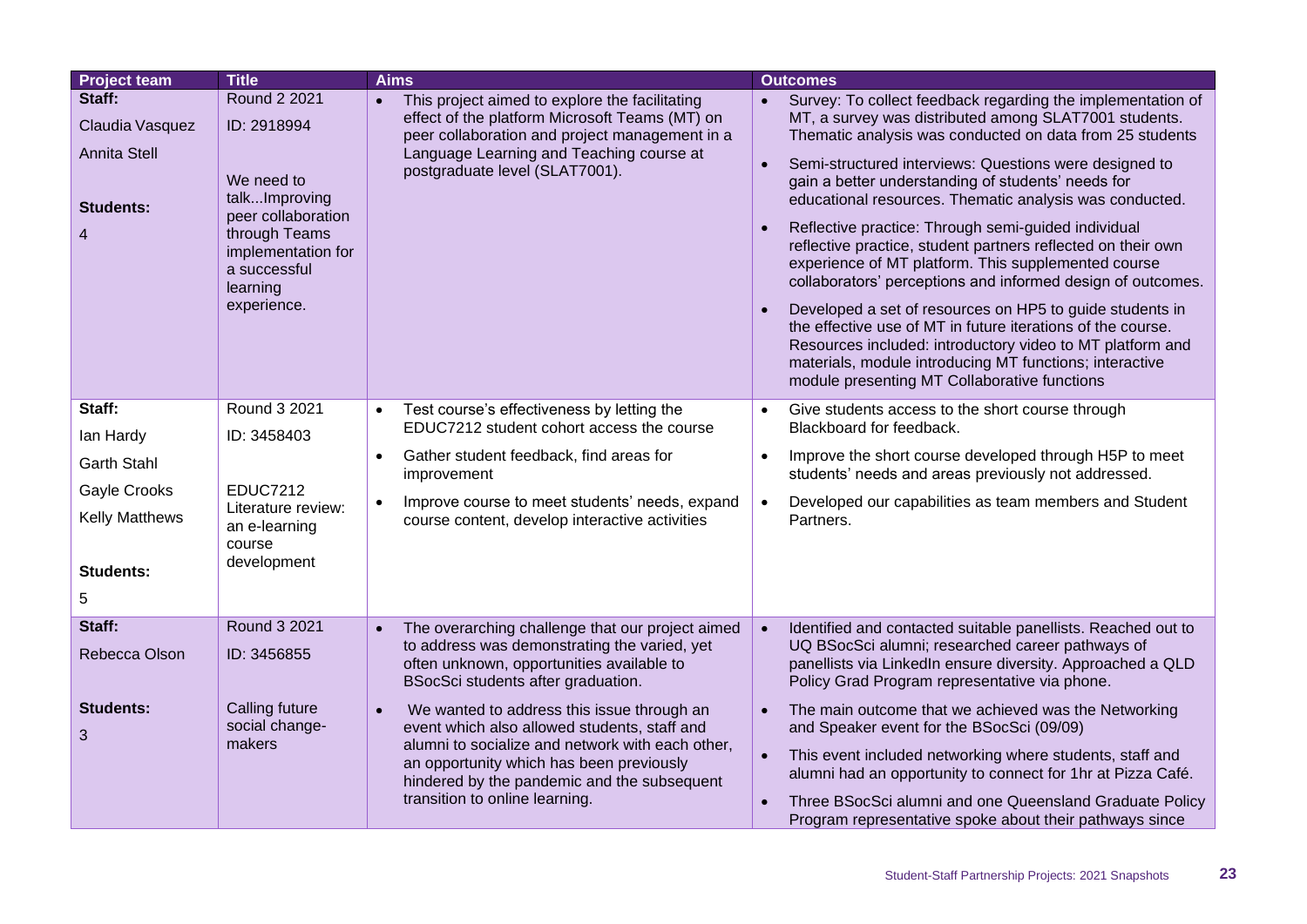| Project team | Title | Aims | Outcomes |
|---|---|---|---|
| **Staff:**<br>Claudia Vasquez<br>Annita Stell<br><br>**Students:**<br>4 | Round 2 2021<br>ID: 2918994<br><br>We need to talk...Improving peer collaboration through Teams implementation for a successful learning experience. | • This project aimed to explore the facilitating effect of the platform Microsoft Teams (MT) on peer collaboration and project management in a Language Learning and Teaching course at postgraduate level (SLAT7001). | • Survey: To collect feedback regarding the implementation of MT, a survey was distributed among SLAT7001 students. Thematic analysis was conducted on data from 25 students<br>• Semi-structured interviews: Questions were designed to gain a better understanding of students' needs for educational resources. Thematic analysis was conducted.<br>• Reflective practice: Through semi-guided individual reflective practice, student partners reflected on their own experience of MT platform. This supplemented course collaborators' perceptions and informed design of outcomes.<br>• Developed a set of resources on HP5 to guide students in the effective use of MT in future iterations of the course. Resources included: introductory video to MT platform and materials, module introducing MT functions; interactive module presenting MT Collaborative functions |
| **Staff:**<br>Ian Hardy<br>Garth Stahl<br>Gayle Crooks<br>Kelly Matthews<br><br>**Students:**<br>5 | Round 3 2021<br>ID: 3458403<br><br>EDUC7212 Literature review: an e-learning course development | • Test course's effectiveness by letting the EDUC7212 student cohort access the course<br>• Gather student feedback, find areas for improvement<br>• Improve course to meet students' needs, expand course content, develop interactive activities | • Give students access to the short course through Blackboard for feedback.<br>• Improve the short course developed through H5P to meet students' needs and areas previously not addressed.<br>• Developed our capabilities as team members and Student Partners. |
| **Staff:**<br>Rebecca Olson<br><br>**Students:**<br>3 | Round 3 2021<br>ID: 3456855<br><br>Calling future social change-makers | • The overarching challenge that our project aimed to address was demonstrating the varied, yet often unknown, opportunities available to BSocSci students after graduation.<br>• We wanted to address this issue through an event which also allowed students, staff and alumni to socialize and network with each other, an opportunity which has been previously hindered by the pandemic and the subsequent transition to online learning. | • Identified and contacted suitable panellists. Reached out to UQ BSocSci alumni; researched career pathways of panellists via LinkedIn ensure diversity. Approached a QLD Policy Grad Program representative via phone.<br>• The main outcome that we achieved was the Networking and Speaker event for the BSocSci (09/09)<br>• This event included networking where students, staff and alumni had an opportunity to connect for 1hr at Pizza Café.<br>• Three BSocSci alumni and one Queensland Graduate Policy Program representative spoke about their pathways since |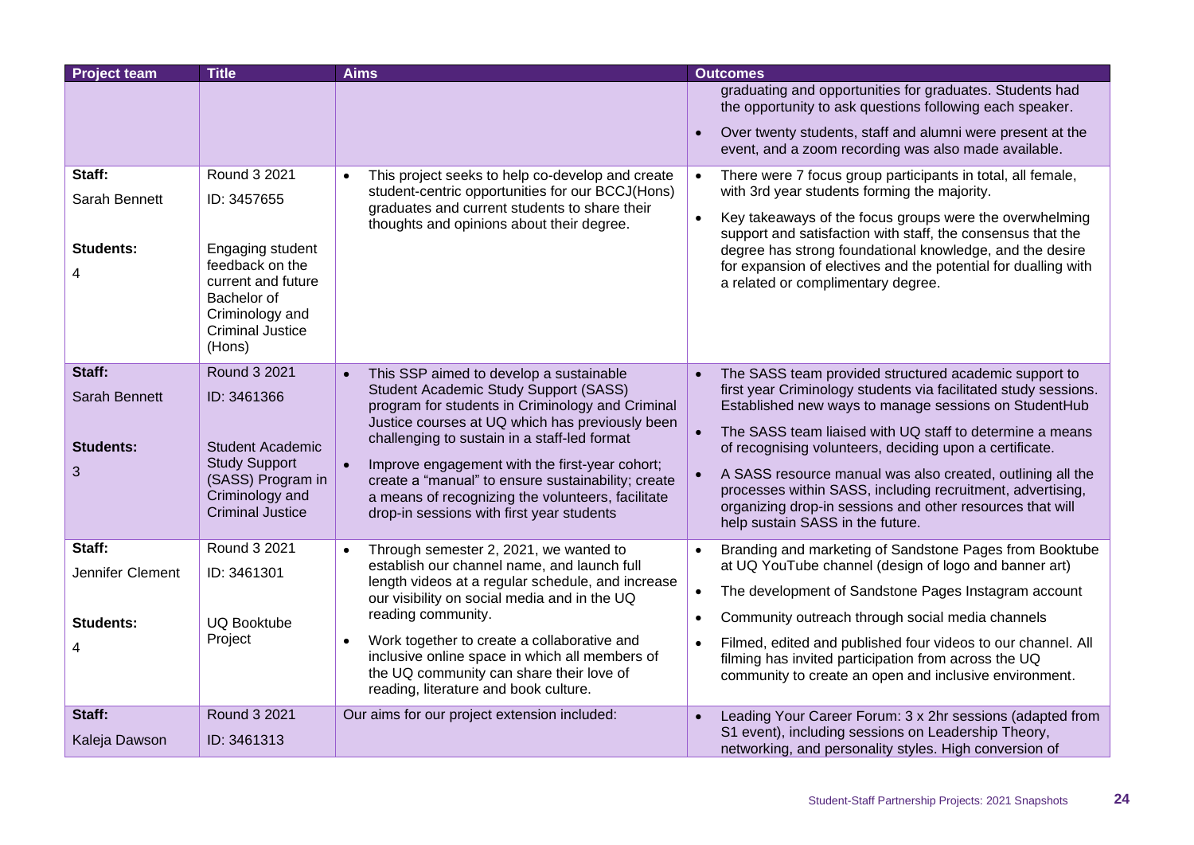| Project team | Title | Aims | Outcomes |
|---|---|---|---|
| | | | graduating and opportunities for graduates. Students had the opportunity to ask questions following each speaker.<br>• Over twenty students, staff and alumni were present at the event, and a zoom recording was also made available. |
| **Staff:**<br>Sarah Bennett<br><br>**Students:**<br>4 | Round 3 2021<br>ID: 3457655<br><br>Engaging student feedback on the current and future Bachelor of Criminology and Criminal Justice (Hons) | • This project seeks to help co-develop and create student-centric opportunities for our BCCJ(Hons) graduates and current students to share their thoughts and opinions about their degree. | • There were 7 focus group participants in total, all female, with 3rd year students forming the majority.<br>• Key takeaways of the focus groups were the overwhelming support and satisfaction with staff, the consensus that the degree has strong foundational knowledge, and the desire for expansion of electives and the potential for dualling with a related or complimentary degree. |
| **Staff:**<br>Sarah Bennett<br><br>**Students:**<br>3 | Round 3 2021<br>ID: 3461366<br><br>Student Academic Study Support (SASS) Program in Criminology and Criminal Justice | • This SSP aimed to develop a sustainable Student Academic Study Support (SASS) program for students in Criminology and Criminal Justice courses at UQ which has previously been challenging to sustain in a staff-led format<br>• Improve engagement with the first-year cohort; create a "manual" to ensure sustainability; create a means of recognizing the volunteers, facilitate drop-in sessions with first year students | • The SASS team provided structured academic support to first year Criminology students via facilitated study sessions. Established new ways to manage sessions on StudentHub<br>• The SASS team liaised with UQ staff to determine a means of recognising volunteers, deciding upon a certificate.<br>• A SASS resource manual was also created, outlining all the processes within SASS, including recruitment, advertising, organizing drop-in sessions and other resources that will help sustain SASS in the future. |
| **Staff:**<br>Jennifer Clement<br><br>**Students:**<br>4 | Round 3 2021<br>ID: 3461301<br><br>UQ Booktube Project | • Through semester 2, 2021, we wanted to establish our channel name, and launch full length videos at a regular schedule, and increase our visibility on social media and in the UQ reading community.<br>• Work together to create a collaborative and inclusive online space in which all members of the UQ community can share their love of reading, literature and book culture. | • Branding and marketing of Sandstone Pages from Booktube at UQ YouTube channel (design of logo and banner art)<br>• The development of Sandstone Pages Instagram account<br>• Community outreach through social media channels<br>• Filmed, edited and published four videos to our channel. All filming has invited participation from across the UQ community to create an open and inclusive environment. |
| **Staff:**<br>Kaleja Dawson | Round 3 2021<br>ID: 3461313 | Our aims for our project extension included: | • Leading Your Career Forum: 3 x 2hr sessions (adapted from S1 event), including sessions on Leadership Theory, networking, and personality styles. High conversion of |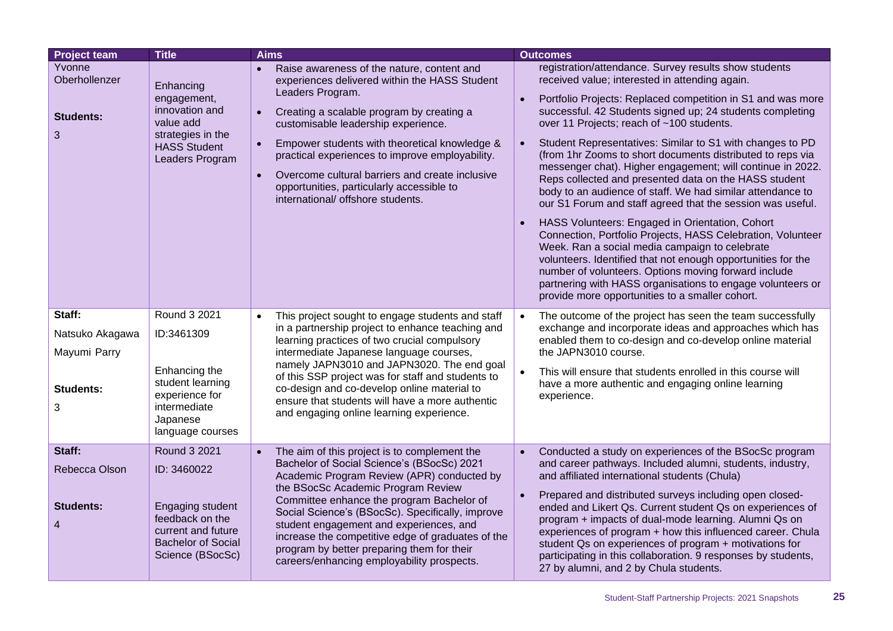| Project team | Title | Aims | Outcomes |
|---|---|---|---|
| Yvonne Oberhollenzer<br><br>**Students:**<br>3 | Enhancing engagement, innovation and value add strategies in the HASS Student Leaders Program | • Raise awareness of the nature, content and experiences delivered within the HASS Student Leaders Program.<br>• Creating a scalable program by creating a customisable leadership experience.<br>• Empower students with theoretical knowledge & practical experiences to improve employability.<br>• Overcome cultural barriers and create inclusive opportunities, particularly accessible to international/ offshore students. | registration/attendance. Survey results show students received value; interested in attending again.<br>• Portfolio Projects: Replaced competition in S1 and was more successful. 42 Students signed up; 24 students completing over 11 Projects; reach of ~100 students.<br>• Student Representatives: Similar to S1 with changes to PD (from 1hr Zooms to short documents distributed to reps via messenger chat). Higher engagement; will continue in 2022. Reps collected and presented data on the HASS student body to an audience of staff. We had similar attendance to our S1 Forum and staff agreed that the session was useful.<br>• HASS Volunteers: Engaged in Orientation, Cohort Connection, Portfolio Projects, HASS Celebration, Volunteer Week. Ran a social media campaign to celebrate volunteers. Identified that not enough opportunities for the number of volunteers. Options moving forward include partnering with HASS organisations to engage volunteers or provide more opportunities to a smaller cohort. |
| **Staff:**<br>Natsuko Akagawa<br>Mayumi Parry<br><br>**Students:**<br>3 | Round 3 2021<br>ID:3461309<br><br>Enhancing the student learning experience for intermediate Japanese language courses | • This project sought to engage students and staff in a partnership project to enhance teaching and learning practices of two crucial compulsory intermediate Japanese language courses, namely JAPN3010 and JAPN3020. The end goal of this SSP project was for staff and students to co-design and co-develop online material to ensure that students will have a more authentic and engaging online learning experience. | • The outcome of the project has seen the team successfully exchange and incorporate ideas and approaches which has enabled them to co-design and co-develop online material the JAPN3010 course.<br>• This will ensure that students enrolled in this course will have a more authentic and engaging online learning experience. |
| **Staff:**<br>Rebecca Olson<br><br>**Students:**<br>4 | Round 3 2021<br>ID: 3460022<br><br>Engaging student feedback on the current and future Bachelor of Social Science (BSocSc) | • The aim of this project is to complement the Bachelor of Social Science's (BSocSc) 2021 Academic Program Review (APR) conducted by the BSocSc Academic Program Review Committee enhance the program Bachelor of Social Science's (BSocSc). Specifically, improve student engagement and experiences, and increase the competitive edge of graduates of the program by better preparing them for their careers/enhancing employability prospects. | • Conducted a study on experiences of the BSocSc program and career pathways. Included alumni, students, industry, and affiliated international students (Chula)<br>• Prepared and distributed surveys including open closed-ended and Likert Qs. Current student Qs on experiences of program + impacts of dual-mode learning. Alumni Qs on experiences of program + how this influenced career. Chula student Qs on experiences of program + motivations for participating in this collaboration. 9 responses by students, 27 by alumni, and 2 by Chula students. |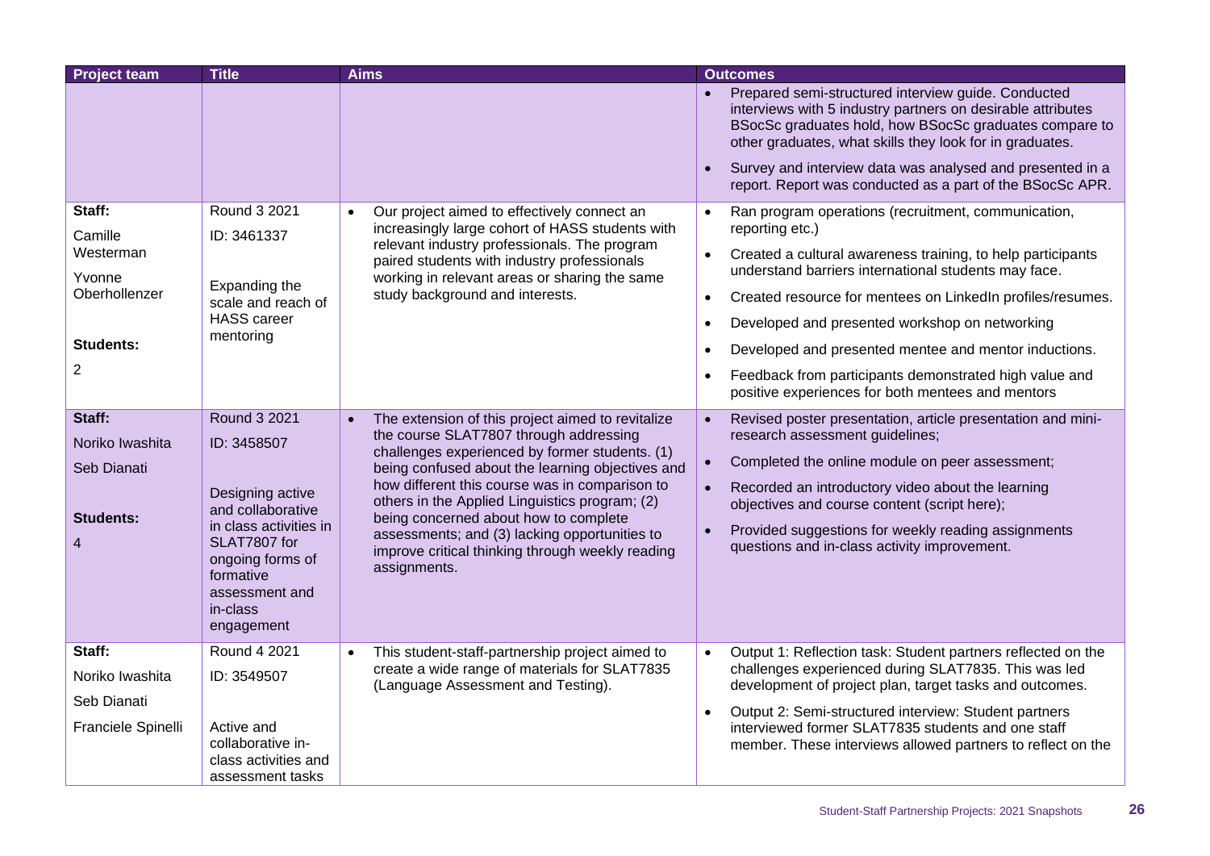| Project team | Title | Aims | Outcomes |
| --- | --- | --- | --- |
| | | | • Prepared semi-structured interview guide. Conducted interviews with 5 industry partners on desirable attributes BSocSc graduates hold, how BSocSc graduates compare to other graduates, what skills they look for in graduates.<br>• Survey and interview data was analysed and presented in a report. Report was conducted as a part of the BSocSc APR. |
| **Staff:**<br>Camille Westerman<br>Yvonne Oberhollenzer<br>**Students:**<br>2 | Round 3 2021<br>ID: 3461337<br>Expanding the scale and reach of HASS career mentoring | • Our project aimed to effectively connect an increasingly large cohort of HASS students with relevant industry professionals. The program paired students with industry professionals working in relevant areas or sharing the same study background and interests. | • Ran program operations (recruitment, communication, reporting etc.)<br>• Created a cultural awareness training, to help participants understand barriers international students may face.<br>• Created resource for mentees on LinkedIn profiles/resumes.<br>• Developed and presented workshop on networking<br>• Developed and presented mentee and mentor inductions.<br>• Feedback from participants demonstrated high value and positive experiences for both mentees and mentors |
| **Staff:**<br>Noriko Iwashita<br>Seb Dianati<br>**Students:**<br>4 | Round 3 2021<br>ID: 3458507<br>Designing active and collaborative in class activities in SLAT7807 for ongoing forms of formative assessment and in-class engagement | • The extension of this project aimed to revitalize the course SLAT7807 through addressing challenges experienced by former students. (1) being confused about the learning objectives and how different this course was in comparison to others in the Applied Linguistics program; (2) being concerned about how to complete assessments; and (3) lacking opportunities to improve critical thinking through weekly reading assignments. | • Revised poster presentation, article presentation and mini-research assessment guidelines;<br>• Completed the online module on peer assessment;<br>• Recorded an introductory video about the learning objectives and course content (script here);<br>• Provided suggestions for weekly reading assignments questions and in-class activity improvement. |
| **Staff:**<br>Noriko Iwashita<br>Seb Dianati<br>Franciele Spinelli | Round 4 2021<br>ID: 3549507<br>Active and collaborative in-class activities and assessment tasks | • This student-staff-partnership project aimed to create a wide range of materials for SLAT7835 (Language Assessment and Testing). | • Output 1: Reflection task: Student partners reflected on the challenges experienced during SLAT7835. This was led development of project plan, target tasks and outcomes.<br>• Output 2: Semi-structured interview: Student partners interviewed former SLAT7835 students and one staff member. These interviews allowed partners to reflect on the |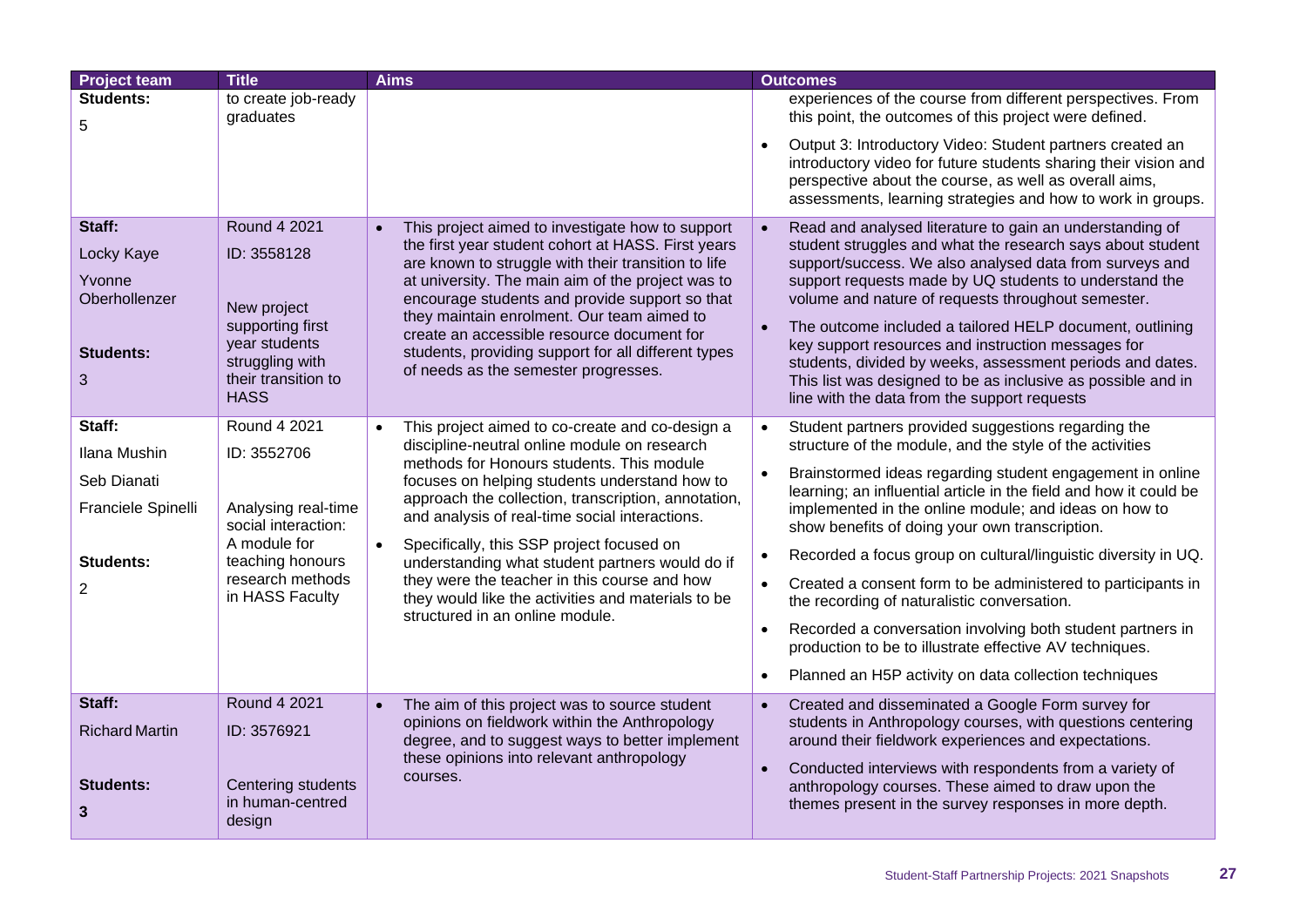| Project team | Title | Aims | Outcomes |
|---|---|---|---|
| **Students:** 5 | to create job-ready graduates | | experiences of the course from different perspectives. From this point, the outcomes of this project were defined.<br>• Output 3: Introductory Video: Student partners created an introductory video for future students sharing their vision and perspective about the course, as well as overall aims, assessments, learning strategies and how to work in groups. |
| **Staff:** Locky Kaye, Yvonne Oberhollenzer<br>**Students:** 3 | Round 4 2021<br>ID: 3558128<br>New project supporting first year students struggling with their transition to HASS | • This project aimed to investigate how to support the first year student cohort at HASS. First years are known to struggle with their transition to life at university. The main aim of the project was to encourage students and provide support so that they maintain enrolment. Our team aimed to create an accessible resource document for students, providing support for all different types of needs as the semester progresses. | • Read and analysed literature to gain an understanding of student struggles and what the research says about student support/success. We also analysed data from surveys and support requests made by UQ students to understand the volume and nature of requests throughout semester.<br>• The outcome included a tailored HELP document, outlining key support resources and instruction messages for students, divided by weeks, assessment periods and dates. This list was designed to be as inclusive as possible and in line with the data from the support requests |
| **Staff:** Ilana Mushin, Seb Dianati, Franciele Spinelli<br>**Students:** 2 | Round 4 2021<br>ID: 3552706<br>Analysing real-time social interaction: A module for teaching honours research methods in HASS Faculty | • This project aimed to co-create and co-design a discipline-neutral online module on research methods for Honours students. This module focuses on helping students understand how to approach the collection, transcription, annotation, and analysis of real-time social interactions.<br>• Specifically, this SSP project focused on understanding what student partners would do if they were the teacher in this course and how they would like the activities and materials to be structured in an online module. | • Student partners provided suggestions regarding the structure of the module, and the style of the activities<br>• Brainstormed ideas regarding student engagement in online learning; an influential article in the field and how it could be implemented in the online module; and ideas on how to show benefits of doing your own transcription.<br>• Recorded a focus group on cultural/linguistic diversity in UQ.<br>• Created a consent form to be administered to participants in the recording of naturalistic conversation.<br>• Recorded a conversation involving both student partners in production to be to illustrate effective AV techniques.<br>• Planned an H5P activity on data collection techniques |
| **Staff:** Richard Martin<br>**Students:** **3** | Round 4 2021<br>ID: 3576921<br>Centering students in human-centred design | • The aim of this project was to source student opinions on fieldwork within the Anthropology degree, and to suggest ways to better implement these opinions into relevant anthropology courses. | • Created and disseminated a Google Form survey for students in Anthropology courses, with questions centering around their fieldwork experiences and expectations.<br>• Conducted interviews with respondents from a variety of anthropology courses. These aimed to draw upon the themes present in the survey responses in more depth. |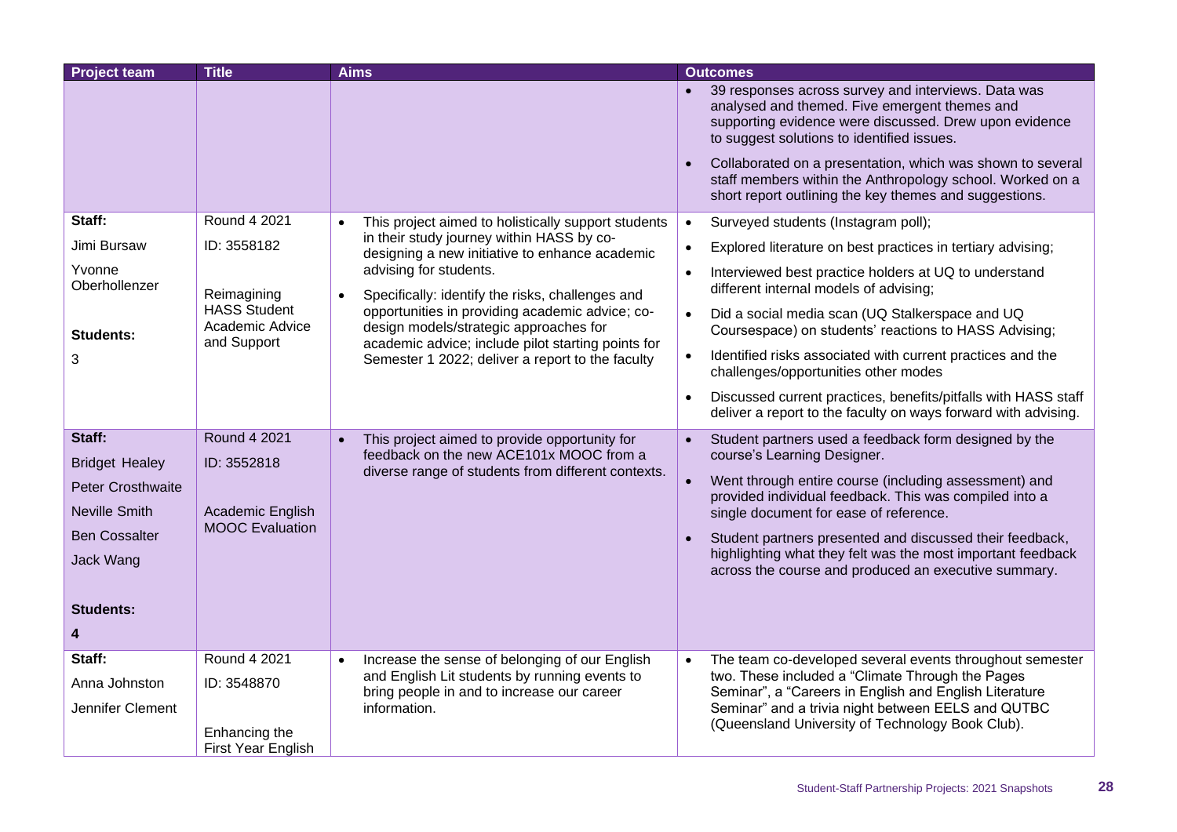| Project team | Title | Aims | Outcomes |
|---|---|---|---|
| | | | • 39 responses across survey and interviews. Data was analysed and themed. Five emergent themes and supporting evidence were discussed. Drew upon evidence to suggest solutions to identified issues.<br>• Collaborated on a presentation, which was shown to several staff members within the Anthropology school. Worked on a short report outlining the key themes and suggestions. |
| **Staff:**<br>Jimi Bursaw<br>Yvonne Oberhollenzer<br><br>**Students:**<br>3 | Round 4 2021<br>ID: 3558182<br><br>Reimagining HASS Student Academic Advice and Support | • This project aimed to holistically support students in their study journey within HASS by co-designing a new initiative to enhance academic advising for students.<br>• Specifically: identify the risks, challenges and opportunities in providing academic advice; co-design models/strategic approaches for academic advice; include pilot starting points for Semester 1 2022; deliver a report to the faculty | • Surveyed students (Instagram poll);<br>• Explored literature on best practices in tertiary advising;<br>• Interviewed best practice holders at UQ to understand different internal models of advising;<br>• Did a social media scan (UQ Stalkerspace and UQ Coursespace) on students' reactions to HASS Advising;<br>• Identified risks associated with current practices and the challenges/opportunities other modes<br>• Discussed current practices, benefits/pitfalls with HASS staff deliver a report to the faculty on ways forward with advising. |
| **Staff:**<br>Bridget Healey<br>Peter Crosthwaite<br>Neville Smith<br>Ben Cossalter<br>Jack Wang<br><br>**Students:**<br>**4** | Round 4 2021<br>ID: 3552818<br><br>Academic English MOOC Evaluation | • This project aimed to provide opportunity for feedback on the new ACE101x MOOC from a diverse range of students from different contexts. | • Student partners used a feedback form designed by the course's Learning Designer.<br>• Went through entire course (including assessment) and provided individual feedback. This was compiled into a single document for ease of reference.<br>• Student partners presented and discussed their feedback, highlighting what they felt was the most important feedback across the course and produced an executive summary. |
| **Staff:**<br>Anna Johnston<br>Jennifer Clement | Round 4 2021<br>ID: 3548870<br><br>Enhancing the First Year English | • Increase the sense of belonging of our English and English Lit students by running events to bring people in and to increase our career information. | • The team co-developed several events throughout semester two. These included a "Climate Through the Pages Seminar", a "Careers in English and English Literature Seminar" and a trivia night between EELS and QUTBC (Queensland University of Technology Book Club). |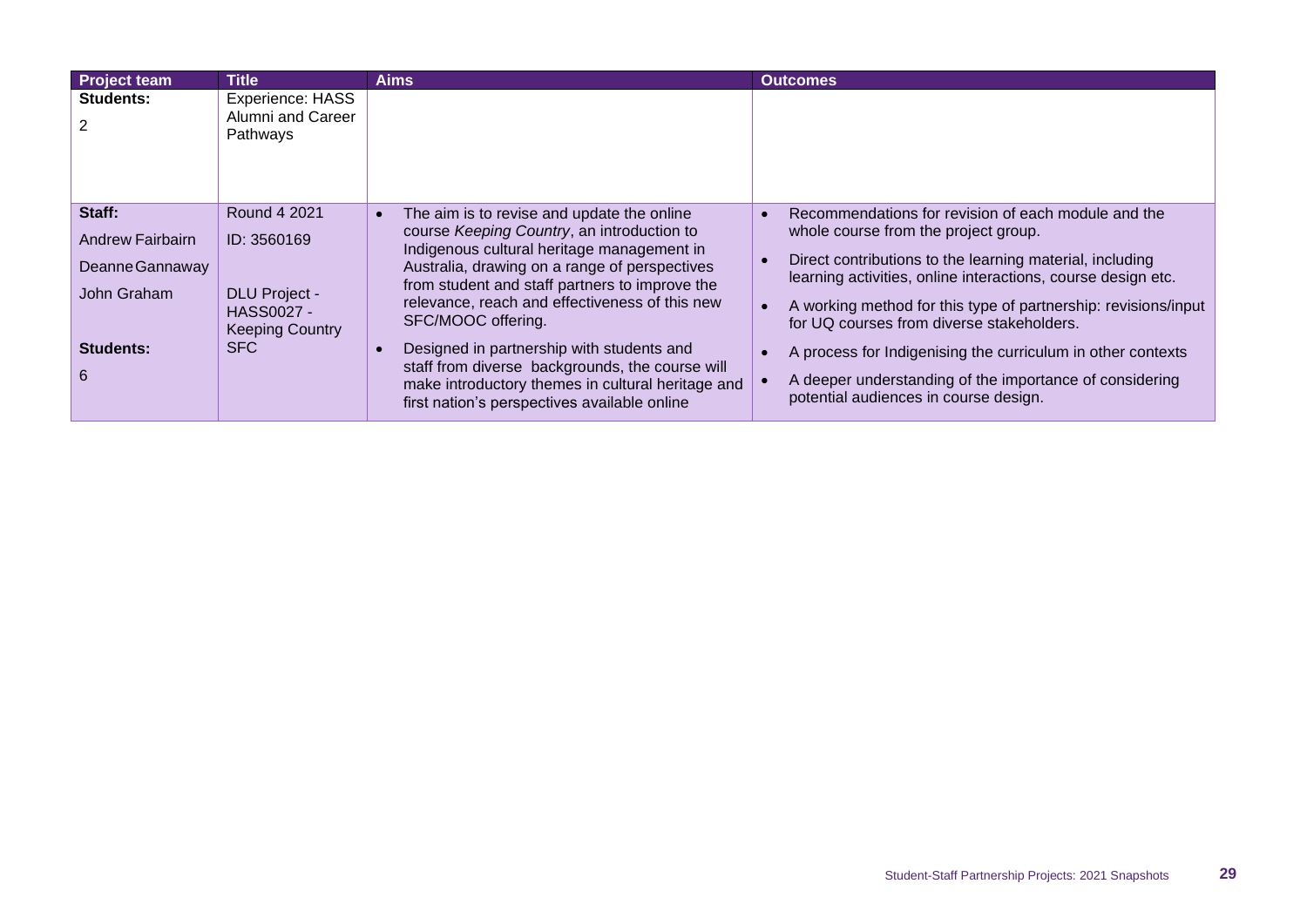| Project team | Title | Aims | Outcomes |
|---|---|---|---|
| **Students:**<br><br>2 | Experience: HASS Alumni and Career Pathways | | |
| **Staff:**<br><br>Andrew Fairbairn<br><br>Deanne Gannaway<br><br>John Graham<br><br>**Students:**<br><br>6 | Round 4 2021<br><br>ID: 3560169<br><br>DLU Project - HASS0027 - Keeping Country SFC | • The aim is to revise and update the online course *Keeping Country*, an introduction to Indigenous cultural heritage management in Australia, drawing on a range of perspectives from student and staff partners to improve the relevance, reach and effectiveness of this new SFC/MOOC offering.<br><br>• Designed in partnership with students and staff from diverse backgrounds, the course will make introductory themes in cultural heritage and first nation's perspectives available online | • Recommendations for revision of each module and the whole course from the project group.<br><br>• Direct contributions to the learning material, including learning activities, online interactions, course design etc.<br><br>• A working method for this type of partnership: revisions/input for UQ courses from diverse stakeholders.<br><br>• A process for Indigenising the curriculum in other contexts<br><br>• A deeper understanding of the importance of considering potential audiences in course design. |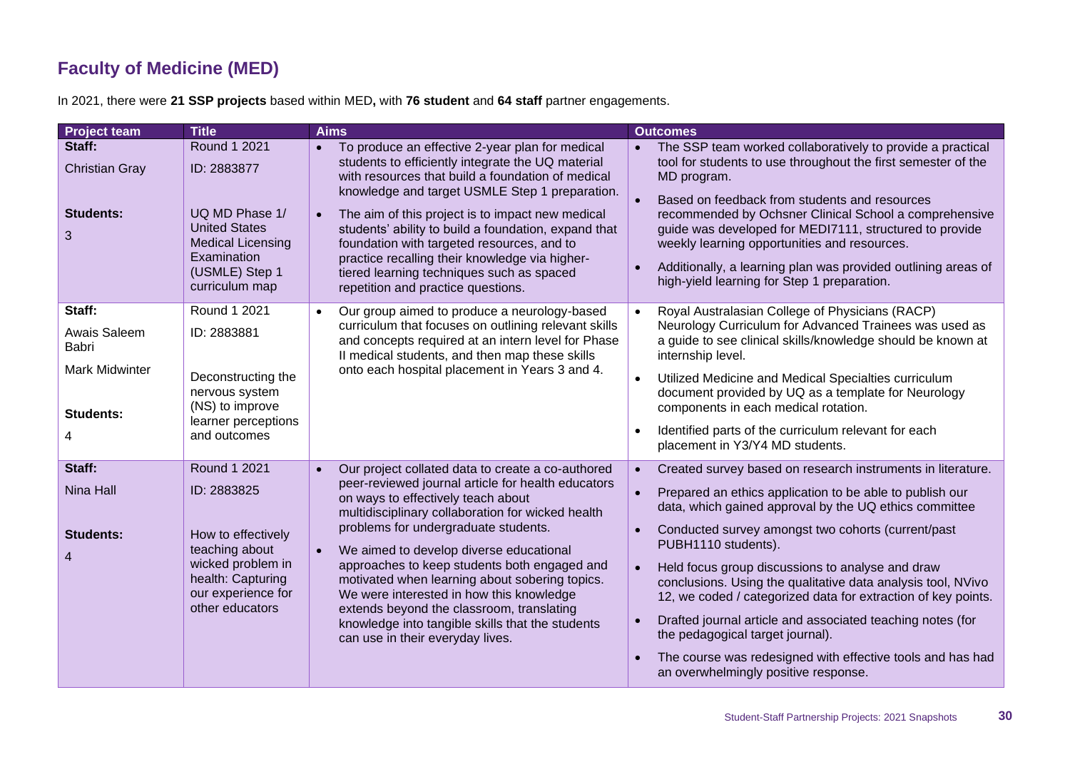## Faculty of Medicine (MED)

In 2021, there were **21 SSP projects** based within MED**,** with **76 student** and **64 staff** partner engagements.

| Project team | Title | Aims | Outcomes |
|---|---|---|---|
| **Staff:**<br>Christian Gray<br><br>**Students:**<br>3 | Round 1 2021<br>ID: 2883877<br><br>UQ MD Phase 1/ United States Medical Licensing Examination (USMLE) Step 1 curriculum map | • To produce an effective 2-year plan for medical students to efficiently integrate the UQ material with resources that build a foundation of medical knowledge and target USMLE Step 1 preparation.<br>• The aim of this project is to impact new medical students' ability to build a foundation, expand that foundation with targeted resources, and to practice recalling their knowledge via higher-tiered learning techniques such as spaced repetition and practice questions. | • The SSP team worked collaboratively to provide a practical tool for students to use throughout the first semester of the MD program.<br>• Based on feedback from students and resources recommended by Ochsner Clinical School a comprehensive guide was developed for MEDI7111, structured to provide weekly learning opportunities and resources.<br>• Additionally, a learning plan was provided outlining areas of high-yield learning for Step 1 preparation. |
| **Staff:**<br>Awais Saleem Babri<br>Mark Midwinter<br><br>**Students:**<br>4 | Round 1 2021<br>ID: 2883881<br><br>Deconstructing the nervous system (NS) to improve learner perceptions and outcomes | • Our group aimed to produce a neurology-based curriculum that focuses on outlining relevant skills and concepts required at an intern level for Phase II medical students, and then map these skills onto each hospital placement in Years 3 and 4. | • Royal Australasian College of Physicians (RACP) Neurology Curriculum for Advanced Trainees was used as a guide to see clinical skills/knowledge should be known at internship level.<br>• Utilized Medicine and Medical Specialties curriculum document provided by UQ as a template for Neurology components in each medical rotation.<br>• Identified parts of the curriculum relevant for each placement in Y3/Y4 MD students. |
| **Staff:**<br>Nina Hall<br><br>**Students:**<br>4 | Round 1 2021<br>ID: 2883825<br><br>How to effectively teaching about wicked problem in health: Capturing our experience for other educators | • Our project collated data to create a co-authored peer-reviewed journal article for health educators on ways to effectively teach about multidisciplinary collaboration for wicked health problems for undergraduate students.<br>• We aimed to develop diverse educational approaches to keep students both engaged and motivated when learning about sobering topics. We were interested in how this knowledge extends beyond the classroom, translating knowledge into tangible skills that the students can use in their everyday lives. | • Created survey based on research instruments in literature.<br>• Prepared an ethics application to be able to publish our data, which gained approval by the UQ ethics committee<br>• Conducted survey amongst two cohorts (current/past PUBH1110 students).<br>• Held focus group discussions to analyse and draw conclusions. Using the qualitative data analysis tool, NVivo 12, we coded / categorized data for extraction of key points.<br>• Drafted journal article and associated teaching notes (for the pedagogical target journal).<br>• The course was redesigned with effective tools and has had an overwhelmingly positive response. |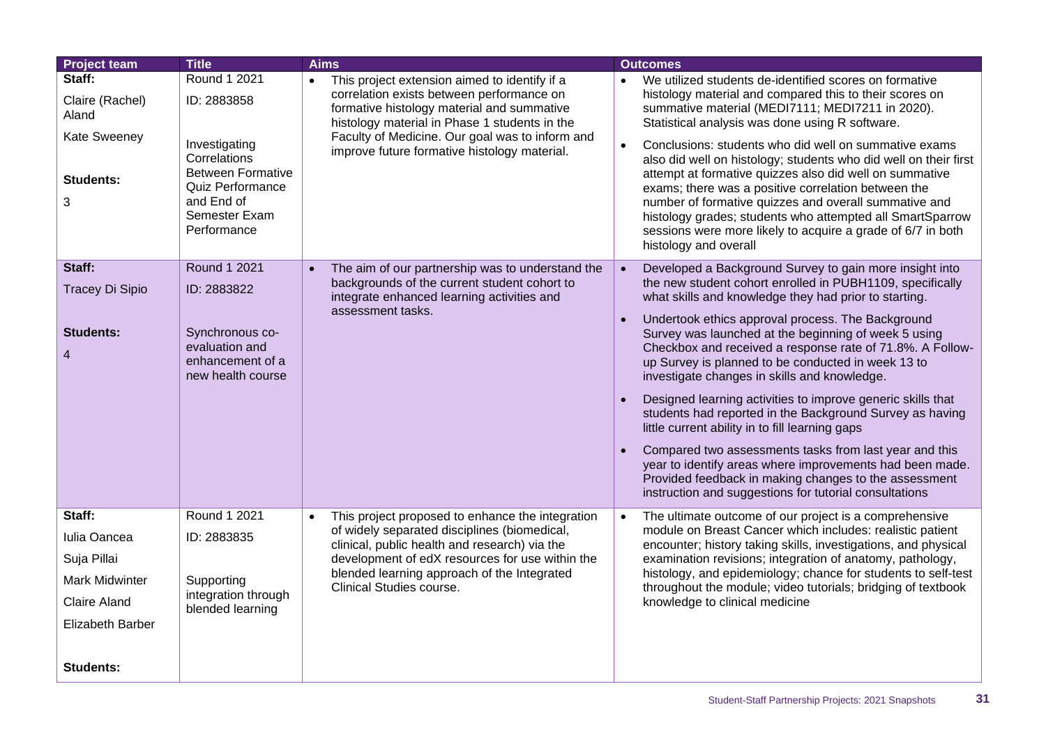| Project team | Title | Aims | Outcomes |
|---|---|---|---|
| **Staff:**<br>Claire (Rachel) Aland<br>Kate Sweeney<br><br>**Students:**<br>3 | Round 1 2021<br>ID: 2883858<br><br>Investigating Correlations Between Formative Quiz Performance and End of Semester Exam Performance | • This project extension aimed to identify if a correlation exists between performance on formative histology material and summative histology material in Phase 1 students in the Faculty of Medicine. Our goal was to inform and improve future formative histology material. | • We utilized students de-identified scores on formative histology material and compared this to their scores on summative material (MEDI7111; MEDI7211 in 2020). Statistical analysis was done using R software.<br>• Conclusions: students who did well on summative exams also did well on histology; students who did well on their first attempt at formative quizzes also did well on summative exams; there was a positive correlation between the number of formative quizzes and overall summative and histology grades; students who attempted all SmartSparrow sessions were more likely to acquire a grade of 6/7 in both histology and overall |
| **Staff:**<br>Tracey Di Sipio<br><br>**Students:**<br>4 | Round 1 2021<br>ID: 2883822<br><br>Synchronous co-evaluation and enhancement of a new health course | • The aim of our partnership was to understand the backgrounds of the current student cohort to integrate enhanced learning activities and assessment tasks. | • Developed a Background Survey to gain more insight into the new student cohort enrolled in PUBH1109, specifically what skills and knowledge they had prior to starting.<br>• Undertook ethics approval process. The Background Survey was launched at the beginning of week 5 using Checkbox and received a response rate of 71.8%. A Follow-up Survey is planned to be conducted in week 13 to investigate changes in skills and knowledge.<br>• Designed learning activities to improve generic skills that students had reported in the Background Survey as having little current ability in to fill learning gaps<br>• Compared two assessments tasks from last year and this year to identify areas where improvements had been made. Provided feedback in making changes to the assessment instruction and suggestions for tutorial consultations |
| **Staff:**<br>Iulia Oancea<br>Suja Pillai<br>Mark Midwinter<br>Claire Aland<br>Elizabeth Barber<br><br>**Students:** | Round 1 2021<br>ID: 2883835<br><br>Supporting integration through blended learning | • This project proposed to enhance the integration of widely separated disciplines (biomedical, clinical, public health and research) via the development of edX resources for use within the blended learning approach of the Integrated Clinical Studies course. | • The ultimate outcome of our project is a comprehensive module on Breast Cancer which includes: realistic patient encounter; history taking skills, investigations, and physical examination revisions; integration of anatomy, pathology, histology, and epidemiology; chance for students to self-test throughout the module; video tutorials; bridging of textbook knowledge to clinical medicine |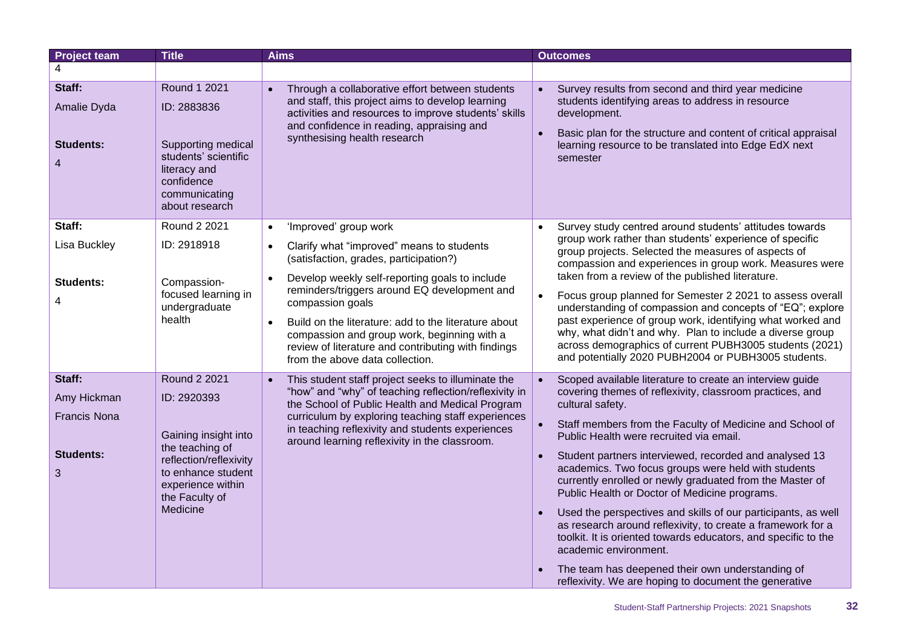| Project team | Title | Aims | Outcomes |
|---|---|---|---|
| 4 | | | |
| **Staff:**<br>Amalie Dyda<br><br>**Students:**<br>4 | Round 1 2021<br>ID: 2883836<br><br>Supporting medical students' scientific literacy and confidence communicating about research | • Through a collaborative effort between students and staff, this project aims to develop learning activities and resources to improve students' skills and confidence in reading, appraising and synthesising health research | • Survey results from second and third year medicine students identifying areas to address in resource development.<br>• Basic plan for the structure and content of critical appraisal learning resource to be translated into Edge EdX next semester |
| **Staff:**<br>Lisa Buckley<br><br>**Students:**<br>4 | Round 2 2021<br>ID: 2918918<br><br>Compassion-focused learning in undergraduate health | • 'Improved' group work<br>• Clarify what "improved" means to students (satisfaction, grades, participation?)<br>• Develop weekly self-reporting goals to include reminders/triggers around EQ development and compassion goals<br>• Build on the literature: add to the literature about compassion and group work, beginning with a review of literature and contributing with findings from the above data collection. | • Survey study centred around students' attitudes towards group work rather than students' experience of specific group projects. Selected the measures of aspects of compassion and experiences in group work. Measures were taken from a review of the published literature.<br>• Focus group planned for Semester 2 2021 to assess overall understanding of compassion and concepts of "EQ"; explore past experience of group work, identifying what worked and why, what didn't and why. Plan to include a diverse group across demographics of current PUBH3005 students (2021) and potentially 2020 PUBH2004 or PUBH3005 students. |
| **Staff:**<br>Amy Hickman<br>Francis Nona<br><br>**Students:**<br>3 | Round 2 2021<br>ID: 2920393<br><br>Gaining insight into the teaching of reflection/reflexivity to enhance student experience within the Faculty of Medicine | • This student staff project seeks to illuminate the "how" and "why" of teaching reflection/reflexivity in the School of Public Health and Medical Program curriculum by exploring teaching staff experiences in teaching reflexivity and students experiences around learning reflexivity in the classroom. | • Scoped available literature to create an interview guide covering themes of reflexivity, classroom practices, and cultural safety.<br>• Staff members from the Faculty of Medicine and School of Public Health were recruited via email.<br>• Student partners interviewed, recorded and analysed 13 academics. Two focus groups were held with students currently enrolled or newly graduated from the Master of Public Health or Doctor of Medicine programs.<br>• Used the perspectives and skills of our participants, as well as research around reflexivity, to create a framework for a toolkit. It is oriented towards educators, and specific to the academic environment.<br>• The team has deepened their own understanding of reflexivity. We are hoping to document the generative |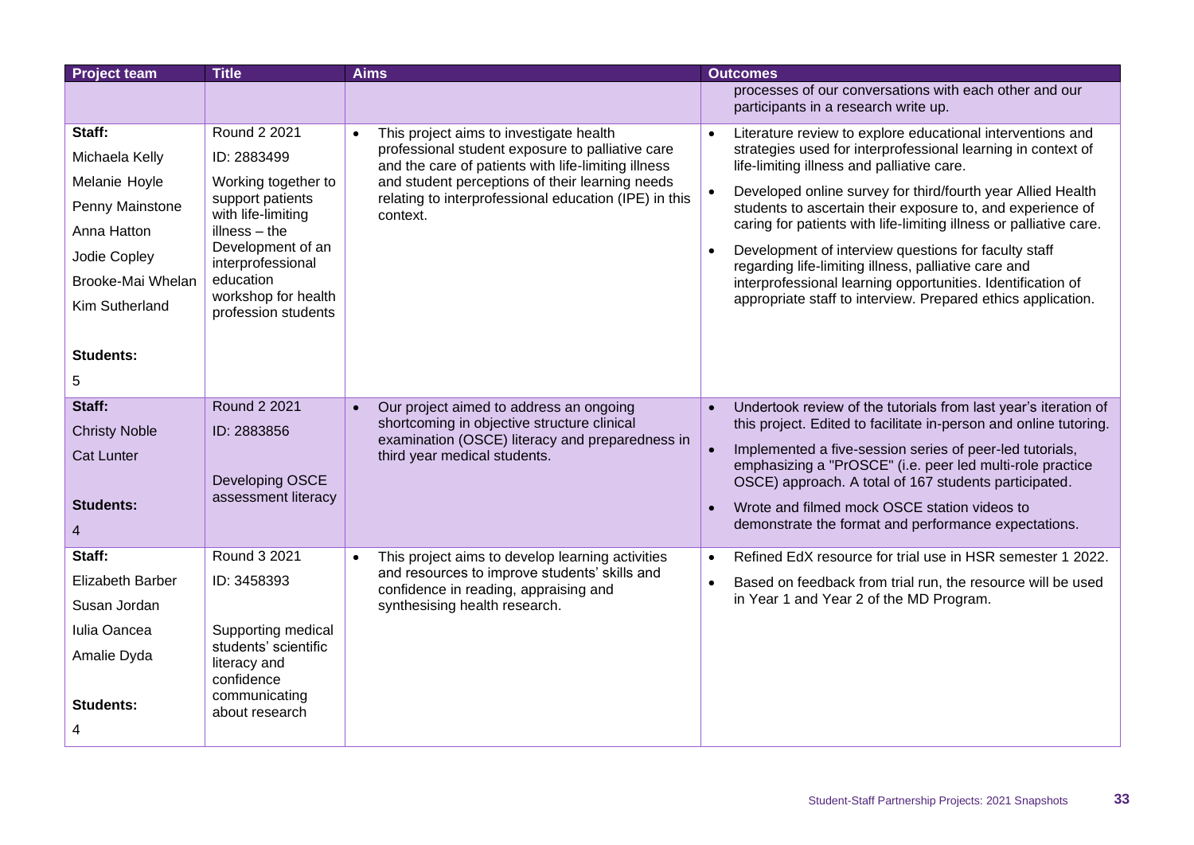| Project team | Title | Aims | Outcomes |
|---|---|---|---|
| | | | processes of our conversations with each other and our participants in a research write up. |
| **Staff:**<br>Michaela Kelly<br>Melanie Hoyle<br>Penny Mainstone<br>Anna Hatton<br>Jodie Copley<br>Brooke-Mai Whelan<br>Kim Sutherland<br><br>**Students:**<br>5 | Round 2 2021<br>ID: 2883499<br>Working together to support patients with life-limiting illness – the Development of an interprofessional education workshop for health profession students | • This project aims to investigate health professional student exposure to palliative care and the care of patients with life-limiting illness and student perceptions of their learning needs relating to interprofessional education (IPE) in this context. | • Literature review to explore educational interventions and strategies used for interprofessional learning in context of life-limiting illness and palliative care.<br>• Developed online survey for third/fourth year Allied Health students to ascertain their exposure to, and experience of caring for patients with life-limiting illness or palliative care.<br>• Development of interview questions for faculty staff regarding life-limiting illness, palliative care and interprofessional learning opportunities. Identification of appropriate staff to interview. Prepared ethics application. |
| **Staff:**<br>Christy Noble<br>Cat Lunter<br><br>**Students:**<br>4 | Round 2 2021<br>ID: 2883856<br><br>Developing OSCE assessment literacy | • Our project aimed to address an ongoing shortcoming in objective structure clinical examination (OSCE) literacy and preparedness in third year medical students. | • Undertook review of the tutorials from last year's iteration of this project. Edited to facilitate in-person and online tutoring.<br>• Implemented a five-session series of peer-led tutorials, emphasizing a "PrOSCE" (i.e. peer led multi-role practice OSCE) approach. A total of 167 students participated.<br>• Wrote and filmed mock OSCE station videos to demonstrate the format and performance expectations. |
| **Staff:**<br>Elizabeth Barber<br>Susan Jordan<br>Iulia Oancea<br>Amalie Dyda<br><br>**Students:**<br>4 | Round 3 2021<br>ID: 3458393<br><br>Supporting medical students' scientific literacy and confidence communicating about research | • This project aims to develop learning activities and resources to improve students' skills and confidence in reading, appraising and synthesising health research. | • Refined EdX resource for trial use in HSR semester 1 2022.<br>• Based on feedback from trial run, the resource will be used in Year 1 and Year 2 of the MD Program. |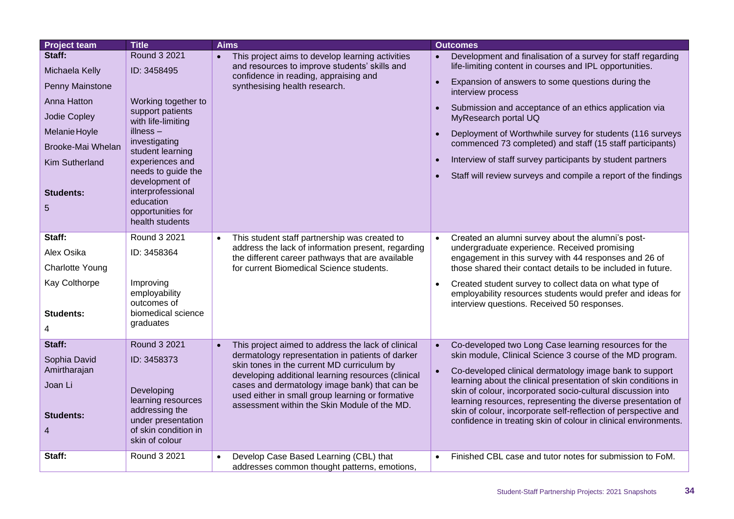| Project team | Title | Aims | Outcomes |
|---|---|---|---|
| **Staff:**<br>Michaela Kelly<br>Penny Mainstone<br>Anna Hatton<br>Jodie Copley<br>Melanie Hoyle<br>Brooke-Mai Whelan<br>Kim Sutherland<br><br>**Students:**<br>5 | Round 3 2021<br>ID: 3458495<br><br>Working together to support patients with life-limiting illness – investigating student learning experiences and needs to guide the development of interprofessional education opportunities for health students | • This project aims to develop learning activities and resources to improve students' skills and confidence in reading, appraising and synthesising health research. | • Development and finalisation of a survey for staff regarding life-limiting content in courses and IPL opportunities.<br>• Expansion of answers to some questions during the interview process<br>• Submission and acceptance of an ethics application via MyResearch portal UQ<br>• Deployment of Worthwhile survey for students (116 surveys commenced 73 completed) and staff (15 staff participants)<br>• Interview of staff survey participants by student partners<br>• Staff will review surveys and compile a report of the findings |
| **Staff:**<br>Alex Osika<br>Charlotte Young<br>Kay Colthorpe<br><br>**Students:**<br>4 | Round 3 2021<br>ID: 3458364<br><br>Improving employability outcomes of biomedical science graduates | • This student staff partnership was created to address the lack of information present, regarding the different career pathways that are available for current Biomedical Science students. | • Created an alumni survey about the alumni's post-undergraduate experience. Received promising engagement in this survey with 44 responses and 26 of those shared their contact details to be included in future.<br>• Created student survey to collect data on what type of employability resources students would prefer and ideas for interview questions. Received 50 responses. |
| **Staff:**<br>Sophia David Amirtharajan<br>Joan Li<br><br>**Students:**<br>4 | Round 3 2021<br>ID: 3458373<br><br>Developing learning resources addressing the under presentation of skin condition in skin of colour | • This project aimed to address the lack of clinical dermatology representation in patients of darker skin tones in the current MD curriculum by developing additional learning resources (clinical cases and dermatology image bank) that can be used either in small group learning or formative assessment within the Skin Module of the MD. | • Co-developed two Long Case learning resources for the skin module, Clinical Science 3 course of the MD program.<br>• Co-developed clinical dermatology image bank to support learning about the clinical presentation of skin conditions in skin of colour, incorporated socio-cultural discussion into learning resources, representing the diverse presentation of skin of colour, incorporate self-reflection of perspective and confidence in treating skin of colour in clinical environments. |
| **Staff:** | Round 3 2021 | • Develop Case Based Learning (CBL) that addresses common thought patterns, emotions, | • Finished CBL case and tutor notes for submission to FoM. |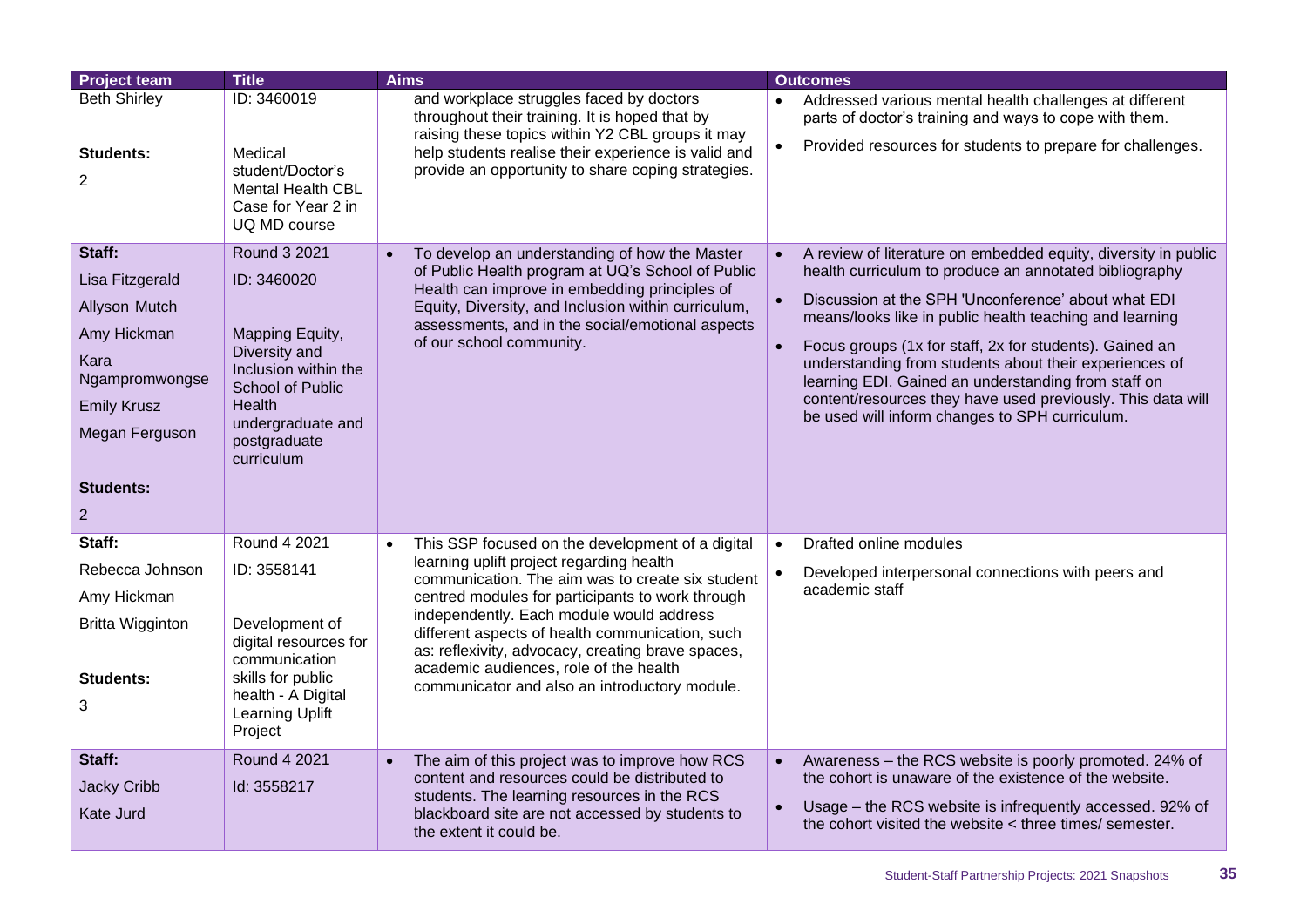| Project team | Title | Aims | Outcomes |
|---|---|---|---|
| Beth Shirley<br><br>**Students:**<br>2 | ID: 3460019<br><br>Medical student/Doctor's Mental Health CBL Case for Year 2 in UQ MD course | and workplace struggles faced by doctors throughout their training. It is hoped that by raising these topics within Y2 CBL groups it may help students realise their experience is valid and provide an opportunity to share coping strategies. | • Addressed various mental health challenges at different parts of doctor's training and ways to cope with them.<br>• Provided resources for students to prepare for challenges. |
| **Staff:**<br>Lisa Fitzgerald<br>Allyson Mutch<br>Amy Hickman<br>Kara Ngampromwongse<br>Emily Krusz<br>Megan Ferguson<br><br>**Students:**<br>2 | Round 3 2021<br>ID: 3460020<br><br>Mapping Equity, Diversity and Inclusion within the School of Public Health undergraduate and postgraduate curriculum | • To develop an understanding of how the Master of Public Health program at UQ's School of Public Health can improve in embedding principles of Equity, Diversity, and Inclusion within curriculum, assessments, and in the social/emotional aspects of our school community. | • A review of literature on embedded equity, diversity in public health curriculum to produce an annotated bibliography<br>• Discussion at the SPH 'Unconference' about what EDI means/looks like in public health teaching and learning<br>• Focus groups (1x for staff, 2x for students). Gained an understanding from students about their experiences of learning EDI. Gained an understanding from staff on content/resources they have used previously. This data will be used will inform changes to SPH curriculum. |
| **Staff:**<br>Rebecca Johnson<br>Amy Hickman<br>Britta Wigginton<br><br>**Students:**<br>3 | Round 4 2021<br>ID: 3558141<br><br>Development of digital resources for communication skills for public health - A Digital Learning Uplift Project | • This SSP focused on the development of a digital learning uplift project regarding health communication. The aim was to create six student centred modules for participants to work through independently. Each module would address different aspects of health communication, such as: reflexivity, advocacy, creating brave spaces, academic audiences, role of the health communicator and also an introductory module. | • Drafted online modules<br>• Developed interpersonal connections with peers and academic staff |
| **Staff:**<br>Jacky Cribb<br>Kate Jurd | Round 4 2021<br>Id: 3558217 | • The aim of this project was to improve how RCS content and resources could be distributed to students. The learning resources in the RCS blackboard site are not accessed by students to the extent it could be. | • Awareness – the RCS website is poorly promoted. 24% of the cohort is unaware of the existence of the website.<br>• Usage – the RCS website is infrequently accessed. 92% of the cohort visited the website < three times/ semester. |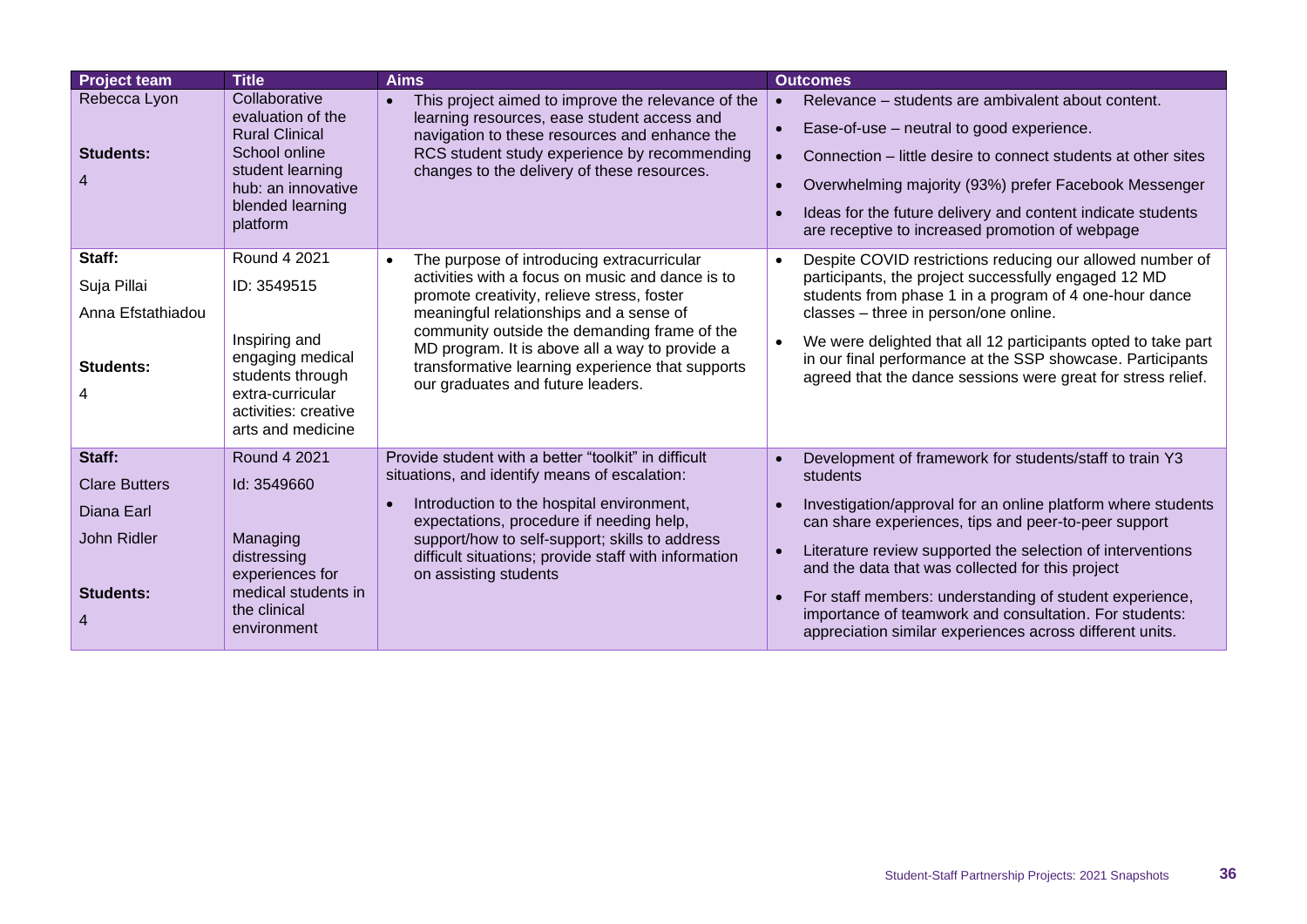| Project team | Title | Aims | Outcomes |
|---|---|---|---|
| Rebecca Lyon<br><br>**Students:**<br>4 | Collaborative evaluation of the Rural Clinical School online student learning hub: an innovative blended learning platform | • This project aimed to improve the relevance of the learning resources, ease student access and navigation to these resources and enhance the RCS student study experience by recommending changes to the delivery of these resources. | • Relevance – students are ambivalent about content.<br>• Ease-of-use – neutral to good experience.<br>• Connection – little desire to connect students at other sites<br>• Overwhelming majority (93%) prefer Facebook Messenger<br>• Ideas for the future delivery and content indicate students are receptive to increased promotion of webpage |
| **Staff:**<br>Suja Pillai<br>Anna Efstathiadou<br><br>**Students:**<br>4 | Round 4 2021<br>ID: 3549515<br><br>Inspiring and engaging medical students through extra-curricular activities: creative arts and medicine | • The purpose of introducing extracurricular activities with a focus on music and dance is to promote creativity, relieve stress, foster meaningful relationships and a sense of community outside the demanding frame of the MD program. It is above all a way to provide a transformative learning experience that supports our graduates and future leaders. | • Despite COVID restrictions reducing our allowed number of participants, the project successfully engaged 12 MD students from phase 1 in a program of 4 one-hour dance classes – three in person/one online.<br>• We were delighted that all 12 participants opted to take part in our final performance at the SSP showcase. Participants agreed that the dance sessions were great for stress relief. |
| **Staff:**<br>Clare Butters<br>Diana Earl<br>John Ridler<br><br>**Students:**<br>4 | Round 4 2021<br>Id: 3549660<br><br>Managing distressing experiences for medical students in the clinical environment | Provide student with a better "toolkit" in difficult situations, and identify means of escalation:<br>• Introduction to the hospital environment, expectations, procedure if needing help, support/how to self-support; skills to address difficult situations; provide staff with information on assisting students | • Development of framework for students/staff to train Y3 students<br>• Investigation/approval for an online platform where students can share experiences, tips and peer-to-peer support<br>• Literature review supported the selection of interventions and the data that was collected for this project<br>• For staff members: understanding of student experience, importance of teamwork and consultation. For students: appreciation similar experiences across different units. |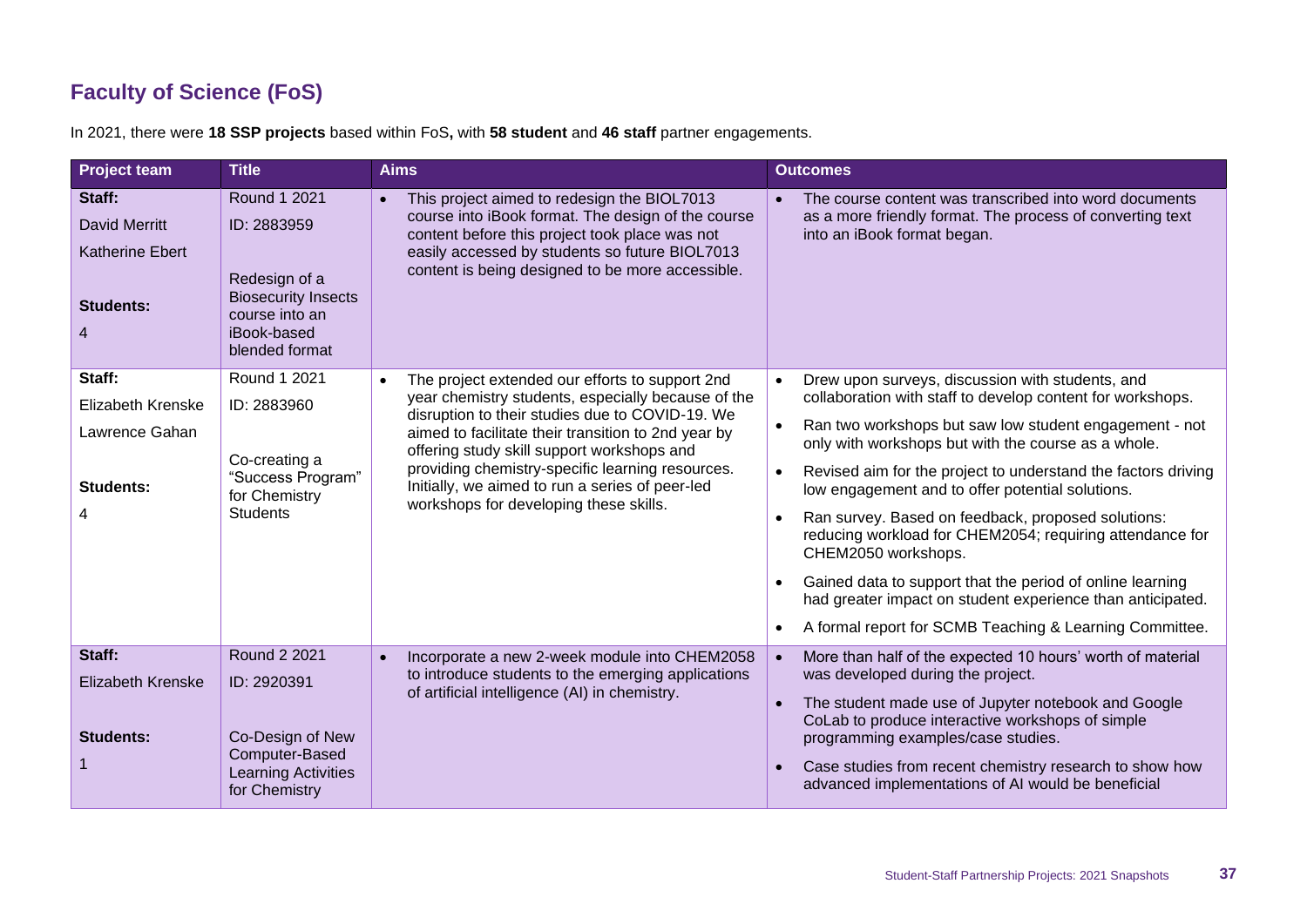## Faculty of Science (FoS)

In 2021, there were **18 SSP projects** based within FoS**,** with **58 student** and **46 staff** partner engagements.

| Project team | Title | Aims | Outcomes |
|---|---|---|---|
| **Staff:**<br>David Merritt<br>Katherine Ebert<br><br>**Students:**<br>4 | Round 1 2021<br>ID: 2883959<br><br>Redesign of a Biosecurity Insects course into an iBook-based blended format | • This project aimed to redesign the BIOL7013 course into iBook format. The design of the course content before this project took place was not easily accessed by students so future BIOL7013 content is being designed to be more accessible. | • The course content was transcribed into word documents as a more friendly format. The process of converting text into an iBook format began. |
| **Staff:**<br>Elizabeth Krenske<br>Lawrence Gahan<br><br>**Students:**<br>4 | Round 1 2021<br>ID: 2883960<br><br>Co-creating a "Success Program" for Chemistry Students | • The project extended our efforts to support 2nd year chemistry students, especially because of the disruption to their studies due to COVID-19. We aimed to facilitate their transition to 2nd year by offering study skill support workshops and providing chemistry-specific learning resources. Initially, we aimed to run a series of peer-led workshops for developing these skills. | • Drew upon surveys, discussion with students, and collaboration with staff to develop content for workshops.<br>• Ran two workshops but saw low student engagement - not only with workshops but with the course as a whole.<br>• Revised aim for the project to understand the factors driving low engagement and to offer potential solutions.<br>• Ran survey. Based on feedback, proposed solutions: reducing workload for CHEM2054; requiring attendance for CHEM2050 workshops.<br>• Gained data to support that the period of online learning had greater impact on student experience than anticipated.<br>• A formal report for SCMB Teaching & Learning Committee. |
| **Staff:**<br>Elizabeth Krenske<br><br>**Students:**<br>1 | Round 2 2021<br>ID: 2920391<br><br>Co-Design of New Computer-Based Learning Activities for Chemistry | • Incorporate a new 2-week module into CHEM2058 to introduce students to the emerging applications of artificial intelligence (AI) in chemistry. | • More than half of the expected 10 hours' worth of material was developed during the project.<br>• The student made use of Jupyter notebook and Google CoLab to produce interactive workshops of simple programming examples/case studies.<br>• Case studies from recent chemistry research to show how advanced implementations of AI would be beneficial |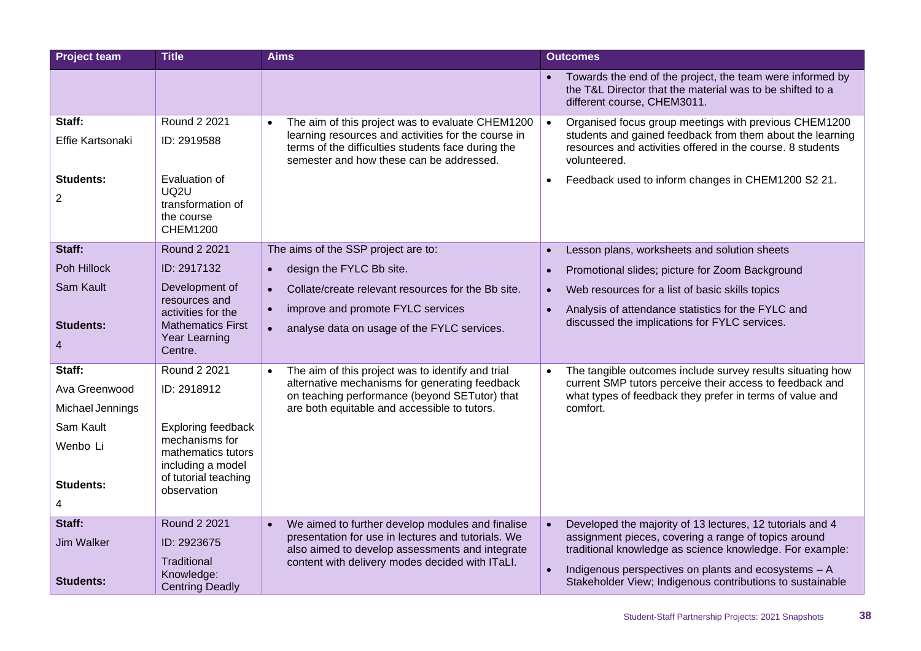| Project team | Title | Aims | Outcomes |
| --- | --- | --- | --- |
| | | | • Towards the end of the project, the team were informed by the T&L Director that the material was to be shifted to a different course, CHEM3011. |
| **Staff:**<br>Effie Kartsonaki<br><br>**Students:**<br>2 | Round 2 2021<br>ID: 2919588<br><br>Evaluation of UQ2U transformation of the course CHEM1200 | • The aim of this project was to evaluate CHEM1200 learning resources and activities for the course in terms of the difficulties students face during the semester and how these can be addressed. | • Organised focus group meetings with previous CHEM1200 students and gained feedback from them about the learning resources and activities offered in the course. 8 students volunteered.<br>• Feedback used to inform changes in CHEM1200 S2 21. |
| **Staff:**<br>Poh Hillock<br>Sam Kault<br><br>**Students:**<br>4 | Round 2 2021<br>ID: 2917132<br>Development of resources and activities for the Mathematics First Year Learning Centre. | The aims of the SSP project are to:<br>• design the FYLC Bb site.<br>• Collate/create relevant resources for the Bb site.<br>• improve and promote FYLC services<br>• analyse data on usage of the FYLC services. | • Lesson plans, worksheets and solution sheets<br>• Promotional slides; picture for Zoom Background<br>• Web resources for a list of basic skills topics<br>• Analysis of attendance statistics for the FYLC and discussed the implications for FYLC services. |
| **Staff:**<br>Ava Greenwood<br>Michael Jennings<br>Sam Kault<br>Wenbo Li<br><br>**Students:**<br>4 | Round 2 2021<br>ID: 2918912<br><br>Exploring feedback mechanisms for mathematics tutors including a model of tutorial teaching observation | • The aim of this project was to identify and trial alternative mechanisms for generating feedback on teaching performance (beyond SETutor) that are both equitable and accessible to tutors. | • The tangible outcomes include survey results situating how current SMP tutors perceive their access to feedback and what types of feedback they prefer in terms of value and comfort. |
| **Staff:**<br>Jim Walker<br><br>**Students:** | Round 2 2021<br>ID: 2923675<br>Traditional Knowledge: Centring Deadly | • We aimed to further develop modules and finalise presentation for use in lectures and tutorials. We also aimed to develop assessments and integrate content with delivery modes decided with ITaLI. | • Developed the majority of 13 lectures, 12 tutorials and 4 assignment pieces, covering a range of topics around traditional knowledge as science knowledge. For example:<br>• Indigenous perspectives on plants and ecosystems – A Stakeholder View; Indigenous contributions to sustainable |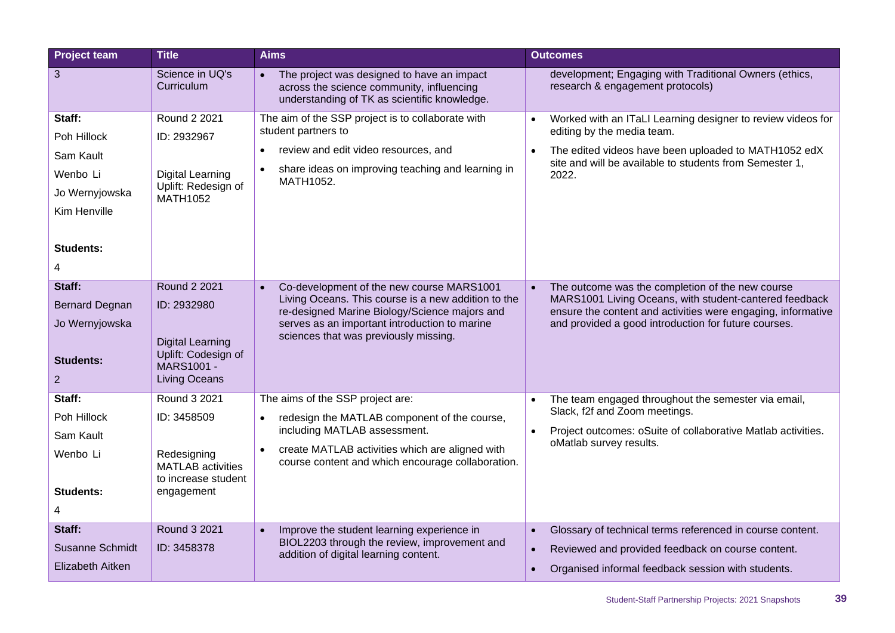| Project team | Title | Aims | Outcomes |
|---|---|---|---|
| 3 | Science in UQ's Curriculum | • The project was designed to have an impact across the science community, influencing understanding of TK as scientific knowledge. | development; Engaging with Traditional Owners (ethics, research & engagement protocols) |
| **Staff:** Poh Hillock, Sam Kault, Wenbo Li, Jo Wernyjowska, Kim Henville **Students:** 4 | Round 2 2021 ID: 2932967 Digital Learning Uplift: Redesign of MATH1052 | The aim of the SSP project is to collaborate with student partners to • review and edit video resources, and • share ideas on improving teaching and learning in MATH1052. | • Worked with an ITaLI Learning designer to review videos for editing by the media team. • The edited videos have been uploaded to MATH1052 edX site and will be available to students from Semester 1, 2022. |
| **Staff:** Bernard Degnan, Jo Wernyjowska **Students:** 2 | Round 2 2021 ID: 2932980 Digital Learning Uplift: Codesign of MARS1001 - Living Oceans | • Co-development of the new course MARS1001 Living Oceans. This course is a new addition to the re-designed Marine Biology/Science majors and serves as an important introduction to marine sciences that was previously missing. | • The outcome was the completion of the new course MARS1001 Living Oceans, with student-cantered feedback ensure the content and activities were engaging, informative and provided a good introduction for future courses. |
| **Staff:** Poh Hillock, Sam Kault, Wenbo Li **Students:** 4 | Round 3 2021 ID: 3458509 Redesigning MATLAB activities to increase student engagement | The aims of the SSP project are: • redesign the MATLAB component of the course, including MATLAB assessment. • create MATLAB activities which are aligned with course content and which encourage collaboration. | • The team engaged throughout the semester via email, Slack, f2f and Zoom meetings. • Project outcomes: oSuite of collaborative Matlab activities. oMatlab survey results. |
| **Staff:** Susanne Schmidt, Elizabeth Aitken | Round 3 2021 ID: 3458378 | • Improve the student learning experience in BIOL2203 through the review, improvement and addition of digital learning content. | • Glossary of technical terms referenced in course content. • Reviewed and provided feedback on course content. • Organised informal feedback session with students. |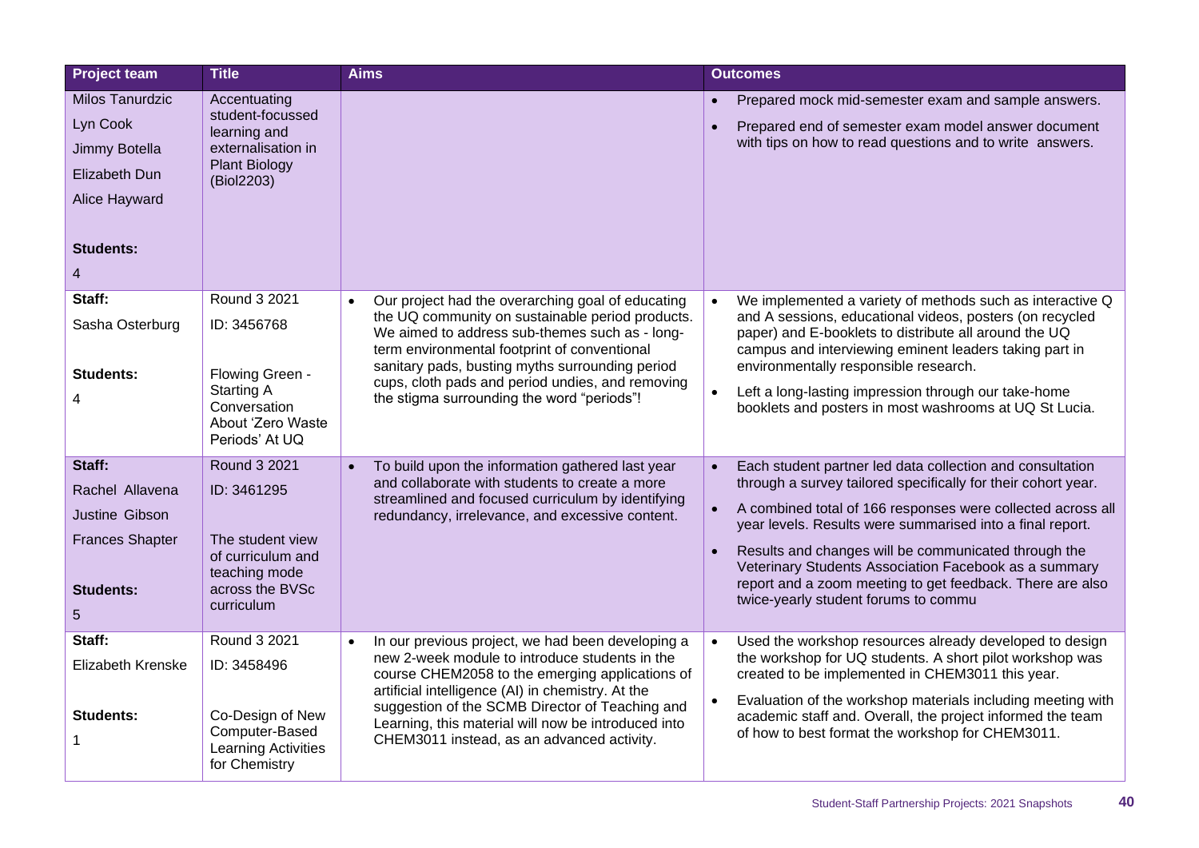| Project team | Title | Aims | Outcomes |
|---|---|---|---|
| Milos Tanurdzic<br>Lyn Cook<br>Jimmy Botella<br>Elizabeth Dun<br>Alice Hayward<br><br>**Students:**<br>4 | Accentuating student-focussed learning and externalisation in Plant Biology (Biol2203) | | • Prepared mock mid-semester exam and sample answers.<br>• Prepared end of semester exam model answer document with tips on how to read questions and to write answers. |
| **Staff:**<br>Sasha Osterburg<br><br>**Students:**<br>4 | Round 3 2021<br>ID: 3456768<br><br>Flowing Green - Starting A Conversation About 'Zero Waste Periods' At UQ | • Our project had the overarching goal of educating the UQ community on sustainable period products. We aimed to address sub-themes such as - long-term environmental footprint of conventional sanitary pads, busting myths surrounding period cups, cloth pads and period undies, and removing the stigma surrounding the word "periods"! | • We implemented a variety of methods such as interactive Q and A sessions, educational videos, posters (on recycled paper) and E-booklets to distribute all around the UQ campus and interviewing eminent leaders taking part in environmentally responsible research.<br>• Left a long-lasting impression through our take-home booklets and posters in most washrooms at UQ St Lucia. |
| **Staff:**<br>Rachel Allavena<br>Justine Gibson<br>Frances Shapter<br><br>**Students:**<br>5 | Round 3 2021<br>ID: 3461295<br><br>The student view of curriculum and teaching mode across the BVSc curriculum | • To build upon the information gathered last year and collaborate with students to create a more streamlined and focused curriculum by identifying redundancy, irrelevance, and excessive content. | • Each student partner led data collection and consultation through a survey tailored specifically for their cohort year.<br>• A combined total of 166 responses were collected across all year levels. Results were summarised into a final report.<br>• Results and changes will be communicated through the Veterinary Students Association Facebook as a summary report and a zoom meeting to get feedback. There are also twice-yearly student forums to commu |
| **Staff:**<br>Elizabeth Krenske<br><br>**Students:**<br>1 | Round 3 2021<br>ID: 3458496<br><br>Co-Design of New Computer-Based Learning Activities for Chemistry | • In our previous project, we had been developing a new 2-week module to introduce students in the course CHEM2058 to the emerging applications of artificial intelligence (AI) in chemistry. At the suggestion of the SCMB Director of Teaching and Learning, this material will now be introduced into CHEM3011 instead, as an advanced activity. | • Used the workshop resources already developed to design the workshop for UQ students. A short pilot workshop was created to be implemented in CHEM3011 this year.<br>• Evaluation of the workshop materials including meeting with academic staff and. Overall, the project informed the team of how to best format the workshop for CHEM3011. |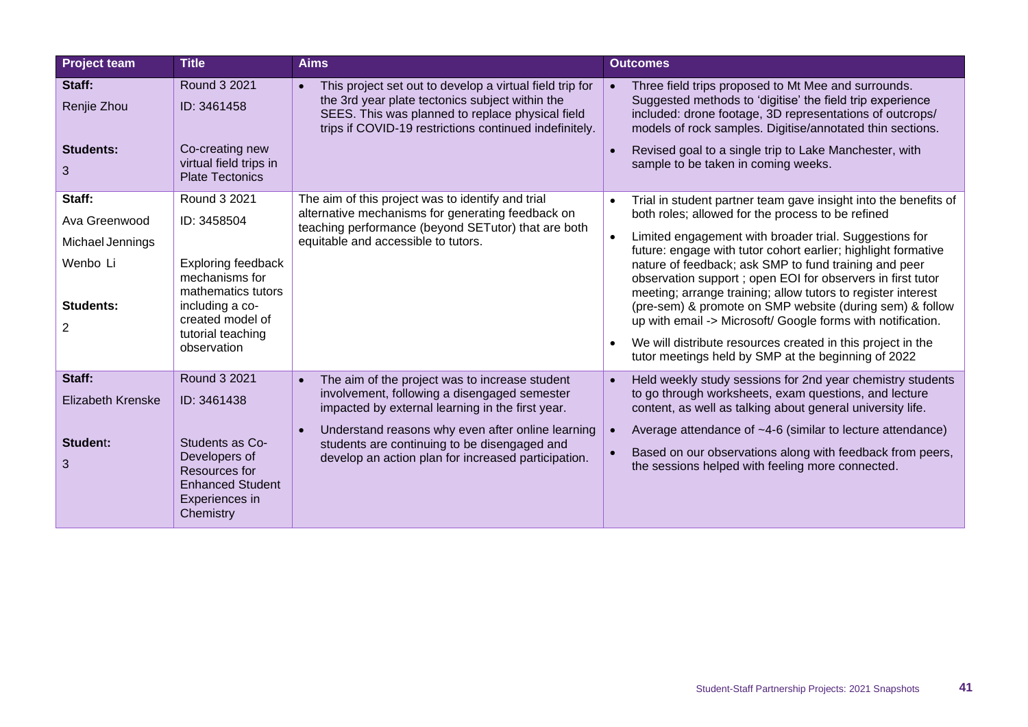| Project team | Title | Aims | Outcomes |
|---|---|---|---|
| **Staff:**<br>Renjie Zhou<br><br>**Students:**<br>3 | Round 3 2021<br>ID: 3461458<br><br>Co-creating new virtual field trips in Plate Tectonics | • This project set out to develop a virtual field trip for the 3rd year plate tectonics subject within the SEES. This was planned to replace physical field trips if COVID-19 restrictions continued indefinitely. | • Three field trips proposed to Mt Mee and surrounds. Suggested methods to 'digitise' the field trip experience included: drone footage, 3D representations of outcrops/ models of rock samples. Digitise/annotated thin sections.<br>• Revised goal to a single trip to Lake Manchester, with sample to be taken in coming weeks. |
| **Staff:**<br>Ava Greenwood<br>Michael Jennings<br>Wenbo Li<br><br>**Students:**<br>2 | Round 3 2021<br>ID: 3458504<br><br>Exploring feedback mechanisms for mathematics tutors including a co-created model of tutorial teaching observation | The aim of this project was to identify and trial alternative mechanisms for generating feedback on teaching performance (beyond SETutor) that are both equitable and accessible to tutors. | • Trial in student partner team gave insight into the benefits of both roles; allowed for the process to be refined<br>• Limited engagement with broader trial. Suggestions for future: engage with tutor cohort earlier; highlight formative nature of feedback; ask SMP to fund training and peer observation support ; open EOI for observers in first tutor meeting; arrange training; allow tutors to register interest (pre-sem) & promote on SMP website (during sem) & follow up with email -> Microsoft/ Google forms with notification.<br>• We will distribute resources created in this project in the tutor meetings held by SMP at the beginning of 2022 |
| **Staff:**<br>Elizabeth Krenske<br><br>**Student:**<br>3 | Round 3 2021<br>ID: 3461438<br><br>Students as Co-Developers of Resources for Enhanced Student Experiences in Chemistry | • The aim of the project was to increase student involvement, following a disengaged semester impacted by external learning in the first year.<br>• Understand reasons why even after online learning students are continuing to be disengaged and develop an action plan for increased participation. | • Held weekly study sessions for 2nd year chemistry students to go through worksheets, exam questions, and lecture content, as well as talking about general university life.<br>• Average attendance of ~4-6 (similar to lecture attendance)<br>• Based on our observations along with feedback from peers, the sessions helped with feeling more connected. |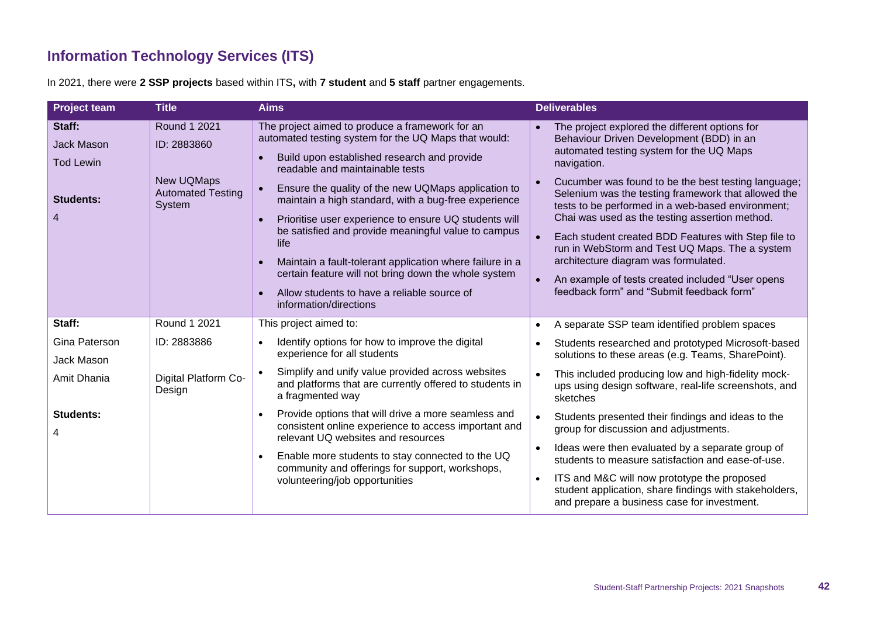## Information Technology Services (ITS)

In 2021, there were **2 SSP projects** based within ITS**,** with **7 student** and **5 staff** partner engagements.

| Project team | Title | Aims | Deliverables |
|---|---|---|---|
| **Staff:**<br>Jack Mason<br>Tod Lewin<br><br>**Students:**<br>4 | Round 1 2021<br>ID: 2883860<br><br>New UQMaps Automated Testing System | The project aimed to produce a framework for an automated testing system for the UQ Maps that would:<br>• Build upon established research and provide readable and maintainable tests<br>• Ensure the quality of the new UQMaps application to maintain a high standard, with a bug-free experience<br>• Prioritise user experience to ensure UQ students will be satisfied and provide meaningful value to campus life<br>• Maintain a fault-tolerant application where failure in a certain feature will not bring down the whole system<br>• Allow students to have a reliable source of information/directions | • The project explored the different options for Behaviour Driven Development (BDD) in an automated testing system for the UQ Maps navigation.<br>• Cucumber was found to be the best testing language; Selenium was the testing framework that allowed the tests to be performed in a web-based environment; Chai was used as the testing assertion method.<br>• Each student created BDD Features with Step file to run in WebStorm and Test UQ Maps. The a system architecture diagram was formulated.<br>• An example of tests created included "User opens feedback form" and "Submit feedback form" |
| **Staff:**<br>Gina Paterson<br>Jack Mason<br>Amit Dhania<br><br>**Students:**<br>4 | Round 1 2021<br>ID: 2883886<br><br>Digital Platform Co-Design | This project aimed to:<br>• Identify options for how to improve the digital experience for all students<br>• Simplify and unify value provided across websites and platforms that are currently offered to students in a fragmented way<br>• Provide options that will drive a more seamless and consistent online experience to access important and relevant UQ websites and resources<br>• Enable more students to stay connected to the UQ community and offerings for support, workshops, volunteering/job opportunities | • A separate SSP team identified problem spaces<br>• Students researched and prototyped Microsoft-based solutions to these areas (e.g. Teams, SharePoint).<br>• This included producing low and high-fidelity mock-ups using design software, real-life screenshots, and sketches<br>• Students presented their findings and ideas to the group for discussion and adjustments.<br>• Ideas were then evaluated by a separate group of students to measure satisfaction and ease-of-use.<br>• ITS and M&C will now prototype the proposed student application, share findings with stakeholders, and prepare a business case for investment. |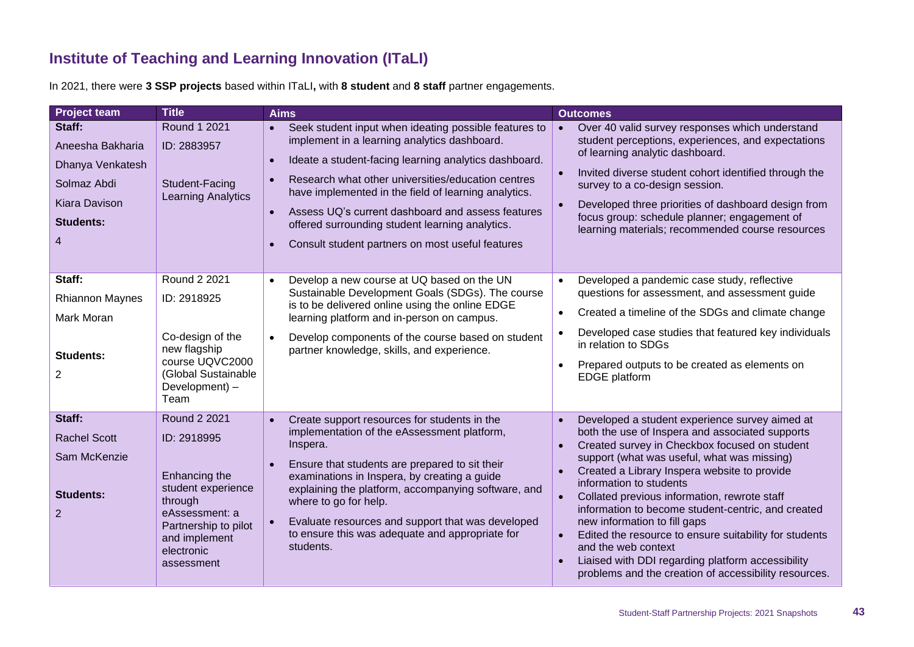## Institute of Teaching and Learning Innovation (ITaLI)

In 2021, there were **3 SSP projects** based within ITaLI**,** with **8 student** and **8 staff** partner engagements.

| Project team | Title | Aims | Outcomes |
|---|---|---|---|
| **Staff:**<br>Aneesha Bakharia<br>Dhanya Venkatesh<br>Solmaz Abdi<br>Kiara Davison<br>**Students:**<br>4 | Round 1 2021<br>ID: 2883957<br><br>Student-Facing Learning Analytics | • Seek student input when ideating possible features to implement in a learning analytics dashboard.<br>• Ideate a student-facing learning analytics dashboard.<br>• Research what other universities/education centres have implemented in the field of learning analytics.<br>• Assess UQ's current dashboard and assess features offered surrounding student learning analytics.<br>• Consult student partners on most useful features | • Over 40 valid survey responses which understand student perceptions, experiences, and expectations of learning analytic dashboard.<br>• Invited diverse student cohort identified through the survey to a co-design session.<br>• Developed three priorities of dashboard design from focus group: schedule planner; engagement of learning materials; recommended course resources |
| **Staff:**<br>Rhiannon Maynes<br>Mark Moran<br><br>**Students:**<br>2 | Round 2 2021<br>ID: 2918925<br><br>Co-design of the new flagship course UQVC2000 (Global Sustainable Development) – Team | • Develop a new course at UQ based on the UN Sustainable Development Goals (SDGs). The course is to be delivered online using the online EDGE learning platform and in-person on campus.<br>• Develop components of the course based on student partner knowledge, skills, and experience. | • Developed a pandemic case study, reflective questions for assessment, and assessment guide<br>• Created a timeline of the SDGs and climate change<br>• Developed case studies that featured key individuals in relation to SDGs<br>• Prepared outputs to be created as elements on EDGE platform |
| **Staff:**<br>Rachel Scott<br>Sam McKenzie<br><br>**Students:**<br>2 | Round 2 2021<br>ID: 2918995<br><br>Enhancing the student experience through eAssessment: a Partnership to pilot and implement electronic assessment | • Create support resources for students in the implementation of the eAssessment platform, Inspera.<br>• Ensure that students are prepared to sit their examinations in Inspera, by creating a guide explaining the platform, accompanying software, and where to go for help.<br>• Evaluate resources and support that was developed to ensure this was adequate and appropriate for students. | • Developed a student experience survey aimed at both the use of Inspera and associated supports<br>• Created survey in Checkbox focused on student support (what was useful, what was missing)<br>• Created a Library Inspera website to provide information to students<br>• Collated previous information, rewrote staff information to become student-centric, and created new information to fill gaps<br>• Edited the resource to ensure suitability for students and the web context<br>• Liaised with DDI regarding platform accessibility problems and the creation of accessibility resources. |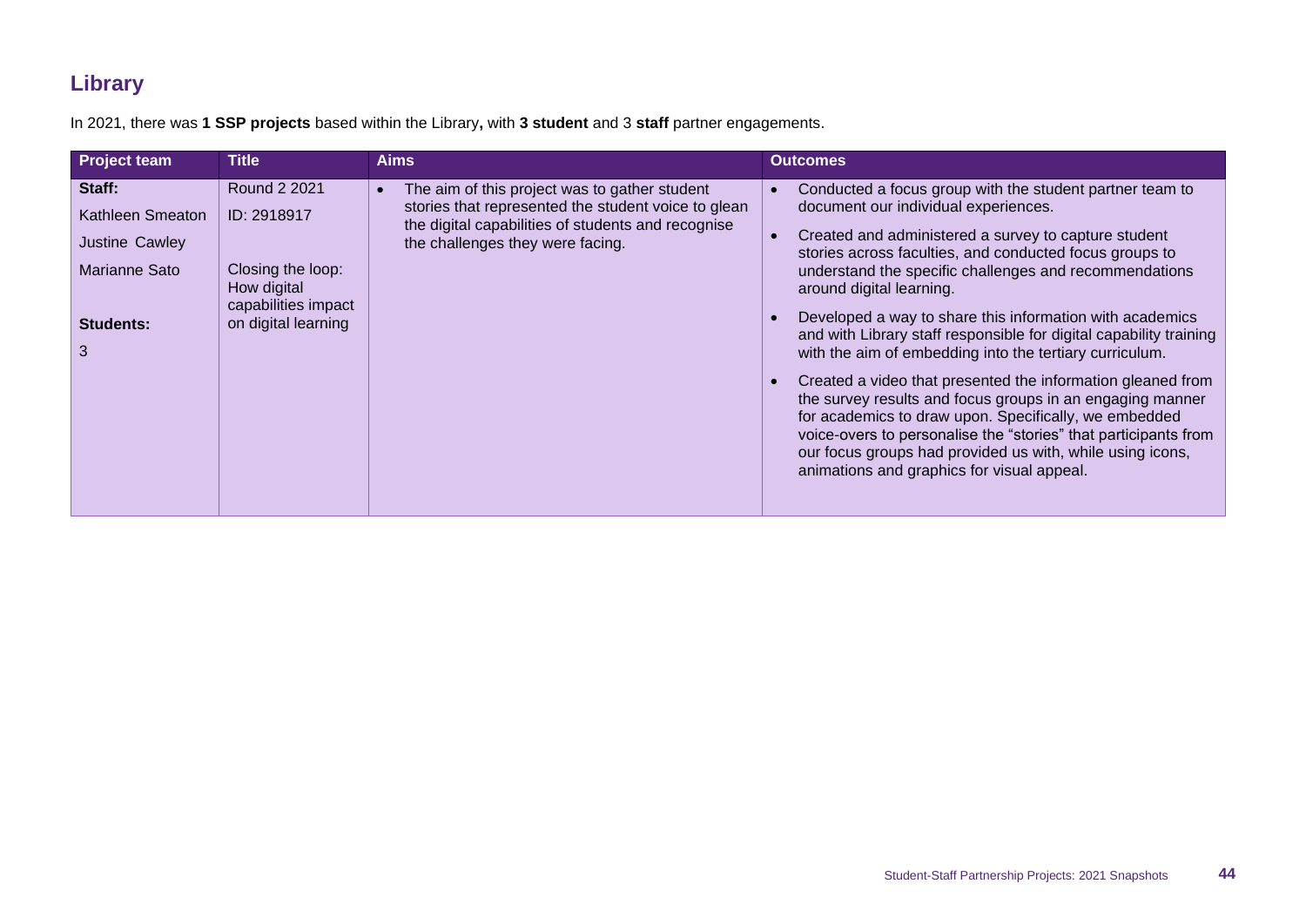## Library

In 2021, there was **1 SSP projects** based within the Library**,** with **3 student** and 3 **staff** partner engagements.

| Project team | Title | Aims | Outcomes |
|---|---|---|---|
| **Staff:**<br>Kathleen Smeaton<br>Justine Cawley<br>Marianne Sato<br><br>**Students:**<br>3 | Round 2 2021<br>ID: 2918917<br><br>Closing the loop: How digital capabilities impact on digital learning | • The aim of this project was to gather student stories that represented the student voice to glean the digital capabilities of students and recognise the challenges they were facing. | • Conducted a focus group with the student partner team to document our individual experiences.<br>• Created and administered a survey to capture student stories across faculties, and conducted focus groups to understand the specific challenges and recommendations around digital learning.<br>• Developed a way to share this information with academics and with Library staff responsible for digital capability training with the aim of embedding into the tertiary curriculum.<br>• Created a video that presented the information gleaned from the survey results and focus groups in an engaging manner for academics to draw upon. Specifically, we embedded voice-overs to personalise the "stories" that participants from our focus groups had provided us with, while using icons, animations and graphics for visual appeal. |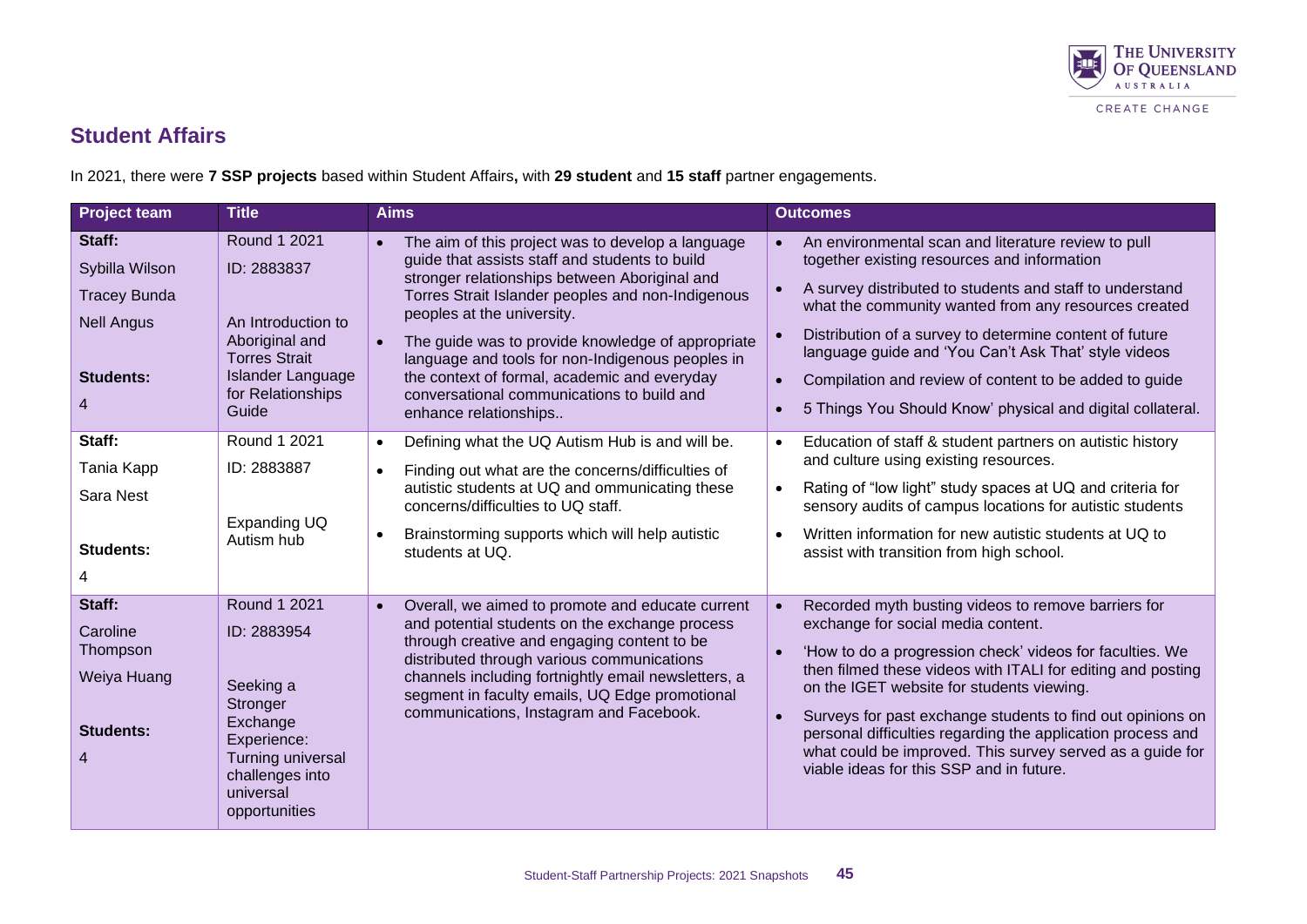## Student Affairs

In 2021, there were **7 SSP projects** based within Student Affairs**,** with **29 student** and **15 staff** partner engagements.

| Project team | Title | Aims | Outcomes |
|---|---|---|---|
| **Staff:**<br>Sybilla Wilson<br>Tracey Bunda<br>Nell Angus<br><br>**Students:**<br>4 | Round 1 2021<br>ID: 2883837<br><br>An Introduction to Aboriginal and Torres Strait Islander Language for Relationships Guide | • The aim of this project was to develop a language guide that assists staff and students to build stronger relationships between Aboriginal and Torres Strait Islander peoples and non-Indigenous peoples at the university.<br>• The guide was to provide knowledge of appropriate language and tools for non-Indigenous peoples in the context of formal, academic and everyday conversational communications to build and enhance relationships.. | • An environmental scan and literature review to pull together existing resources and information<br>• A survey distributed to students and staff to understand what the community wanted from any resources created<br>• Distribution of a survey to determine content of future language guide and 'You Can't Ask That' style videos<br>• Compilation and review of content to be added to guide<br>• 5 Things You Should Know' physical and digital collateral. |
| **Staff:**<br>Tania Kapp<br>Sara Nest<br><br>**Students:**<br>4 | Round 1 2021<br>ID: 2883887<br><br>Expanding UQ Autism hub | • Defining what the UQ Autism Hub is and will be.<br>• Finding out what are the concerns/difficulties of autistic students at UQ and ommunicating these concerns/difficulties to UQ staff.<br>• Brainstorming supports which will help autistic students at UQ. | • Education of staff & student partners on autistic history and culture using existing resources.<br>• Rating of "low light" study spaces at UQ and criteria for sensory audits of campus locations for autistic students<br>• Written information for new autistic students at UQ to assist with transition from high school. |
| **Staff:**<br>Caroline Thompson<br>Weiya Huang<br><br>**Students:**<br>4 | Round 1 2021<br>ID: 2883954<br><br>Seeking a Stronger Exchange Experience: Turning universal challenges into universal opportunities | • Overall, we aimed to promote and educate current and potential students on the exchange process through creative and engaging content to be distributed through various communications channels including fortnightly email newsletters, a segment in faculty emails, UQ Edge promotional communications, Instagram and Facebook. | • Recorded myth busting videos to remove barriers for exchange for social media content.<br>• 'How to do a progression check' videos for faculties. We then filmed these videos with ITALI for editing and posting on the IGET website for students viewing.<br>• Surveys for past exchange students to find out opinions on personal difficulties regarding the application process and what could be improved. This survey served as a guide for viable ideas for this SSP and in future. |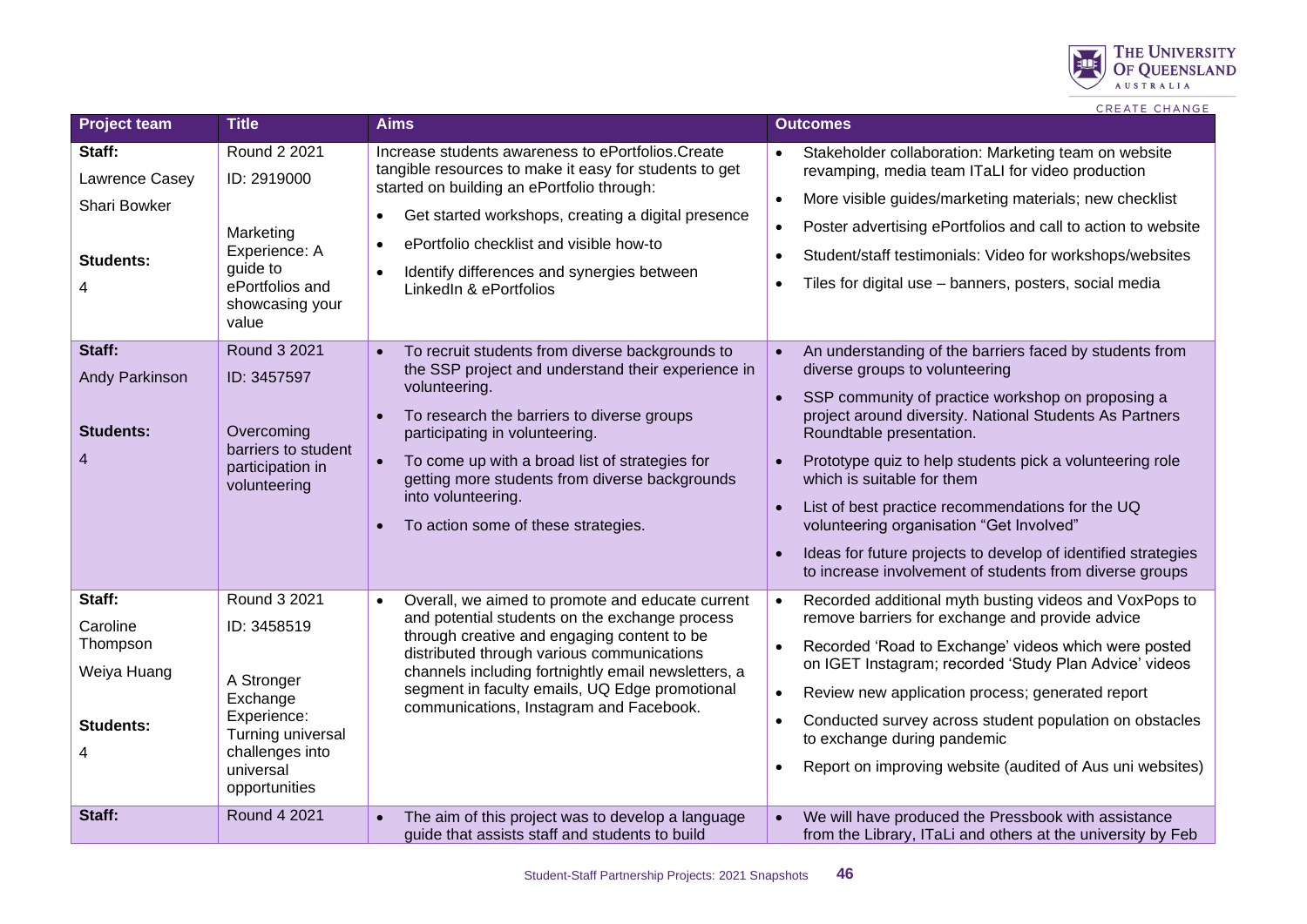| Project team | Title | Aims | Outcomes |
|---|---|---|---|
| **Staff:**<br>Lawrence Casey<br>Shari Bowker<br><br>**Students:**<br>4 | Round 2 2021<br>ID: 2919000<br><br>Marketing Experience: A guide to ePortfolios and showcasing your value | Increase students awareness to ePortfolios.Create tangible resources to make it easy for students to get started on building an ePortfolio through:<br>• Get started workshops, creating a digital presence<br>• ePortfolio checklist and visible how-to<br>• Identify differences and synergies between LinkedIn & ePortfolios | • Stakeholder collaboration: Marketing team on website revamping, media team ITaLI for video production<br>• More visible guides/marketing materials; new checklist<br>• Poster advertising ePortfolios and call to action to website<br>• Student/staff testimonials: Video for workshops/websites<br>• Tiles for digital use – banners, posters, social media |
| **Staff:**<br>Andy Parkinson<br><br>**Students:**<br>4 | Round 3 2021<br>ID: 3457597<br><br>Overcoming barriers to student participation in volunteering | • To recruit students from diverse backgrounds to the SSP project and understand their experience in volunteering.<br>• To research the barriers to diverse groups participating in volunteering.<br>• To come up with a broad list of strategies for getting more students from diverse backgrounds into volunteering.<br>• To action some of these strategies. | • An understanding of the barriers faced by students from diverse groups to volunteering<br>• SSP community of practice workshop on proposing a project around diversity. National Students As Partners Roundtable presentation.<br>• Prototype quiz to help students pick a volunteering role which is suitable for them<br>• List of best practice recommendations for the UQ volunteering organisation "Get Involved"<br>• Ideas for future projects to develop of identified strategies to increase involvement of students from diverse groups |
| **Staff:**<br>Caroline Thompson<br>Weiya Huang<br><br>**Students:**<br>4 | Round 3 2021<br>ID: 3458519<br><br>A Stronger Exchange Experience: Turning universal challenges into universal opportunities | • Overall, we aimed to promote and educate current and potential students on the exchange process through creative and engaging content to be distributed through various communications channels including fortnightly email newsletters, a segment in faculty emails, UQ Edge promotional communications, Instagram and Facebook. | • Recorded additional myth busting videos and VoxPops to remove barriers for exchange and provide advice<br>• Recorded 'Road to Exchange' videos which were posted on IGET Instagram; recorded 'Study Plan Advice' videos<br>• Review new application process; generated report<br>• Conducted survey across student population on obstacles to exchange during pandemic<br>• Report on improving website (audited of Aus uni websites) |
| **Staff:** | Round 4 2021 | • The aim of this project was to develop a language guide that assists staff and students to build | • We will have produced the Pressbook with assistance from the Library, ITaLi and others at the university by Feb |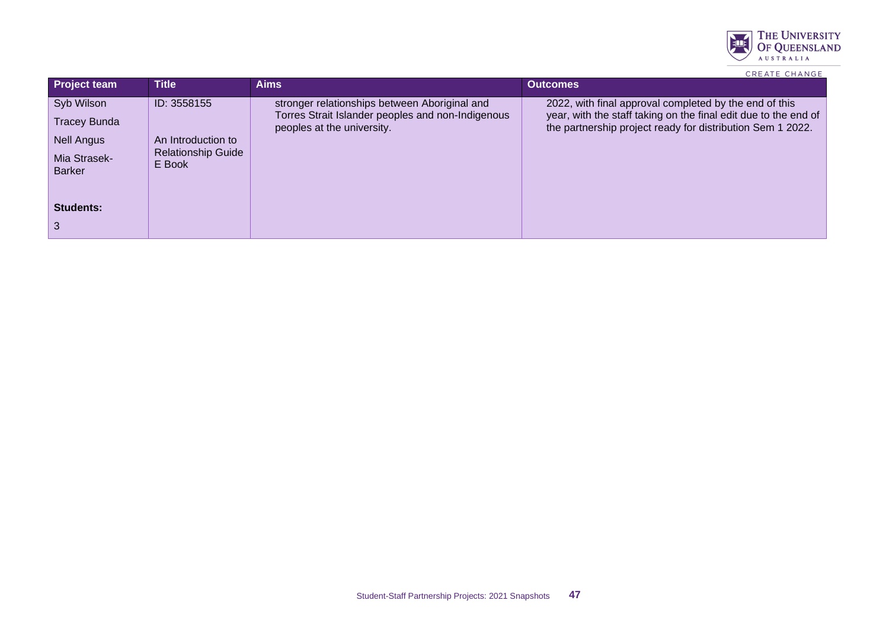| Project team | Title | Aims | Outcomes |
| --- | --- | --- | --- |
| Syb Wilson<br>Tracey Bunda<br>Nell Angus<br>Mia Strasek-Barker<br><br>**Students:**<br>3 | ID: 3558155<br><br>An Introduction to Relationship Guide E Book | stronger relationships between Aboriginal and Torres Strait Islander peoples and non-Indigenous peoples at the university. | 2022, with final approval completed by the end of this year, with the staff taking on the final edit due to the end of the partnership project ready for distribution Sem 1 2022. |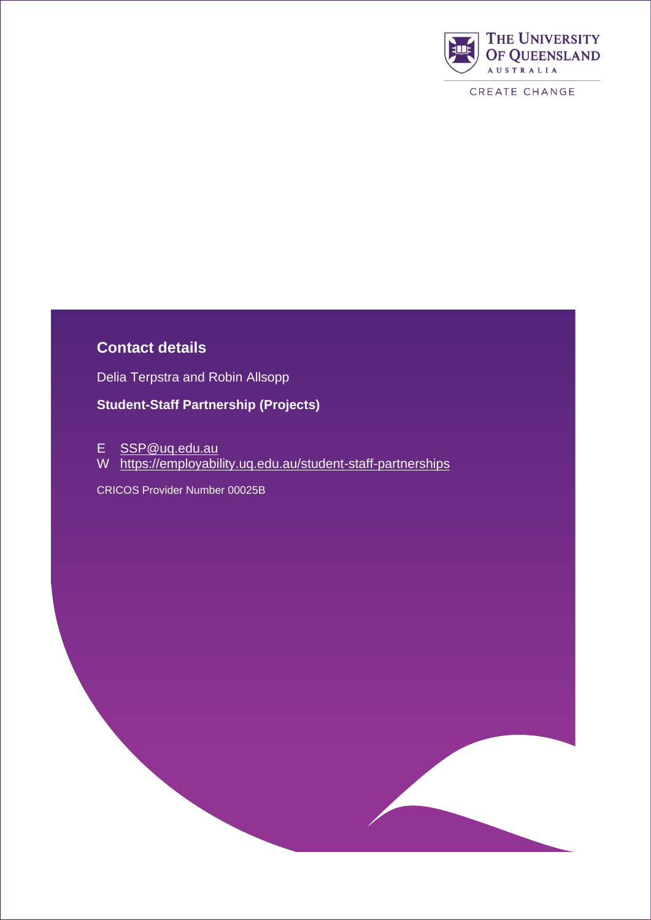## Contact details

Delia Terpstra and Robin Allsopp

**Student-Staff Partnership (Projects)**

E SSP@uq.edu.au
W https://employability.uq.edu.au/student-staff-partnerships

CRICOS Provider Number 00025B